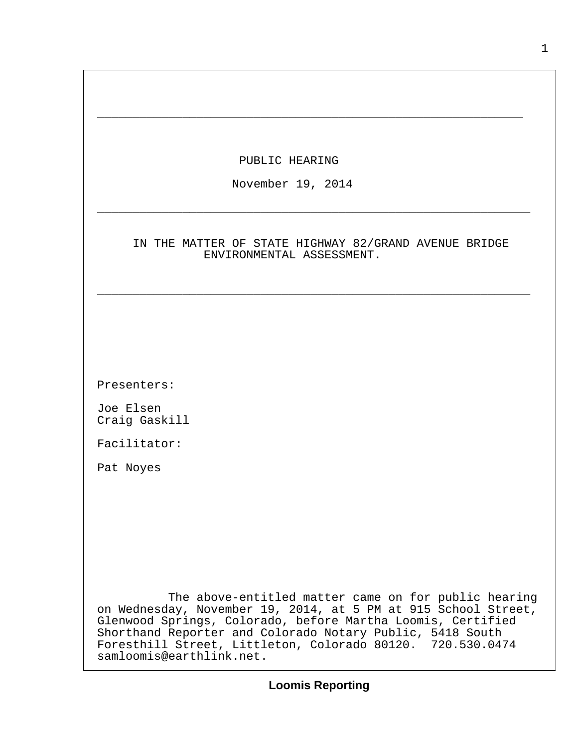# PUBLIC HEARING

November 19, 2014

---

IN THE MATTER OF STATE HIGHWAY 82/GRAND AVENUE BRIDGE ENVIRONMENTAL ASSESSMENT.

---

Presenters:

Joe Elsen
Craig Gaskill

Facilitator:

Pat Noyes

The above-entitled matter came on for public hearing on Wednesday, November 19, 2014, at 5 PM at 915 School Street, Glenwood Springs, Colorado, before Martha Loomis, Certified Shorthand Reporter and Colorado Notary Public, 5418 South Foresthill Street, Littleton, Colorado 80120. 720.530.0474 samloomis@earthlink.net.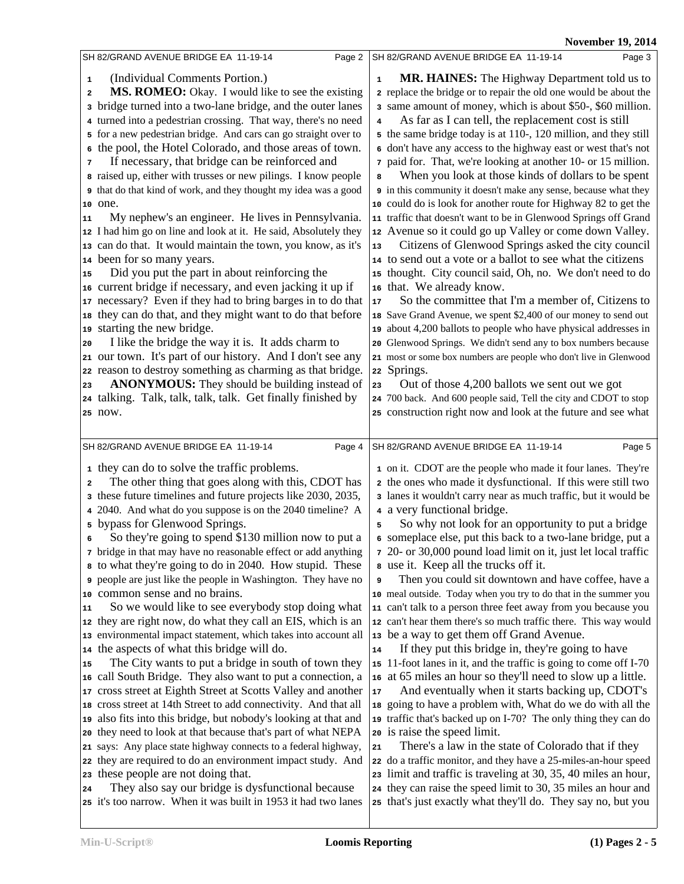(Individual Comments Portion.)

**MS. ROMEO:** Okay. I would like to see the existing bridge turned into a two-lane bridge, and the outer lanes turned into a pedestrian crossing. That way, there's no need for a new pedestrian bridge. And cars can go straight over to the pool, the Hotel Colorado, and those areas of town.

If necessary, that bridge can be reinforced and raised up, either with trusses or new pilings. I know people that do that kind of work, and they thought my idea was a good one.

My nephew's an engineer. He lives in Pennsylvania. I had him go on line and look at it. He said, Absolutely they can do that. It would maintain the town, you know, as it's been for so many years.

Did you put the part in about reinforcing the current bridge if necessary, and even jacking it up if necessary? Even if they had to bring barges in to do that they can do that, and they might want to do that before starting the new bridge.

I like the bridge the way it is. It adds charm to our town. It's part of our history. And I don't see any reason to destroy something as charming as that bridge.

**ANONYMOUS:** They should be building instead of talking. Talk, talk, talk, talk. Get finally finished by now.

**MR. HAINES:** The Highway Department told us to replace the bridge or to repair the old one would be about the same amount of money, which is about $50-, $60 million.

As far as I can tell, the replacement cost is still the same bridge today is at 110-, 120 million, and they still don't have any access to the highway east or west that's not paid for. That, we're looking at another 10- or 15 million.

When you look at those kinds of dollars to be spent in this community it doesn't make any sense, because what they could do is look for another route for Highway 82 to get the traffic that doesn't want to be in Glenwood Springs off Grand Avenue so it could go up Valley or come down Valley.

Citizens of Glenwood Springs asked the city council to send out a vote or a ballot to see what the citizens thought. City council said, Oh, no. We don't need to do that. We already know.

So the committee that I'm a member of, Citizens to Save Grand Avenue, we spent $2,400 of our money to send out about 4,200 ballots to people who have physical addresses in Glenwood Springs. We didn't send any to box numbers because most or some box numbers are people who don't live in Glenwood Springs.

Out of those 4,200 ballots we sent out we got 700 back. And 600 people said, Tell the city and CDOT to stop construction right now and look at the future and see what they can do to solve the traffic problems.

The other thing that goes along with this, CDOT has these future timelines and future projects like 2030, 2035, 2040. And what do you suppose is on the 2040 timeline? A bypass for Glenwood Springs.

So they're going to spend $130 million now to put a bridge in that may have no reasonable effect or add anything to what they're going to do in 2040. How stupid. These people are just like the people in Washington. They have no common sense and no brains.

So we would like to see everybody stop doing what they are right now, do what they call an EIS, which is an environmental impact statement, which takes into account all the aspects of what this bridge will do.

The City wants to put a bridge in south of town they call South Bridge. They also want to put a connection, a cross street at Eighth Street at Scotts Valley and another cross street at 14th Street to add connectivity. And that all also fits into this bridge, but nobody's looking at that and they need to look at that because that's part of what NEPA says: Any place state highway connects to a federal highway, they are required to do an environment impact study. And these people are not doing that.

They also say our bridge is dysfunctional because it's too narrow. When it was built in 1953 it had two lanes on it. CDOT are the people who made it four lanes. They're the ones who made it dysfunctional. If this were still two lanes it wouldn't carry near as much traffic, but it would be a very functional bridge.

So why not look for an opportunity to put a bridge someplace else, put this back to a two-lane bridge, put a 20- or 30,000 pound load limit on it, just let local traffic use it. Keep all the trucks off it.

Then you could sit downtown and have coffee, have a meal outside. Today when you try to do that in the summer you can't talk to a person three feet away from you because you can't hear them there's so much traffic there. This way would be a way to get them off Grand Avenue.

If they put this bridge in, they're going to have 11-foot lanes in it, and the traffic is going to come off I-70 at 65 miles an hour so they'll need to slow up a little.

And eventually when it starts backing up, CDOT's going to have a problem with, What do we do with all the traffic that's backed up on I-70? The only thing they can do is raise the speed limit.

There's a law in the state of Colorado that if they do a traffic monitor, and they have a 25-miles-an-hour speed limit and traffic is traveling at 30, 35, 40 miles an hour, they can raise the speed limit to 30, 35 miles an hour and that's just exactly what they'll do. They say no, but you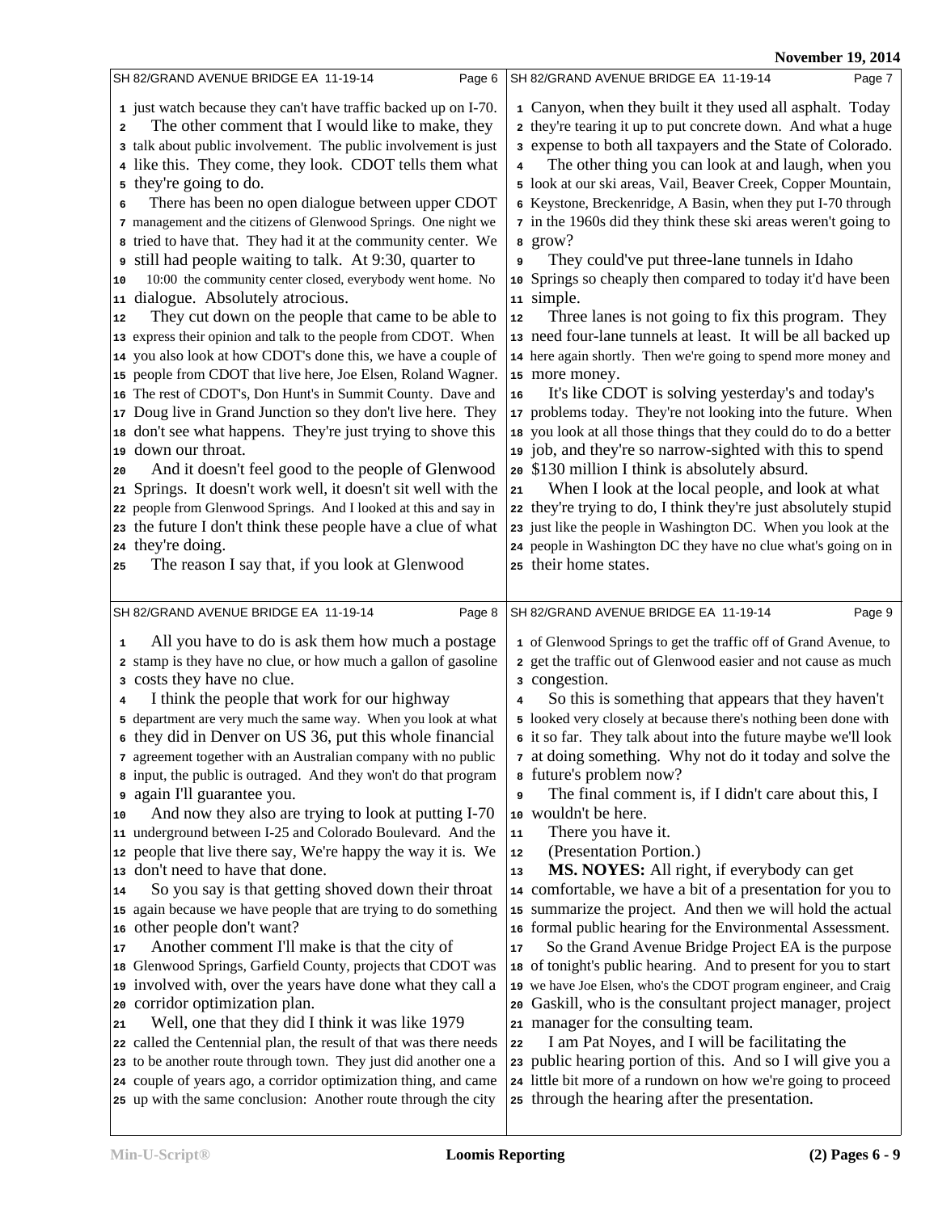just watch because they can't have traffic backed up on I-70.

The other comment that I would like to make, they talk about public involvement. The public involvement is just like this. They come, they look. CDOT tells them what they're going to do.

There has been no open dialogue between upper CDOT management and the citizens of Glenwood Springs. One night we tried to have that. They had it at the community center. We still had people waiting to talk. At 9:30, quarter to 10:00 the community center closed, everybody went home. No dialogue. Absolutely atrocious.

They cut down on the people that came to be able to express their opinion and talk to the people from CDOT. When you also look at how CDOT's done this, we have a couple of people from CDOT that live here, Joe Elsen, Roland Wagner. The rest of CDOT's, Don Hunt's in Summit County. Dave and Doug live in Grand Junction so they don't live here. They don't see what happens. They're just trying to shove this down our throat.

And it doesn't feel good to the people of Glenwood Springs. It doesn't work well, it doesn't sit well with the people from Glenwood Springs. And I looked at this and say in the future I don't think these people have a clue of what they're doing.

The reason I say that, if you look at Glenwood Canyon, when they built it they used all asphalt. Today they're tearing it up to put concrete down. And what a huge expense to both all taxpayers and the State of Colorado.

The other thing you can look at and laugh, when you look at our ski areas, Vail, Beaver Creek, Copper Mountain, Keystone, Breckenridge, A Basin, when they put I-70 through in the 1960s did they think these ski areas weren't going to grow?

They could've put three-lane tunnels in Idaho Springs so cheaply then compared to today it'd have been simple.

Three lanes is not going to fix this program. They need four-lane tunnels at least. It will be all backed up here again shortly. Then we're going to spend more money and more money.

It's like CDOT is solving yesterday's and today's problems today. They're not looking into the future. When you look at all those things that they could do to do a better job, and they're so narrow-sighted with this to spend $130 million I think is absolutely absurd.

When I look at the local people, and look at what they're trying to do, I think they're just absolutely stupid just like the people in Washington DC. When you look at the people in Washington DC they have no clue what's going on in their home states.

All you have to do is ask them how much a postage stamp is they have no clue, or how much a gallon of gasoline costs they have no clue.

I think the people that work for our highway department are very much the same way. When you look at what they did in Denver on US 36, put this whole financial agreement together with an Australian company with no public input, the public is outraged. And they won't do that program again I'll guarantee you.

And now they also are trying to look at putting I-70 underground between I-25 and Colorado Boulevard. And the people that live there say, We're happy the way it is. We don't need to have that done.

So you say is that getting shoved down their throat again because we have people that are trying to do something other people don't want?

Another comment I'll make is that the city of Glenwood Springs, Garfield County, projects that CDOT was involved with, over the years have done what they call a corridor optimization plan.

Well, one that they did I think it was like 1979 called the Centennial plan, the result of that was there needs to be another route through town. They just did another one a couple of years ago, a corridor optimization thing, and came up with the same conclusion: Another route through the city of Glenwood Springs to get the traffic off of Grand Avenue, to get the traffic out of Glenwood easier and not cause as much congestion.

So this is something that appears that they haven't looked very closely at because there's nothing been done with it so far. They talk about into the future maybe we'll look at doing something. Why not do it today and solve the future's problem now?

The final comment is, if I didn't care about this, I wouldn't be here.

There you have it.

(Presentation Portion.)

**MS. NOYES:** All right, if everybody can get comfortable, we have a bit of a presentation for you to summarize the project. And then we will hold the actual formal public hearing for the Environmental Assessment.

So the Grand Avenue Bridge Project EA is the purpose of tonight's public hearing. And to present for you to start we have Joe Elsen, who's the CDOT program engineer, and Craig Gaskill, who is the consultant project manager, project manager for the consulting team.

I am Pat Noyes, and I will be facilitating the public hearing portion of this. And so I will give you a little bit more of a rundown on how we're going to proceed through the hearing after the presentation.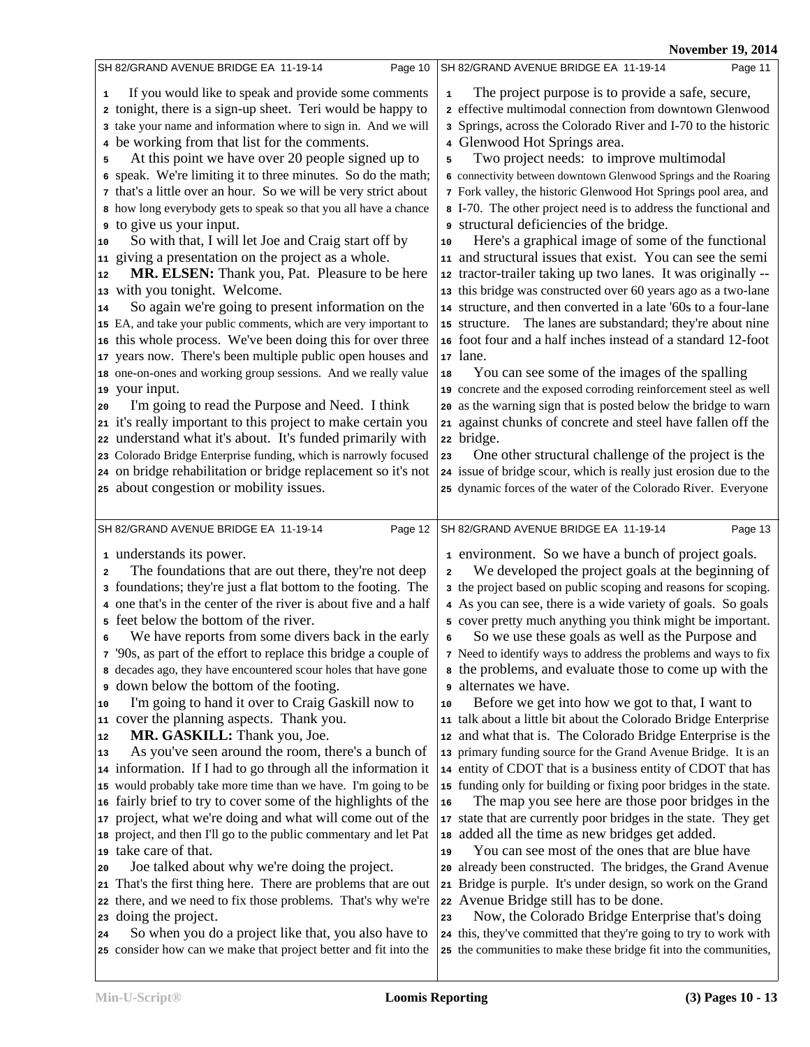If you would like to speak and provide some comments tonight, there is a sign-up sheet. Teri would be happy to take your name and information where to sign in. And we will be working from that list for the comments.

At this point we have over 20 people signed up to speak. We're limiting it to three minutes. So do the math; that's a little over an hour. So we will be very strict about how long everybody gets to speak so that you all have a chance to give us your input.

So with that, I will let Joe and Craig start off by giving a presentation on the project as a whole.

**MR. ELSEN:** Thank you, Pat. Pleasure to be here with you tonight. Welcome.

So again we're going to present information on the EA, and take your public comments, which are very important to this whole process. We've been doing this for over three years now. There's been multiple public open houses and one-on-ones and working group sessions. And we really value your input.

I'm going to read the Purpose and Need. I think it's really important to this project to make certain you understand what it's about. It's funded primarily with Colorado Bridge Enterprise funding, which is narrowly focused on bridge rehabilitation or bridge replacement so it's not about congestion or mobility issues.

The project purpose is to provide a safe, secure, effective multimodal connection from downtown Glenwood Springs, across the Colorado River and I-70 to the historic Glenwood Hot Springs area.

Two project needs: to improve multimodal connectivity between downtown Glenwood Springs and the Roaring Fork valley, the historic Glenwood Hot Springs pool area, and I-70. The other project need is to address the functional and structural deficiencies of the bridge.

Here's a graphical image of some of the functional and structural issues that exist. You can see the semi tractor-trailer taking up two lanes. It was originally -- this bridge was constructed over 60 years ago as a two-lane structure, and then converted in a late '60s to a four-lane structure. The lanes are substandard; they're about nine foot four and a half inches instead of a standard 12-foot lane.

You can see some of the images of the spalling concrete and the exposed corroding reinforcement steel as well as the warning sign that is posted below the bridge to warn against chunks of concrete and steel have fallen off the bridge.

One other structural challenge of the project is the issue of bridge scour, which is really just erosion due to the dynamic forces of the water of the Colorado River. Everyone understands its power.

The foundations that are out there, they're not deep foundations; they're just a flat bottom to the footing. The one that's in the center of the river is about five and a half feet below the bottom of the river.

We have reports from some divers back in the early '90s, as part of the effort to replace this bridge a couple of decades ago, they have encountered scour holes that have gone down below the bottom of the footing.

I'm going to hand it over to Craig Gaskill now to cover the planning aspects. Thank you.

**MR. GASKILL:** Thank you, Joe.

As you've seen around the room, there's a bunch of information. If I had to go through all the information it would probably take more time than we have. I'm going to be fairly brief to try to cover some of the highlights of the project, what we're doing and what will come out of the project, and then I'll go to the public commentary and let Pat take care of that.

Joe talked about why we're doing the project. That's the first thing here. There are problems that are out there, and we need to fix those problems. That's why we're doing the project.

So when you do a project like that, you also have to consider how can we make that project better and fit into the environment. So we have a bunch of project goals.

We developed the project goals at the beginning of the project based on public scoping and reasons for scoping. As you can see, there is a wide variety of goals. So goals cover pretty much anything you think might be important.

So we use these goals as well as the Purpose and Need to identify ways to address the problems and ways to fix the problems, and evaluate those to come up with the alternates we have.

Before we get into how we got to that, I want to talk about a little bit about the Colorado Bridge Enterprise and what that is. The Colorado Bridge Enterprise is the primary funding source for the Grand Avenue Bridge. It is an entity of CDOT that is a business entity of CDOT that has funding only for building or fixing poor bridges in the state.

The map you see here are those poor bridges in the state that are currently poor bridges in the state. They get added all the time as new bridges get added.

You can see most of the ones that are blue have already been constructed. The bridges, the Grand Avenue Bridge is purple. It's under design, so work on the Grand Avenue Bridge still has to be done.

Now, the Colorado Bridge Enterprise that's doing this, they've committed that they're going to try to work with the communities to make these bridge fit into the communities,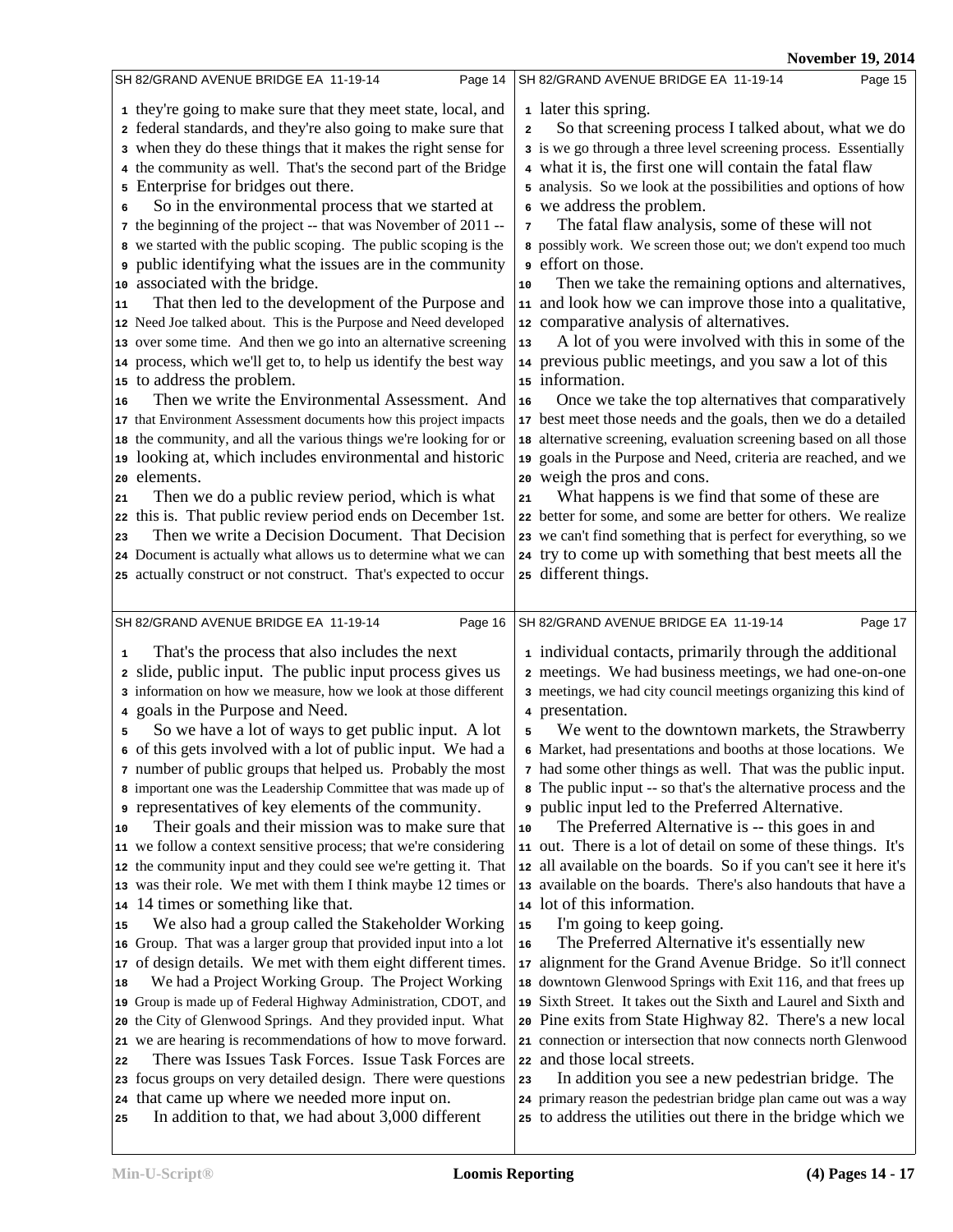they're going to make sure that they meet state, local, and federal standards, and they're also going to make sure that when they do these things that it makes the right sense for the community as well. That's the second part of the Bridge Enterprise for bridges out there.

So in the environmental process that we started at the beginning of the project -- that was November of 2011 -- we started with the public scoping. The public scoping is the public identifying what the issues are in the community associated with the bridge.

That then led to the development of the Purpose and Need Joe talked about. This is the Purpose and Need developed over some time. And then we go into an alternative screening process, which we'll get to, to help us identify the best way to address the problem.

Then we write the Environmental Assessment. And that Environment Assessment documents how this project impacts the community, and all the various things we're looking for or looking at, which includes environmental and historic elements.

Then we do a public review period, which is what this is. That public review period ends on December 1st.

Then we write a Decision Document. That Decision Document is actually what allows us to determine what we can actually construct or not construct. That's expected to occur later this spring.

So that screening process I talked about, what we do is we go through a three level screening process. Essentially what it is, the first one will contain the fatal flaw analysis. So we look at the possibilities and options of how we address the problem.

The fatal flaw analysis, some of these will not possibly work. We screen those out; we don't expend too much effort on those.

Then we take the remaining options and alternatives, and look how we can improve those into a qualitative, comparative analysis of alternatives.

A lot of you were involved with this in some of the previous public meetings, and you saw a lot of this information.

Once we take the top alternatives that comparatively best meet those needs and the goals, then we do a detailed alternative screening, evaluation screening based on all those goals in the Purpose and Need, criteria are reached, and we weigh the pros and cons.

What happens is we find that some of these are better for some, and some are better for others. We realize we can't find something that is perfect for everything, so we try to come up with something that best meets all the different things.

That's the process that also includes the next slide, public input. The public input process gives us information on how we measure, how we look at those different goals in the Purpose and Need.

So we have a lot of ways to get public input. A lot of this gets involved with a lot of public input. We had a number of public groups that helped us. Probably the most important one was the Leadership Committee that was made up of representatives of key elements of the community.

Their goals and their mission was to make sure that we follow a context sensitive process; that we're considering the community input and they could see we're getting it. That was their role. We met with them I think maybe 12 times or 14 times or something like that.

We also had a group called the Stakeholder Working Group. That was a larger group that provided input into a lot of design details. We met with them eight different times.

We had a Project Working Group. The Project Working Group is made up of Federal Highway Administration, CDOT, and the City of Glenwood Springs. And they provided input. What we are hearing is recommendations of how to move forward.

There was Issues Task Forces. Issue Task Forces are focus groups on very detailed design. There were questions that came up where we needed more input on.

In addition to that, we had about 3,000 different individual contacts, primarily through the additional meetings. We had business meetings, we had one-on-one meetings, we had city council meetings organizing this kind of presentation.

We went to the downtown markets, the Strawberry Market, had presentations and booths at those locations. We had some other things as well. That was the public input. The public input -- so that's the alternative process and the public input led to the Preferred Alternative.

The Preferred Alternative is -- this goes in and out. There is a lot of detail on some of these things. It's all available on the boards. So if you can't see it here it's available on the boards. There's also handouts that have a lot of this information.

I'm going to keep going.

The Preferred Alternative it's essentially new alignment for the Grand Avenue Bridge. So it'll connect downtown Glenwood Springs with Exit 116, and that frees up Sixth Street. It takes out the Sixth and Laurel and Sixth and Pine exits from State Highway 82. There's a new local connection or intersection that now connects north Glenwood and those local streets.

In addition you see a new pedestrian bridge. The primary reason the pedestrian bridge plan came out was a way to address the utilities out there in the bridge which we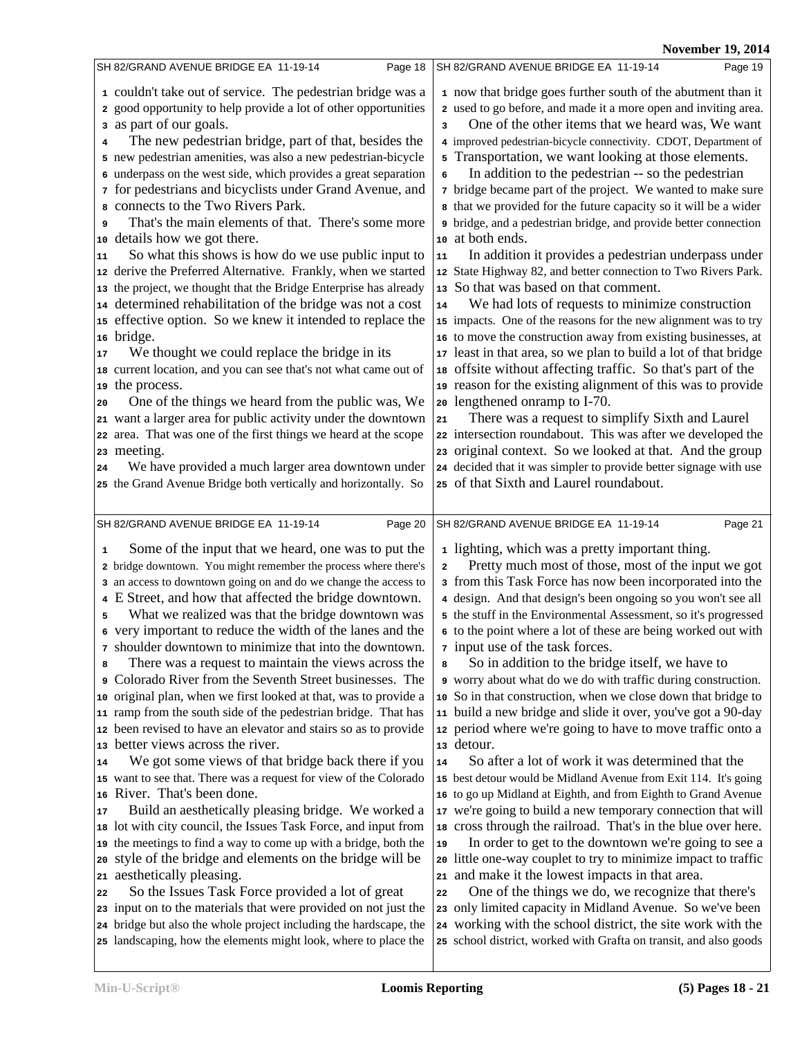couldn't take out of service. The pedestrian bridge was a good opportunity to help provide a lot of other opportunities as part of our goals.

The new pedestrian bridge, part of that, besides the new pedestrian amenities, was also a new pedestrian-bicycle underpass on the west side, which provides a great separation for pedestrians and bicyclists under Grand Avenue, and connects to the Two Rivers Park.

That's the main elements of that. There's some more details how we got there.

So what this shows is how do we use public input to derive the Preferred Alternative. Frankly, when we started the project, we thought that the Bridge Enterprise has already determined rehabilitation of the bridge was not a cost effective option. So we knew it intended to replace the bridge.

We thought we could replace the bridge in its current location, and you can see that's not what came out of the process.

One of the things we heard from the public was, We want a larger area for public activity under the downtown area. That was one of the first things we heard at the scope meeting.

We have provided a much larger area downtown under the Grand Avenue Bridge both vertically and horizontally. So now that bridge goes further south of the abutment than it used to go before, and made it a more open and inviting area.

One of the other items that we heard was, We want improved pedestrian-bicycle connectivity. CDOT, Department of Transportation, we want looking at those elements.

In addition to the pedestrian -- so the pedestrian bridge became part of the project. We wanted to make sure that we provided for the future capacity so it will be a wider bridge, and a pedestrian bridge, and provide better connection at both ends.

In addition it provides a pedestrian underpass under State Highway 82, and better connection to Two Rivers Park. So that was based on that comment.

We had lots of requests to minimize construction impacts. One of the reasons for the new alignment was to try to move the construction away from existing businesses, at least in that area, so we plan to build a lot of that bridge offsite without affecting traffic. So that's part of the reason for the existing alignment of this was to provide lengthened onramp to I-70.

There was a request to simplify Sixth and Laurel intersection roundabout. This was after we developed the original context. So we looked at that. And the group decided that it was simpler to provide better signage with use of that Sixth and Laurel roundabout.

Some of the input that we heard, one was to put the bridge downtown. You might remember the process where there's an access to downtown going on and do we change the access to E Street, and how that affected the bridge downtown.

What we realized was that the bridge downtown was very important to reduce the width of the lanes and the shoulder downtown to minimize that into the downtown.

There was a request to maintain the views across the Colorado River from the Seventh Street businesses. The original plan, when we first looked at that, was to provide a ramp from the south side of the pedestrian bridge. That has been revised to have an elevator and stairs so as to provide better views across the river.

We got some views of that bridge back there if you want to see that. There was a request for view of the Colorado River. That's been done.

Build an aesthetically pleasing bridge. We worked a lot with city council, the Issues Task Force, and input from the meetings to find a way to come up with a bridge, both the style of the bridge and elements on the bridge will be aesthetically pleasing.

So the Issues Task Force provided a lot of great input on to the materials that were provided on not just the bridge but also the whole project including the hardscape, the landscaping, how the elements might look, where to place the lighting, which was a pretty important thing.

Pretty much most of those, most of the input we got from this Task Force has now been incorporated into the design. And that design's been ongoing so you won't see all the stuff in the Environmental Assessment, so it's progressed to the point where a lot of these are being worked out with input use of the task forces.

So in addition to the bridge itself, we have to worry about what do we do with traffic during construction. So in that construction, when we close down that bridge to build a new bridge and slide it over, you've got a 90-day period where we're going to have to move traffic onto a detour.

So after a lot of work it was determined that the best detour would be Midland Avenue from Exit 114. It's going to go up Midland at Eighth, and from Eighth to Grand Avenue we're going to build a new temporary connection that will cross through the railroad. That's in the blue over here.

In order to get to the downtown we're going to see a little one-way couplet to try to minimize impact to traffic and make it the lowest impacts in that area.

One of the things we do, we recognize that there's only limited capacity in Midland Avenue. So we've been working with the school district, the site work with the school district, worked with Grafta on transit, and also goods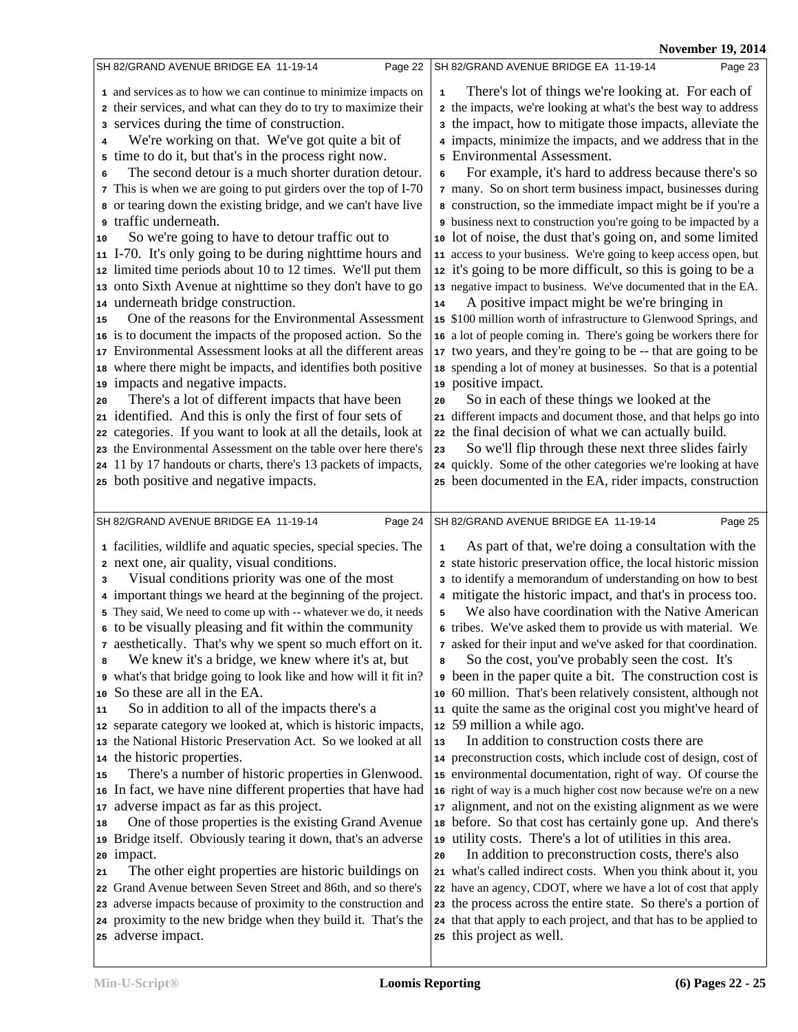and services as to how we can continue to minimize impacts on their services, and what can they do to try to maximize their services during the time of construction.

We're working on that. We've got quite a bit of time to do it, but that's in the process right now.

The second detour is a much shorter duration detour. This is when we are going to put girders over the top of I-70 or tearing down the existing bridge, and we can't have live traffic underneath.

So we're going to have to detour traffic out to I-70. It's only going to be during nighttime hours and limited time periods about 10 to 12 times. We'll put them onto Sixth Avenue at nighttime so they don't have to go underneath bridge construction.

One of the reasons for the Environmental Assessment is to document the impacts of the proposed action. So the Environmental Assessment looks at all the different areas where there might be impacts, and identifies both positive impacts and negative impacts.

There's a lot of different impacts that have been identified. And this is only the first of four sets of categories. If you want to look at all the details, look at the Environmental Assessment on the table over here there's 11 by 17 handouts or charts, there's 13 packets of impacts, both positive and negative impacts.

There's lot of things we're looking at. For each of the impacts, we're looking at what's the best way to address the impact, how to mitigate those impacts, alleviate the impacts, minimize the impacts, and we address that in the Environmental Assessment.

For example, it's hard to address because there's so many. So on short term business impact, businesses during construction, so the immediate impact might be if you're a business next to construction you're going to be impacted by a lot of noise, the dust that's going on, and some limited access to your business. We're going to keep access open, but it's going to be more difficult, so this is going to be a negative impact to business. We've documented that in the EA.

A positive impact might be we're bringing in $100 million worth of infrastructure to Glenwood Springs, and a lot of people coming in. There's going be workers there for two years, and they're going to be -- that are going to be spending a lot of money at businesses. So that is a potential positive impact.

So in each of these things we looked at the different impacts and document those, and that helps go into the final decision of what we can actually build.

So we'll flip through these next three slides fairly quickly. Some of the other categories we're looking at have been documented in the EA, rider impacts, construction facilities, wildlife and aquatic species, special species. The next one, air quality, visual conditions.

Visual conditions priority was one of the most important things we heard at the beginning of the project. They said, We need to come up with -- whatever we do, it needs to be visually pleasing and fit within the community aesthetically. That's why we spent so much effort on it.

We knew it's a bridge, we knew where it's at, but what's that bridge going to look like and how will it fit in? So these are all in the EA.

So in addition to all of the impacts there's a separate category we looked at, which is historic impacts, the National Historic Preservation Act. So we looked at all the historic properties.

There's a number of historic properties in Glenwood. In fact, we have nine different properties that have had adverse impact as far as this project.

One of those properties is the existing Grand Avenue Bridge itself. Obviously tearing it down, that's an adverse impact.

The other eight properties are historic buildings on Grand Avenue between Seven Street and 86th, and so there's adverse impacts because of proximity to the construction and proximity to the new bridge when they build it. That's the adverse impact.

As part of that, we're doing a consultation with the state historic preservation office, the local historic mission to identify a memorandum of understanding on how to best mitigate the historic impact, and that's in process too.

We also have coordination with the Native American tribes. We've asked them to provide us with material. We asked for their input and we've asked for that coordination.

So the cost, you've probably seen the cost. It's been in the paper quite a bit. The construction cost is 60 million. That's been relatively consistent, although not quite the same as the original cost you might've heard of 59 million a while ago.

In addition to construction costs there are preconstruction costs, which include cost of design, cost of environmental documentation, right of way. Of course the right of way is a much higher cost now because we're on a new alignment, and not on the existing alignment as we were before. So that cost has certainly gone up. And there's utility costs. There's a lot of utilities in this area.

In addition to preconstruction costs, there's also what's called indirect costs. When you think about it, you have an agency, CDOT, where we have a lot of cost that apply the process across the entire state. So there's a portion of that that apply to each project, and that has to be applied to this project as well.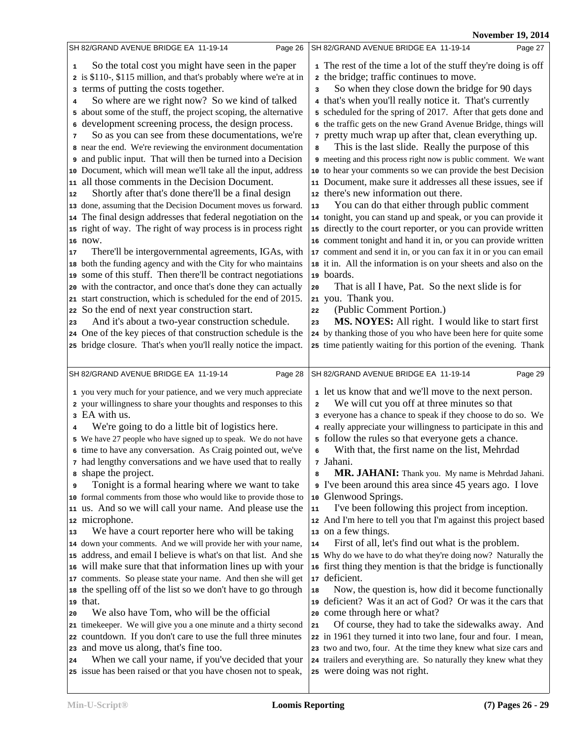So the total cost you might have seen in the paper is $110-, $115 million, and that's probably where we're at in terms of putting the costs together.

So where are we right now? So we kind of talked about some of the stuff, the project scoping, the alternative development screening process, the design process.

So as you can see from these documentations, we're near the end. We're reviewing the environment documentation and public input. That will then be turned into a Decision Document, which will mean we'll take all the input, address all those comments in the Decision Document.

Shortly after that's done there'll be a final design done, assuming that the Decision Document moves us forward. The final design addresses that federal negotiation on the right of way. The right of way process is in process right now.

There'll be intergovernmental agreements, IGAs, with both the funding agency and with the City for who maintains some of this stuff. Then there'll be contract negotiations with the contractor, and once that's done they can actually start construction, which is scheduled for the end of 2015. So the end of next year construction start.

And it's about a two-year construction schedule. One of the key pieces of that construction schedule is the bridge closure. That's when you'll really notice the impact. The rest of the time a lot of the stuff they're doing is off the bridge; traffic continues to move.

So when they close down the bridge for 90 days that's when you'll really notice it. That's currently scheduled for the spring of 2017. After that gets done and the traffic gets on the new Grand Avenue Bridge, things will pretty much wrap up after that, clean everything up.

This is the last slide. Really the purpose of this meeting and this process right now is public comment. We want to hear your comments so we can provide the best Decision Document, make sure it addresses all these issues, see if there's new information out there.

You can do that either through public comment tonight, you can stand up and speak, or you can provide it directly to the court reporter, or you can provide written comment tonight and hand it in, or you can provide written comment and send it in, or you can fax it in or you can email it in. All the information is on your sheets and also on the boards.

That is all I have, Pat. So the next slide is for you. Thank you.

(Public Comment Portion.)

**MS. NOYES:** All right. I would like to start first by thanking those of you who have been here for quite some time patiently waiting for this portion of the evening. Thank you very much for your patience, and we very much appreciate your willingness to share your thoughts and responses to this EA with us.

We're going to do a little bit of logistics here. We have 27 people who have signed up to speak. We do not have time to have any conversation. As Craig pointed out, we've had lengthy conversations and we have used that to really shape the project.

Tonight is a formal hearing where we want to take formal comments from those who would like to provide those to us. And so we will call your name. And please use the microphone.

We have a court reporter here who will be taking down your comments. And we will provide her with your name, address, and email I believe is what's on that list. And she will make sure that that information lines up with your comments. So please state your name. And then she will get the spelling off of the list so we don't have to go through that.

We also have Tom, who will be the official timekeeper. We will give you a one minute and a thirty second countdown. If you don't care to use the full three minutes and move us along, that's fine too.

When we call your name, if you've decided that your issue has been raised or that you have chosen not to speak, let us know that and we'll move to the next person.

We will cut you off at three minutes so that everyone has a chance to speak if they choose to do so. We really appreciate your willingness to participate in this and follow the rules so that everyone gets a chance.

With that, the first name on the list, Mehrdad Jahani.

**MR. JAHANI:** Thank you. My name is Mehrdad Jahani. I've been around this area since 45 years ago. I love Glenwood Springs.

I've been following this project from inception. And I'm here to tell you that I'm against this project based on a few things.

First of all, let's find out what is the problem. Why do we have to do what they're doing now? Naturally the first thing they mention is that the bridge is functionally deficient.

Now, the question is, how did it become functionally deficient? Was it an act of God? Or was it the cars that come through here or what?

Of course, they had to take the sidewalks away. And in 1961 they turned it into two lane, four and four. I mean, two and two, four. At the time they knew what size cars and trailers and everything are. So naturally they knew what they were doing was not right.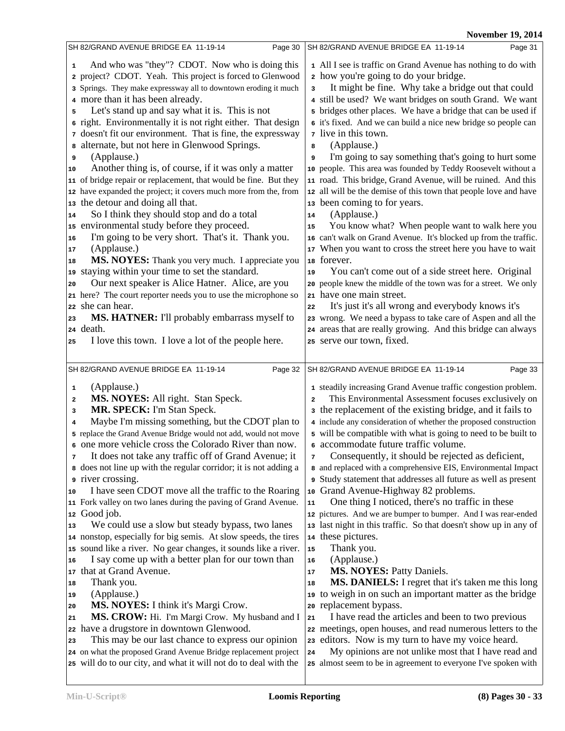And who was "they"? CDOT. Now who is doing this project? CDOT. Yeah. This project is forced to Glenwood Springs. They make expressway all to downtown eroding it much more than it has been already.

Let's stand up and say what it is. This is not right. Environmentally it is not right either. That design doesn't fit our environment. That is fine, the expressway alternate, but not here in Glenwood Springs.

(Applause.)

Another thing is, of course, if it was only a matter of bridge repair or replacement, that would be fine. But they have expanded the project; it covers much more from the, from the detour and doing all that.

So I think they should stop and do a total environmental study before they proceed.

I'm going to be very short. That's it. Thank you.

(Applause.)

**MS. NOYES:** Thank you very much. I appreciate you staying within your time to set the standard.

Our next speaker is Alice Hatner. Alice, are you here? The court reporter needs you to use the microphone so she can hear.

**MS. HATNER:** I'll probably embarrass myself to death.

I love this town. I love a lot of the people here. All I see is traffic on Grand Avenue has nothing to do with how you're going to do your bridge.

It might be fine. Why take a bridge out that could still be used? We want bridges on south Grand. We want bridges other places. We have a bridge that can be used if it's fixed. And we can build a nice new bridge so people can live in this town.

(Applause.)

I'm going to say something that's going to hurt some people. This area was founded by Teddy Roosevelt without a road. This bridge, Grand Avenue, will be ruined. And this all will be the demise of this town that people love and have been coming to for years.

(Applause.)

You know what? When people want to walk here you can't walk on Grand Avenue. It's blocked up from the traffic. When you want to cross the street here you have to wait forever.

You can't come out of a side street here. Original people knew the middle of the town was for a street. We only have one main street.

It's just it's all wrong and everybody knows it's wrong. We need a bypass to take care of Aspen and all the areas that are really growing. And this bridge can always serve our town, fixed.

(Applause.)

**MS. NOYES:** All right. Stan Speck.

**MR. SPECK:** I'm Stan Speck.

Maybe I'm missing something, but the CDOT plan to replace the Grand Avenue Bridge would not add, would not move one more vehicle cross the Colorado River than now.

It does not take any traffic off of Grand Avenue; it does not line up with the regular corridor; it is not adding a river crossing.

I have seen CDOT move all the traffic to the Roaring Fork valley on two lanes during the paving of Grand Avenue. Good job.

We could use a slow but steady bypass, two lanes nonstop, especially for big semis. At slow speeds, the tires sound like a river. No gear changes, it sounds like a river.

I say come up with a better plan for our town than that at Grand Avenue.

Thank you.

(Applause.)

**MS. NOYES:** I think it's Margi Crow.

**MS. CROW:** Hi. I'm Margi Crow. My husband and I have a drugstore in downtown Glenwood.

This may be our last chance to express our opinion on what the proposed Grand Avenue Bridge replacement project will do to our city, and what it will not do to deal with the steadily increasing Grand Avenue traffic congestion problem.

This Environmental Assessment focuses exclusively on the replacement of the existing bridge, and it fails to include any consideration of whether the proposed construction will be compatible with what is going to need to be built to accommodate future traffic volume.

Consequently, it should be rejected as deficient, and replaced with a comprehensive EIS, Environmental Impact Study statement that addresses all future as well as present Grand Avenue-Highway 82 problems.

One thing I noticed, there's no traffic in these pictures. And we are bumper to bumper. And I was rear-ended last night in this traffic. So that doesn't show up in any of these pictures.

Thank you.

(Applause.)

**MS. NOYES:** Patty Daniels.

**MS. DANIELS:** I regret that it's taken me this long to weigh in on such an important matter as the bridge replacement bypass.

I have read the articles and been to two previous meetings, open houses, and read numerous letters to the editors. Now is my turn to have my voice heard.

My opinions are not unlike most that I have read and almost seem to be in agreement to everyone I've spoken with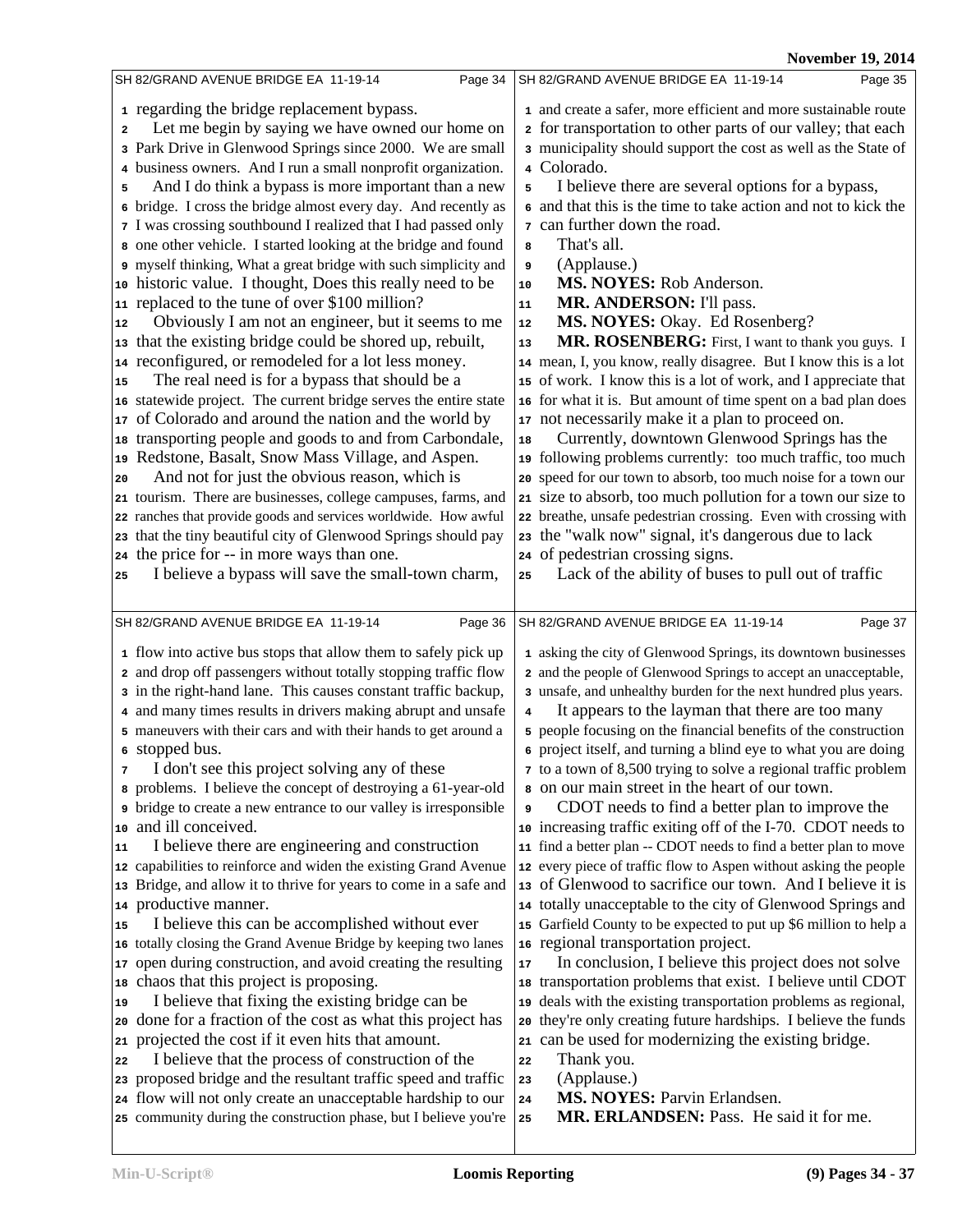regarding the bridge replacement bypass.

Let me begin by saying we have owned our home on Park Drive in Glenwood Springs since 2000. We are small business owners. And I run a small nonprofit organization.

And I do think a bypass is more important than a new bridge. I cross the bridge almost every day. And recently as I was crossing southbound I realized that I had passed only one other vehicle. I started looking at the bridge and found myself thinking, What a great bridge with such simplicity and historic value. I thought, Does this really need to be replaced to the tune of over $100 million?

Obviously I am not an engineer, but it seems to me that the existing bridge could be shored up, rebuilt, reconfigured, or remodeled for a lot less money.

The real need is for a bypass that should be a statewide project. The current bridge serves the entire state of Colorado and around the nation and the world by transporting people and goods to and from Carbondale, Redstone, Basalt, Snow Mass Village, and Aspen.

And not for just the obvious reason, which is tourism. There are businesses, college campuses, farms, and ranches that provide goods and services worldwide. How awful that the tiny beautiful city of Glenwood Springs should pay the price for -- in more ways than one.

I believe a bypass will save the small-town charm, and create a safer, more efficient and more sustainable route for transportation to other parts of our valley; that each municipality should support the cost as well as the State of Colorado.

I believe there are several options for a bypass, and that this is the time to take action and not to kick the can further down the road.

That's all.

(Applause.)

**MS. NOYES:** Rob Anderson.

**MR. ANDERSON:** I'll pass.

**MS. NOYES:** Okay. Ed Rosenberg?

**MR. ROSENBERG:** First, I want to thank you guys. I mean, I, you know, really disagree. But I know this is a lot of work. I know this is a lot of work, and I appreciate that for what it is. But amount of time spent on a bad plan does not necessarily make it a plan to proceed on.

Currently, downtown Glenwood Springs has the following problems currently: too much traffic, too much speed for our town to absorb, too much noise for a town our size to absorb, too much pollution for a town our size to breathe, unsafe pedestrian crossing. Even with crossing with the "walk now" signal, it's dangerous due to lack of pedestrian crossing signs.

Lack of the ability of buses to pull out of traffic flow into active bus stops that allow them to safely pick up and drop off passengers without totally stopping traffic flow in the right-hand lane. This causes constant traffic backup, and many times results in drivers making abrupt and unsafe maneuvers with their cars and with their hands to get around a stopped bus.

I don't see this project solving any of these problems. I believe the concept of destroying a 61-year-old bridge to create a new entrance to our valley is irresponsible and ill conceived.

I believe there are engineering and construction capabilities to reinforce and widen the existing Grand Avenue Bridge, and allow it to thrive for years to come in a safe and productive manner.

I believe this can be accomplished without ever totally closing the Grand Avenue Bridge by keeping two lanes open during construction, and avoid creating the resulting chaos that this project is proposing.

I believe that fixing the existing bridge can be done for a fraction of the cost as what this project has projected the cost if it even hits that amount.

I believe that the process of construction of the proposed bridge and the resultant traffic speed and traffic flow will not only create an unacceptable hardship to our community during the construction phase, but I believe you're asking the city of Glenwood Springs, its downtown businesses and the people of Glenwood Springs to accept an unacceptable, unsafe, and unhealthy burden for the next hundred plus years.

It appears to the layman that there are too many people focusing on the financial benefits of the construction project itself, and turning a blind eye to what you are doing to a town of 8,500 trying to solve a regional traffic problem on our main street in the heart of our town.

CDOT needs to find a better plan to improve the increasing traffic exiting off of the I-70. CDOT needs to find a better plan -- CDOT needs to find a better plan to move every piece of traffic flow to Aspen without asking the people of Glenwood to sacrifice our town. And I believe it is totally unacceptable to the city of Glenwood Springs and Garfield County to be expected to put up $6 million to help a regional transportation project.

In conclusion, I believe this project does not solve transportation problems that exist. I believe until CDOT deals with the existing transportation problems as regional, they're only creating future hardships. I believe the funds can be used for modernizing the existing bridge.

Thank you.

(Applause.)

**MS. NOYES:** Parvin Erlandsen.

**MR. ERLANDSEN:** Pass. He said it for me.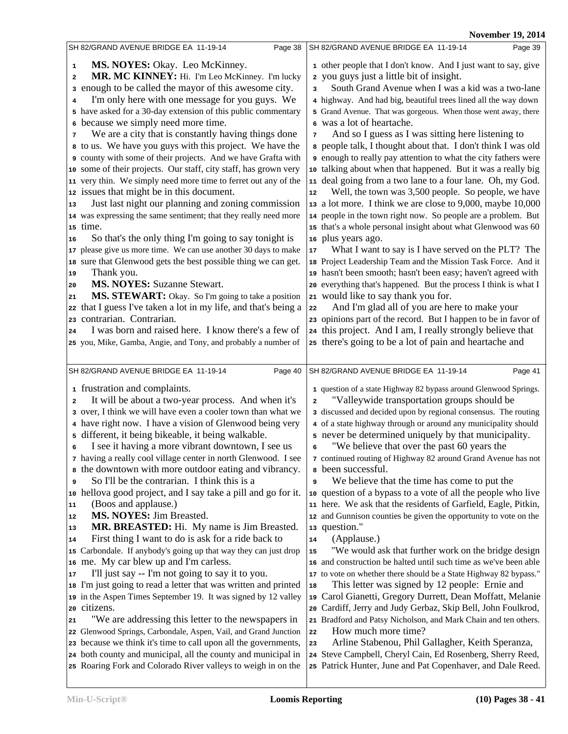MS. NOYES: Okay. Leo McKinney.

MR. MC KINNEY: Hi. I'm Leo McKinney. I'm lucky enough to be called the mayor of this awesome city.

I'm only here with one message for you guys. We have asked for a 30-day extension of this public commentary because we simply need more time.

We are a city that is constantly having things done to us. We have you guys with this project. We have the county with some of their projects. And we have Grafta with some of their projects. Our staff, city staff, has grown very very thin. We simply need more time to ferret out any of the issues that might be in this document.

Just last night our planning and zoning commission was expressing the same sentiment; that they really need more time.

So that's the only thing I'm going to say tonight is please give us more time. We can use another 30 days to make sure that Glenwood gets the best possible thing we can get.

Thank you.

MS. NOYES: Suzanne Stewart.

MS. STEWART: Okay. So I'm going to take a position that I guess I've taken a lot in my life, and that's being a contrarian. Contrarian.

I was born and raised here. I know there's a few of you, Mike, Gamba, Angie, and Tony, and probably a number of other people that I don't know. And I just want to say, give you guys just a little bit of insight.

South Grand Avenue when I was a kid was a two-lane highway. And had big, beautiful trees lined all the way down Grand Avenue. That was gorgeous. When those went away, there was a lot of heartache.

And so I guess as I was sitting here listening to people talk, I thought about that. I don't think I was old enough to really pay attention to what the city fathers were talking about when that happened. But it was a really big deal going from a two lane to a four lane. Oh, my God.

Well, the town was 3,500 people. So people, we have a lot more. I think we are close to 9,000, maybe 10,000 people in the town right now. So people are a problem. But that's a whole personal insight about what Glenwood was 60 plus years ago.

What I want to say is I have served on the PLT? The Project Leadership Team and the Mission Task Force. And it hasn't been smooth; hasn't been easy; haven't agreed with everything that's happened. But the process I think is what I would like to say thank you for.

And I'm glad all of you are here to make your opinions part of the record. But I happen to be in favor of this project. And I am, I really strongly believe that there's going to be a lot of pain and heartache and frustration and complaints.

It will be about a two-year process. And when it's over, I think we will have even a cooler town than what we have right now. I have a vision of Glenwood being very different, it being bikeable, it being walkable.

I see it having a more vibrant downtown, I see us having a really cool village center in north Glenwood. I see the downtown with more outdoor eating and vibrancy.

So I'll be the contrarian. I think this is a hellova good project, and I say take a pill and go for it.

(Boos and applause.)

MS. NOYES: Jim Breasted.

MR. BREASTED: Hi. My name is Jim Breasted.

First thing I want to do is ask for a ride back to Carbondale. If anybody's going up that way they can just drop me. My car blew up and I'm carless.

I'll just say -- I'm not going to say it to you. I'm just going to read a letter that was written and printed in the Aspen Times September 19. It was signed by 12 valley citizens.

"We are addressing this letter to the newspapers in Glenwood Springs, Carbondale, Aspen, Vail, and Grand Junction because we think it's time to call upon all the governments, both county and municipal, all the county and municipal in Roaring Fork and Colorado River valleys to weigh in on the question of a state Highway 82 bypass around Glenwood Springs.

"Valleywide transportation groups should be discussed and decided upon by regional consensus. The routing of a state highway through or around any municipality should never be determined uniquely by that municipality.

"We believe that over the past 60 years the continued routing of Highway 82 around Grand Avenue has not been successful.

We believe that the time has come to put the question of a bypass to a vote of all the people who live here. We ask that the residents of Garfield, Eagle, Pitkin, and Gunnison counties be given the opportunity to vote on the question."

(Applause.)

"We would ask that further work on the bridge design and construction be halted until such time as we've been able to vote on whether there should be a State Highway 82 bypass."

This letter was signed by 12 people: Ernie and Carol Gianetti, Gregory Durrett, Dean Moffatt, Melanie Cardiff, Jerry and Judy Gerbaz, Skip Bell, John Foulkrod, Bradford and Patsy Nicholson, and Mark Chain and ten others.

How much more time?

Arline Stabenou, Phil Gallagher, Keith Speranza, Steve Campbell, Cheryl Cain, Ed Rosenberg, Sherry Reed, Patrick Hunter, June and Pat Copenhaver, and Dale Reed.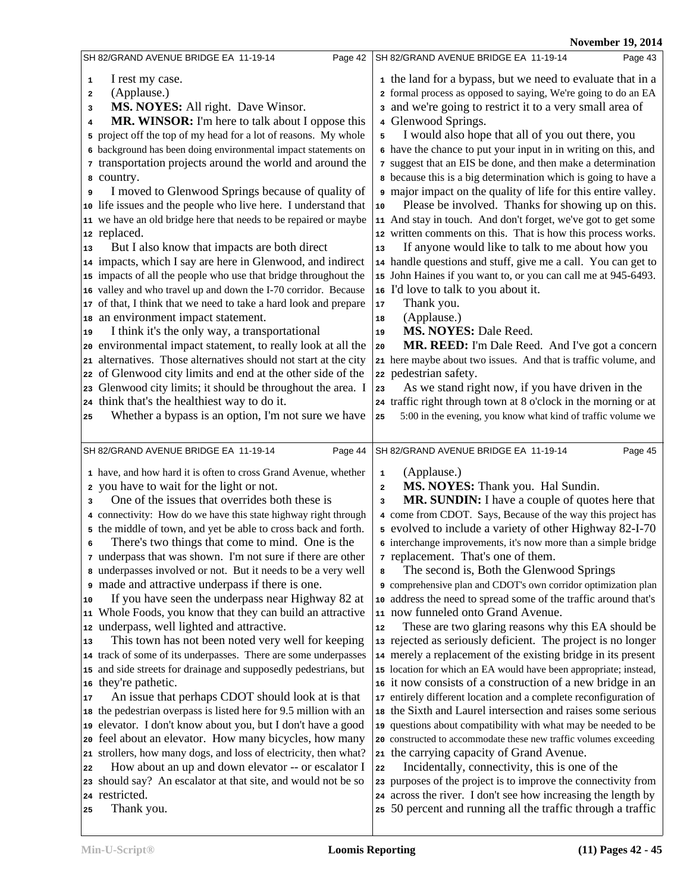I rest my case.

(Applause.)

**MS. NOYES:** All right. Dave Winsor.

**MR. WINSOR:** I'm here to talk about I oppose this project off the top of my head for a lot of reasons. My whole background has been doing environmental impact statements on transportation projects around the world and around the country.

I moved to Glenwood Springs because of quality of life issues and the people who live here. I understand that we have an old bridge here that needs to be repaired or maybe replaced.

But I also know that impacts are both direct impacts, which I say are here in Glenwood, and indirect impacts of all the people who use that bridge throughout the valley and who travel up and down the I-70 corridor. Because of that, I think that we need to take a hard look and prepare an environment impact statement.

I think it's the only way, a transportational environmental impact statement, to really look at all the alternatives. Those alternatives should not start at the city of Glenwood city limits and end at the other side of the Glenwood city limits; it should be throughout the area. I think that's the healthiest way to do it.

Whether a bypass is an option, I'm not sure we have the land for a bypass, but we need to evaluate that in a formal process as opposed to saying, We're going to do an EA and we're going to restrict it to a very small area of Glenwood Springs.

I would also hope that all of you out there, you have the chance to put your input in in writing on this, and suggest that an EIS be done, and then make a determination because this is a big determination which is going to have a major impact on the quality of life for this entire valley.

Please be involved. Thanks for showing up on this. And stay in touch. And don't forget, we've got to get some written comments on this. That is how this process works.

If anyone would like to talk to me about how you handle questions and stuff, give me a call. You can get to John Haines if you want to, or you can call me at 945-6493. I'd love to talk to you about it.

Thank you.

(Applause.)

**MS. NOYES:** Dale Reed.

**MR. REED:** I'm Dale Reed. And I've got a concern here maybe about two issues. And that is traffic volume, and pedestrian safety.

As we stand right now, if you have driven in the traffic right through town at 8 o'clock in the morning or at 5:00 in the evening, you know what kind of traffic volume we have, and how hard it is often to cross Grand Avenue, whether you have to wait for the light or not.

One of the issues that overrides both these is connectivity: How do we have this state highway right through the middle of town, and yet be able to cross back and forth.

There's two things that come to mind. One is the underpass that was shown. I'm not sure if there are other underpasses involved or not. But it needs to be a very well made and attractive underpass if there is one.

If you have seen the underpass near Highway 82 at Whole Foods, you know that they can build an attractive underpass, well lighted and attractive.

This town has not been noted very well for keeping track of some of its underpasses. There are some underpasses and side streets for drainage and supposedly pedestrians, but they're pathetic.

An issue that perhaps CDOT should look at is that the pedestrian overpass is listed here for 9.5 million with an elevator. I don't know about you, but I don't have a good feel about an elevator. How many bicycles, how many strollers, how many dogs, and loss of electricity, then what?

How about an up and down elevator -- or escalator I should say? An escalator at that site, and would not be so restricted.

Thank you.

(Applause.)

**MS. NOYES:** Thank you. Hal Sundin.

**MR. SUNDIN:** I have a couple of quotes here that come from CDOT. Says, Because of the way this project has evolved to include a variety of other Highway 82-I-70 interchange improvements, it's now more than a simple bridge replacement. That's one of them.

The second is, Both the Glenwood Springs comprehensive plan and CDOT's own corridor optimization plan address the need to spread some of the traffic around that's now funneled onto Grand Avenue.

These are two glaring reasons why this EA should be rejected as seriously deficient. The project is no longer merely a replacement of the existing bridge in its present location for which an EA would have been appropriate; instead, it now consists of a construction of a new bridge in an entirely different location and a complete reconfiguration of the Sixth and Laurel intersection and raises some serious questions about compatibility with what may be needed to be constructed to accommodate these new traffic volumes exceeding the carrying capacity of Grand Avenue.

Incidentally, connectivity, this is one of the purposes of the project is to improve the connectivity from across the river. I don't see how increasing the length by 50 percent and running all the traffic through a traffic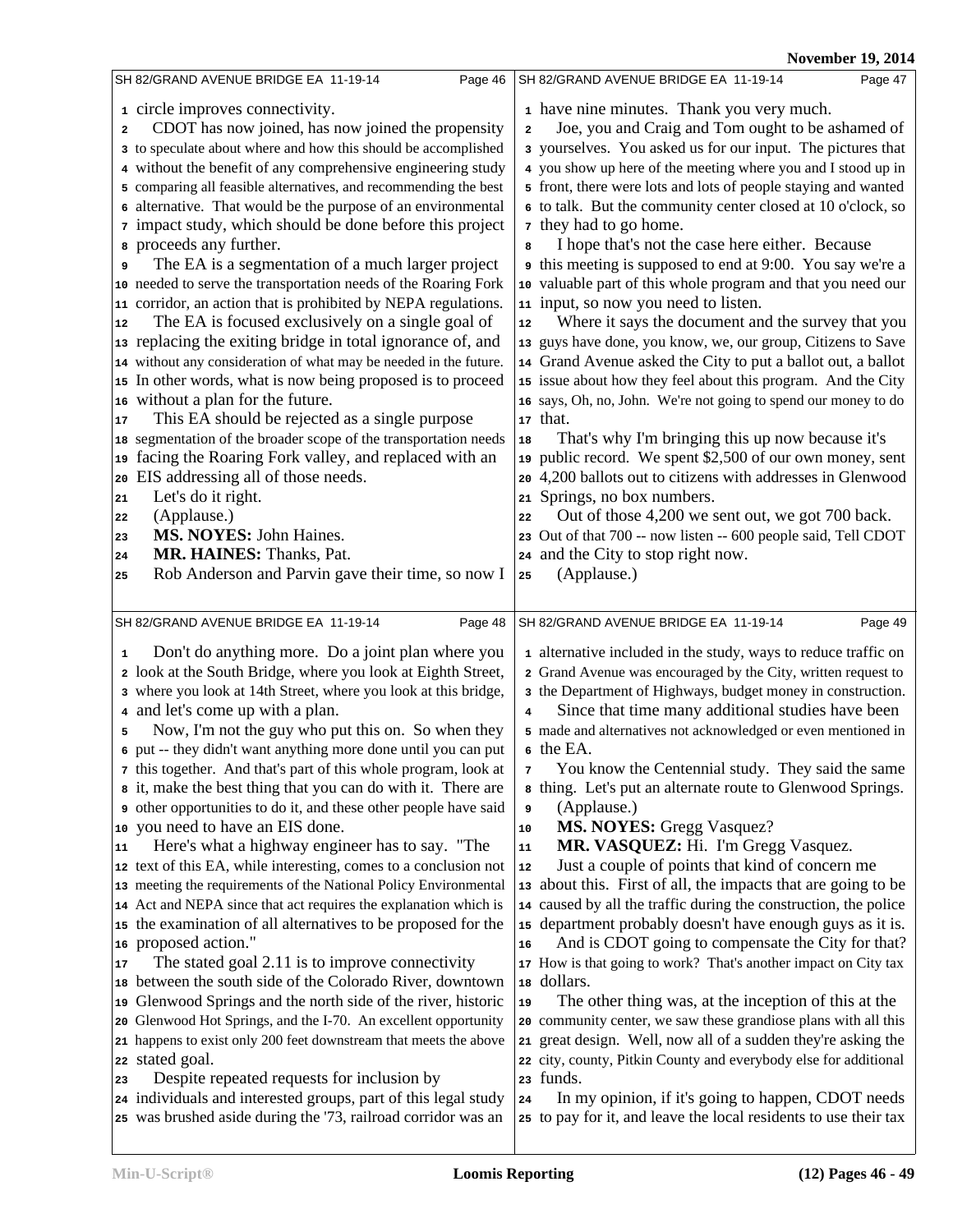circle improves connectivity.

CDOT has now joined, has now joined the propensity to speculate about where and how this should be accomplished without the benefit of any comprehensive engineering study comparing all feasible alternatives, and recommending the best alternative. That would be the purpose of an environmental impact study, which should be done before this project proceeds any further.

The EA is a segmentation of a much larger project needed to serve the transportation needs of the Roaring Fork corridor, an action that is prohibited by NEPA regulations.

The EA is focused exclusively on a single goal of replacing the exiting bridge in total ignorance of, and without any consideration of what may be needed in the future. In other words, what is now being proposed is to proceed without a plan for the future.

This EA should be rejected as a single purpose segmentation of the broader scope of the transportation needs facing the Roaring Fork valley, and replaced with an EIS addressing all of those needs.

Let's do it right.

(Applause.)

**MS. NOYES:** John Haines.

**MR. HAINES:** Thanks, Pat.

Rob Anderson and Parvin gave their time, so now I have nine minutes. Thank you very much.

Joe, you and Craig and Tom ought to be ashamed of yourselves. You asked us for our input. The pictures that you show up here of the meeting where you and I stood up in front, there were lots and lots of people staying and wanted to talk. But the community center closed at 10 o'clock, so they had to go home.

I hope that's not the case here either. Because this meeting is supposed to end at 9:00. You say we're a valuable part of this whole program and that you need our input, so now you need to listen.

Where it says the document and the survey that you guys have done, you know, we, our group, Citizens to Save Grand Avenue asked the City to put a ballot out, a ballot issue about how they feel about this program. And the City says, Oh, no, John. We're not going to spend our money to do that.

That's why I'm bringing this up now because it's public record. We spent $2,500 of our own money, sent 4,200 ballots out to citizens with addresses in Glenwood Springs, no box numbers.

Out of those 4,200 we sent out, we got 700 back. Out of that 700 -- now listen -- 600 people said, Tell CDOT and the City to stop right now.

(Applause.)

Don't do anything more. Do a joint plan where you look at the South Bridge, where you look at Eighth Street, where you look at 14th Street, where you look at this bridge, and let's come up with a plan.

Now, I'm not the guy who put this on. So when they put -- they didn't want anything more done until you can put this together. And that's part of this whole program, look at it, make the best thing that you can do with it. There are other opportunities to do it, and these other people have said you need to have an EIS done.

Here's what a highway engineer has to say. "The text of this EA, while interesting, comes to a conclusion not meeting the requirements of the National Policy Environmental Act and NEPA since that act requires the explanation which is the examination of all alternatives to be proposed for the proposed action."

The stated goal 2.11 is to improve connectivity between the south side of the Colorado River, downtown Glenwood Springs and the north side of the river, historic Glenwood Hot Springs, and the I-70. An excellent opportunity happens to exist only 200 feet downstream that meets the above stated goal.

Despite repeated requests for inclusion by individuals and interested groups, part of this legal study was brushed aside during the '73, railroad corridor was an alternative included in the study, ways to reduce traffic on Grand Avenue was encouraged by the City, written request to the Department of Highways, budget money in construction.

Since that time many additional studies have been made and alternatives not acknowledged or even mentioned in the EA.

You know the Centennial study. They said the same thing. Let's put an alternate route to Glenwood Springs.

(Applause.)

**MS. NOYES:** Gregg Vasquez?

**MR. VASQUEZ:** Hi. I'm Gregg Vasquez.

Just a couple of points that kind of concern me about this. First of all, the impacts that are going to be caused by all the traffic during the construction, the police department probably doesn't have enough guys as it is.

And is CDOT going to compensate the City for that? How is that going to work? That's another impact on City tax dollars.

The other thing was, at the inception of this at the community center, we saw these grandiose plans with all this great design. Well, now all of a sudden they're asking the city, county, Pitkin County and everybody else for additional funds.

In my opinion, if it's going to happen, CDOT needs to pay for it, and leave the local residents to use their tax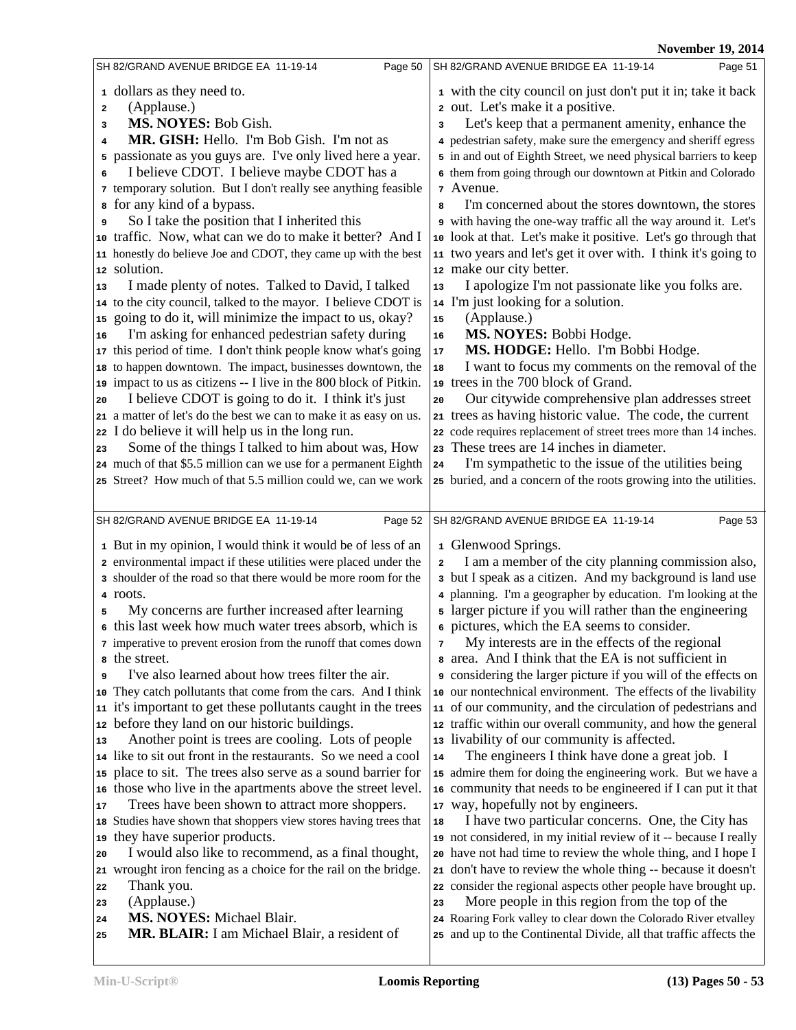dollars as they need to.

(Applause.)

**MS. NOYES:** Bob Gish.

**MR. GISH:** Hello. I'm Bob Gish. I'm not as passionate as you guys are. I've only lived here a year.

I believe CDOT. I believe maybe CDOT has a temporary solution. But I don't really see anything feasible for any kind of a bypass.

So I take the position that I inherited this traffic. Now, what can we do to make it better? And I honestly do believe Joe and CDOT, they came up with the best solution.

I made plenty of notes. Talked to David, I talked to the city council, talked to the mayor. I believe CDOT is going to do it, will minimize the impact to us, okay?

I'm asking for enhanced pedestrian safety during this period of time. I don't think people know what's going to happen downtown. The impact, businesses downtown, the impact to us as citizens -- I live in the 800 block of Pitkin.

I believe CDOT is going to do it. I think it's just a matter of let's do the best we can to make it as easy on us. I do believe it will help us in the long run.

Some of the things I talked to him about was, How much of that $5.5 million can we use for a permanent Eighth Street? How much of that 5.5 million could we, can we work with the city council on just don't put it in; take it back out. Let's make it a positive.

Let's keep that a permanent amenity, enhance the pedestrian safety, make sure the emergency and sheriff egress in and out of Eighth Street, we need physical barriers to keep them from going through our downtown at Pitkin and Colorado Avenue.

I'm concerned about the stores downtown, the stores with having the one-way traffic all the way around it. Let's look at that. Let's make it positive. Let's go through that two years and let's get it over with. I think it's going to make our city better.

I apologize I'm not passionate like you folks are. I'm just looking for a solution.

(Applause.)

**MS. NOYES:** Bobbi Hodge.

**MS. HODGE:** Hello. I'm Bobbi Hodge.

I want to focus my comments on the removal of the trees in the 700 block of Grand.

Our citywide comprehensive plan addresses street trees as having historic value. The code, the current code requires replacement of street trees more than 14 inches. These trees are 14 inches in diameter.

I'm sympathetic to the issue of the utilities being buried, and a concern of the roots growing into the utilities. But in my opinion, I would think it would be of less of an environmental impact if these utilities were placed under the shoulder of the road so that there would be more room for the roots.

My concerns are further increased after learning this last week how much water trees absorb, which is imperative to prevent erosion from the runoff that comes down the street.

I've also learned about how trees filter the air. They catch pollutants that come from the cars. And I think it's important to get these pollutants caught in the trees before they land on our historic buildings.

Another point is trees are cooling. Lots of people like to sit out front in the restaurants. So we need a cool place to sit. The trees also serve as a sound barrier for those who live in the apartments above the street level.

Trees have been shown to attract more shoppers. Studies have shown that shoppers view stores having trees that they have superior products.

I would also like to recommend, as a final thought, wrought iron fencing as a choice for the rail on the bridge.

Thank you.

(Applause.)

**MS. NOYES:** Michael Blair.

**MR. BLAIR:** I am Michael Blair, a resident of Glenwood Springs.

I am a member of the city planning commission also, but I speak as a citizen. And my background is land use planning. I'm a geographer by education. I'm looking at the larger picture if you will rather than the engineering pictures, which the EA seems to consider.

My interests are in the effects of the regional area. And I think that the EA is not sufficient in considering the larger picture if you will of the effects on our nontechnical environment. The effects of the livability of our community, and the circulation of pedestrians and traffic within our overall community, and how the general livability of our community is affected.

The engineers I think have done a great job. I admire them for doing the engineering work. But we have a community that needs to be engineered if I can put it that way, hopefully not by engineers.

I have two particular concerns. One, the City has not considered, in my initial review of it -- because I really have not had time to review the whole thing, and I hope I don't have to review the whole thing -- because it doesn't consider the regional aspects other people have brought up.

More people in this region from the top of the Roaring Fork valley to clear down the Colorado River etvalley and up to the Continental Divide, all that traffic affects the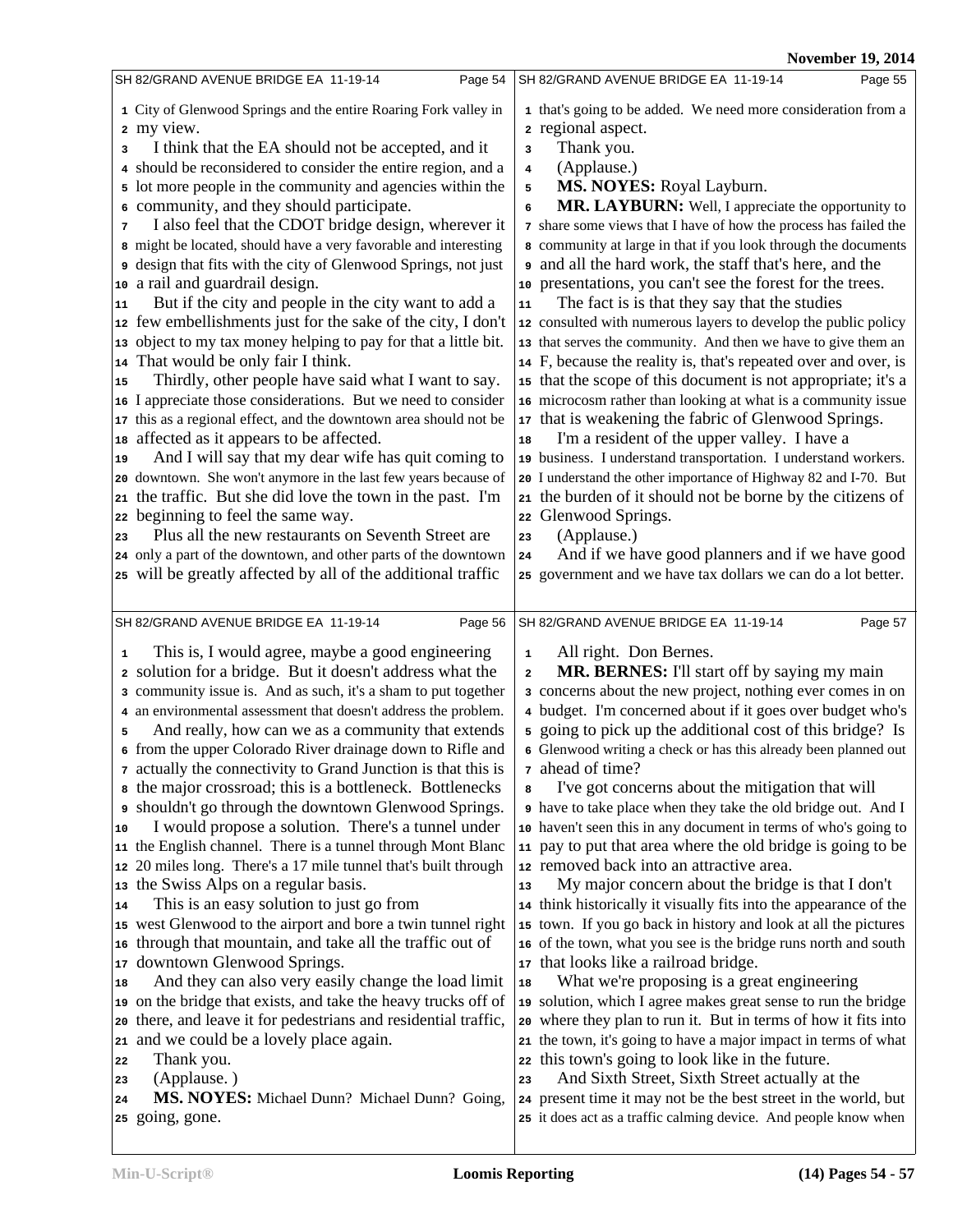City of Glenwood Springs and the entire Roaring Fork valley in my view.

I think that the EA should not be accepted, and it should be reconsidered to consider the entire region, and a lot more people in the community and agencies within the community, and they should participate.

I also feel that the CDOT bridge design, wherever it might be located, should have a very favorable and interesting design that fits with the city of Glenwood Springs, not just a rail and guardrail design.

But if the city and people in the city want to add a few embellishments just for the sake of the city, I don't object to my tax money helping to pay for that a little bit. That would be only fair I think.

Thirdly, other people have said what I want to say. I appreciate those considerations. But we need to consider this as a regional effect, and the downtown area should not be affected as it appears to be affected.

And I will say that my dear wife has quit coming to downtown. She won't anymore in the last few years because of the traffic. But she did love the town in the past. I'm beginning to feel the same way.

Plus all the new restaurants on Seventh Street are only a part of the downtown, and other parts of the downtown will be greatly affected by all of the additional traffic that's going to be added. We need more consideration from a regional aspect.

Thank you.

(Applause.)

**MS. NOYES:** Royal Layburn.

**MR. LAYBURN:** Well, I appreciate the opportunity to share some views that I have of how the process has failed the community at large in that if you look through the documents and all the hard work, the staff that's here, and the presentations, you can't see the forest for the trees.

The fact is is that they say that the studies consulted with numerous layers to develop the public policy that serves the community. And then we have to give them an F, because the reality is, that's repeated over and over, is that the scope of this document is not appropriate; it's a microcosm rather than looking at what is a community issue that is weakening the fabric of Glenwood Springs.

I'm a resident of the upper valley. I have a business. I understand transportation. I understand workers. I understand the other importance of Highway 82 and I-70. But the burden of it should not be borne by the citizens of Glenwood Springs.

(Applause.)

And if we have good planners and if we have good government and we have tax dollars we can do a lot better.

This is, I would agree, maybe a good engineering solution for a bridge. But it doesn't address what the community issue is. And as such, it's a sham to put together an environmental assessment that doesn't address the problem.

And really, how can we as a community that extends from the upper Colorado River drainage down to Rifle and actually the connectivity to Grand Junction is that this is the major crossroad; this is a bottleneck. Bottlenecks shouldn't go through the downtown Glenwood Springs.

I would propose a solution. There's a tunnel under the English channel. There is a tunnel through Mont Blanc 20 miles long. There's a 17 mile tunnel that's built through the Swiss Alps on a regular basis.

This is an easy solution to just go from west Glenwood to the airport and bore a twin tunnel right through that mountain, and take all the traffic out of downtown Glenwood Springs.

And they can also very easily change the load limit on the bridge that exists, and take the heavy trucks off of there, and leave it for pedestrians and residential traffic, and we could be a lovely place again.

Thank you.

(Applause. )

**MS. NOYES:** Michael Dunn? Michael Dunn? Going, going, gone.

All right. Don Bernes.

**MR. BERNES:** I'll start off by saying my main concerns about the new project, nothing ever comes in on budget. I'm concerned about if it goes over budget who's going to pick up the additional cost of this bridge? Is Glenwood writing a check or has this already been planned out ahead of time?

I've got concerns about the mitigation that will have to take place when they take the old bridge out. And I haven't seen this in any document in terms of who's going to pay to put that area where the old bridge is going to be removed back into an attractive area.

My major concern about the bridge is that I don't think historically it visually fits into the appearance of the town. If you go back in history and look at all the pictures of the town, what you see is the bridge runs north and south that looks like a railroad bridge.

What we're proposing is a great engineering solution, which I agree makes great sense to run the bridge where they plan to run it. But in terms of how it fits into the town, it's going to have a major impact in terms of what this town's going to look like in the future.

And Sixth Street, Sixth Street actually at the present time it may not be the best street in the world, but it does act as a traffic calming device. And people know when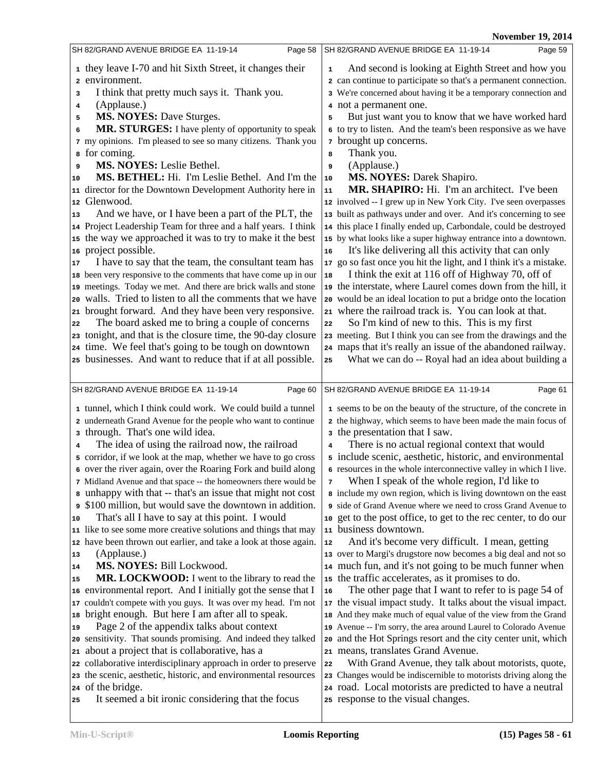they leave I-70 and hit Sixth Street, it changes their environment.

I think that pretty much says it. Thank you.

(Applause.)

**MS. NOYES:** Dave Sturges.

**MR. STURGES:** I have plenty of opportunity to speak my opinions. I'm pleased to see so many citizens. Thank you for coming.

**MS. NOYES:** Leslie Bethel.

**MS. BETHEL:** Hi. I'm Leslie Bethel. And I'm the director for the Downtown Development Authority here in Glenwood.

And we have, or I have been a part of the PLT, the Project Leadership Team for three and a half years. I think the way we approached it was to try to make it the best project possible.

I have to say that the team, the consultant team has been very responsive to the comments that have come up in our meetings. Today we met. And there are brick walls and stone walls. Tried to listen to all the comments that we have brought forward. And they have been very responsive.

The board asked me to bring a couple of concerns tonight, and that is the closure time, the 90-day closure time. We feel that's going to be tough on downtown businesses. And want to reduce that if at all possible.

And second is looking at Eighth Street and how you can continue to participate so that's a permanent connection. We're concerned about having it be a temporary connection and not a permanent one.

But just want you to know that we have worked hard to try to listen. And the team's been responsive as we have brought up concerns.

Thank you.

(Applause.)

**MS. NOYES:** Darek Shapiro.

**MR. SHAPIRO:** Hi. I'm an architect. I've been involved -- I grew up in New York City. I've seen overpasses built as pathways under and over. And it's concerning to see this place I finally ended up, Carbondale, could be destroyed by what looks like a super highway entrance into a downtown.

It's like delivering all this activity that can only go so fast once you hit the light, and I think it's a mistake.

I think the exit at 116 off of Highway 70, off of the interstate, where Laurel comes down from the hill, it would be an ideal location to put a bridge onto the location where the railroad track is. You can look at that.

So I'm kind of new to this. This is my first meeting. But I think you can see from the drawings and the maps that it's really an issue of the abandoned railway.

What we can do -- Royal had an idea about building a tunnel, which I think could work. We could build a tunnel underneath Grand Avenue for the people who want to continue through. That's one wild idea.

The idea of using the railroad now, the railroad corridor, if we look at the map, whether we have to go cross over the river again, over the Roaring Fork and build along Midland Avenue and that space -- the homeowners there would be unhappy with that -- that's an issue that might not cost $100 million, but would save the downtown in addition.

That's all I have to say at this point. I would like to see some more creative solutions and things that may have been thrown out earlier, and take a look at those again.

(Applause.)

**MS. NOYES:** Bill Lockwood.

**MR. LOCKWOOD:** I went to the library to read the environmental report. And I initially got the sense that I couldn't compete with you guys. It was over my head. I'm not bright enough. But here I am after all to speak.

Page 2 of the appendix talks about context sensitivity. That sounds promising. And indeed they talked about a project that is collaborative, has a collaborative interdisciplinary approach in order to preserve the scenic, aesthetic, historic, and environmental resources of the bridge.

It seemed a bit ironic considering that the focus seems to be on the beauty of the structure, of the concrete in the highway, which seems to have been made the main focus of the presentation that I saw.

There is no actual regional context that would include scenic, aesthetic, historic, and environmental resources in the whole interconnective valley in which I live.

When I speak of the whole region, I'd like to include my own region, which is living downtown on the east side of Grand Avenue where we need to cross Grand Avenue to get to the post office, to get to the rec center, to do our business downtown.

And it's become very difficult. I mean, getting over to Margi's drugstore now becomes a big deal and not so much fun, and it's not going to be much funner when the traffic accelerates, as it promises to do.

The other page that I want to refer to is page 54 of the visual impact study. It talks about the visual impact. And they make much of equal value of the view from the Grand Avenue -- I'm sorry, the area around Laurel to Colorado Avenue and the Hot Springs resort and the city center unit, which means, translates Grand Avenue.

With Grand Avenue, they talk about motorists, quote, Changes would be indiscernible to motorists driving along the road. Local motorists are predicted to have a neutral response to the visual changes.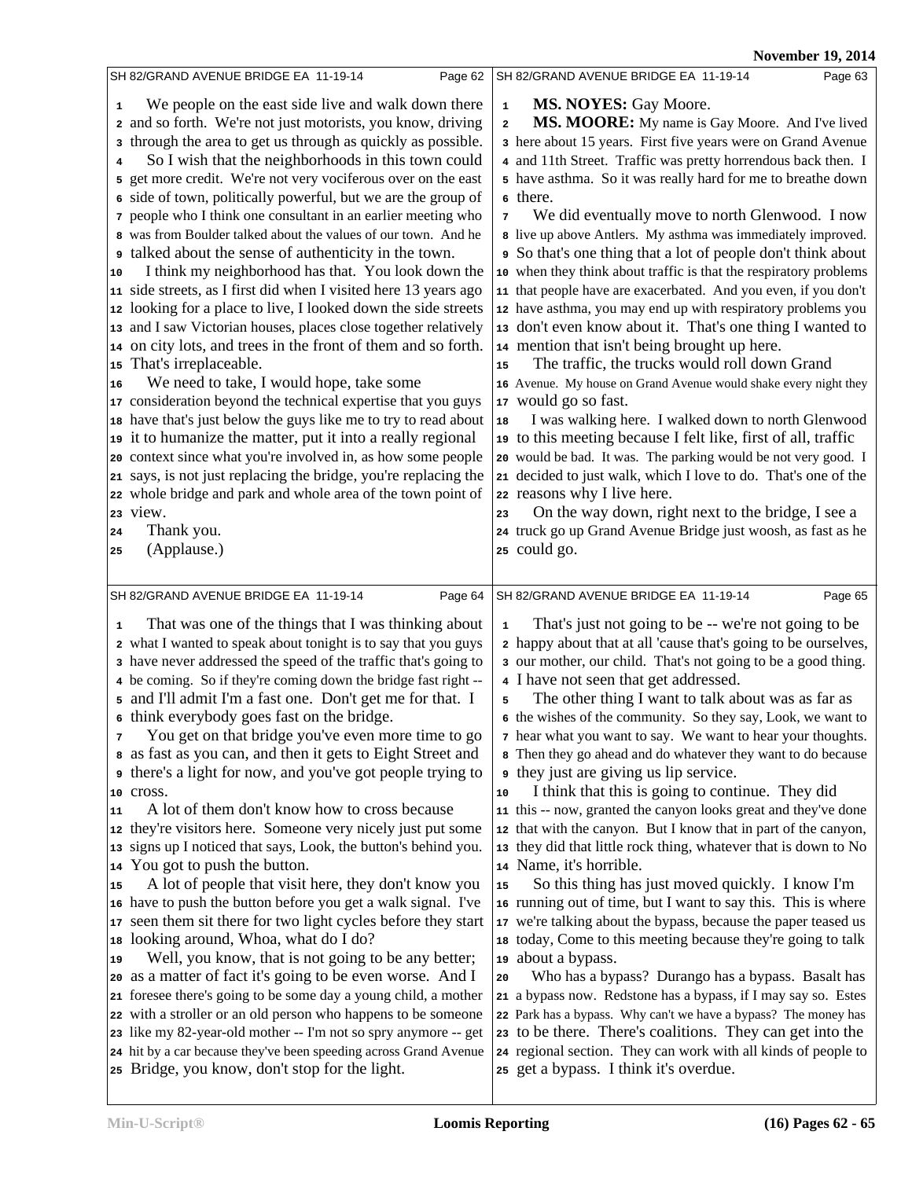We people on the east side live and walk down there and so forth. We're not just motorists, you know, driving through the area to get us through as quickly as possible.

So I wish that the neighborhoods in this town could get more credit. We're not very vociferous over on the east side of town, politically powerful, but we are the group of people who I think one consultant in an earlier meeting who was from Boulder talked about the values of our town. And he talked about the sense of authenticity in the town.

I think my neighborhood has that. You look down the side streets, as I first did when I visited here 13 years ago looking for a place to live, I looked down the side streets and I saw Victorian houses, places close together relatively on city lots, and trees in the front of them and so forth. That's irreplaceable.

We need to take, I would hope, take some consideration beyond the technical expertise that you guys have that's just below the guys like me to try to read about it to humanize the matter, put it into a really regional context since what you're involved in, as how some people says, is not just replacing the bridge, you're replacing the whole bridge and park and whole area of the town point of view.

Thank you.

(Applause.)

**MS. NOYES:** Gay Moore.

**MS. MOORE:** My name is Gay Moore. And I've lived here about 15 years. First five years were on Grand Avenue and 11th Street. Traffic was pretty horrendous back then. I have asthma. So it was really hard for me to breathe down there.

We did eventually move to north Glenwood. I now live up above Antlers. My asthma was immediately improved. So that's one thing that a lot of people don't think about when they think about traffic is that the respiratory problems that people have are exacerbated. And you even, if you don't have asthma, you may end up with respiratory problems you don't even know about it. That's one thing I wanted to mention that isn't being brought up here.

The traffic, the trucks would roll down Grand Avenue. My house on Grand Avenue would shake every night they would go so fast.

I was walking here. I walked down to north Glenwood to this meeting because I felt like, first of all, traffic would be bad. It was. The parking would be not very good. I decided to just walk, which I love to do. That's one of the reasons why I live here.

On the way down, right next to the bridge, I see a truck go up Grand Avenue Bridge just woosh, as fast as he could go.

That was one of the things that I was thinking about what I wanted to speak about tonight is to say that you guys have never addressed the speed of the traffic that's going to be coming. So if they're coming down the bridge fast right -- and I'll admit I'm a fast one. Don't get me for that. I think everybody goes fast on the bridge.

You get on that bridge you've even more time to go as fast as you can, and then it gets to Eight Street and there's a light for now, and you've got people trying to cross.

A lot of them don't know how to cross because they're visitors here. Someone very nicely just put some signs up I noticed that says, Look, the button's behind you. You got to push the button.

A lot of people that visit here, they don't know you have to push the button before you get a walk signal. I've seen them sit there for two light cycles before they start looking around, Whoa, what do I do?

Well, you know, that is not going to be any better; as a matter of fact it's going to be even worse. And I foresee there's going to be some day a young child, a mother with a stroller or an old person who happens to be someone like my 82-year-old mother -- I'm not so spry anymore -- get hit by a car because they've been speeding across Grand Avenue Bridge, you know, don't stop for the light.

That's just not going to be -- we're not going to be happy about that at all 'cause that's going to be ourselves, our mother, our child. That's not going to be a good thing. I have not seen that get addressed.

The other thing I want to talk about was as far as the wishes of the community. So they say, Look, we want to hear what you want to say. We want to hear your thoughts. Then they go ahead and do whatever they want to do because they just are giving us lip service.

I think that this is going to continue. They did this -- now, granted the canyon looks great and they've done that with the canyon. But I know that in part of the canyon, they did that little rock thing, whatever that is down to No Name, it's horrible.

So this thing has just moved quickly. I know I'm running out of time, but I want to say this. This is where we're talking about the bypass, because the paper teased us today, Come to this meeting because they're going to talk about a bypass.

Who has a bypass? Durango has a bypass. Basalt has a bypass now. Redstone has a bypass, if I may say so. Estes Park has a bypass. Why can't we have a bypass? The money has to be there. There's coalitions. They can get into the regional section. They can work with all kinds of people to get a bypass. I think it's overdue.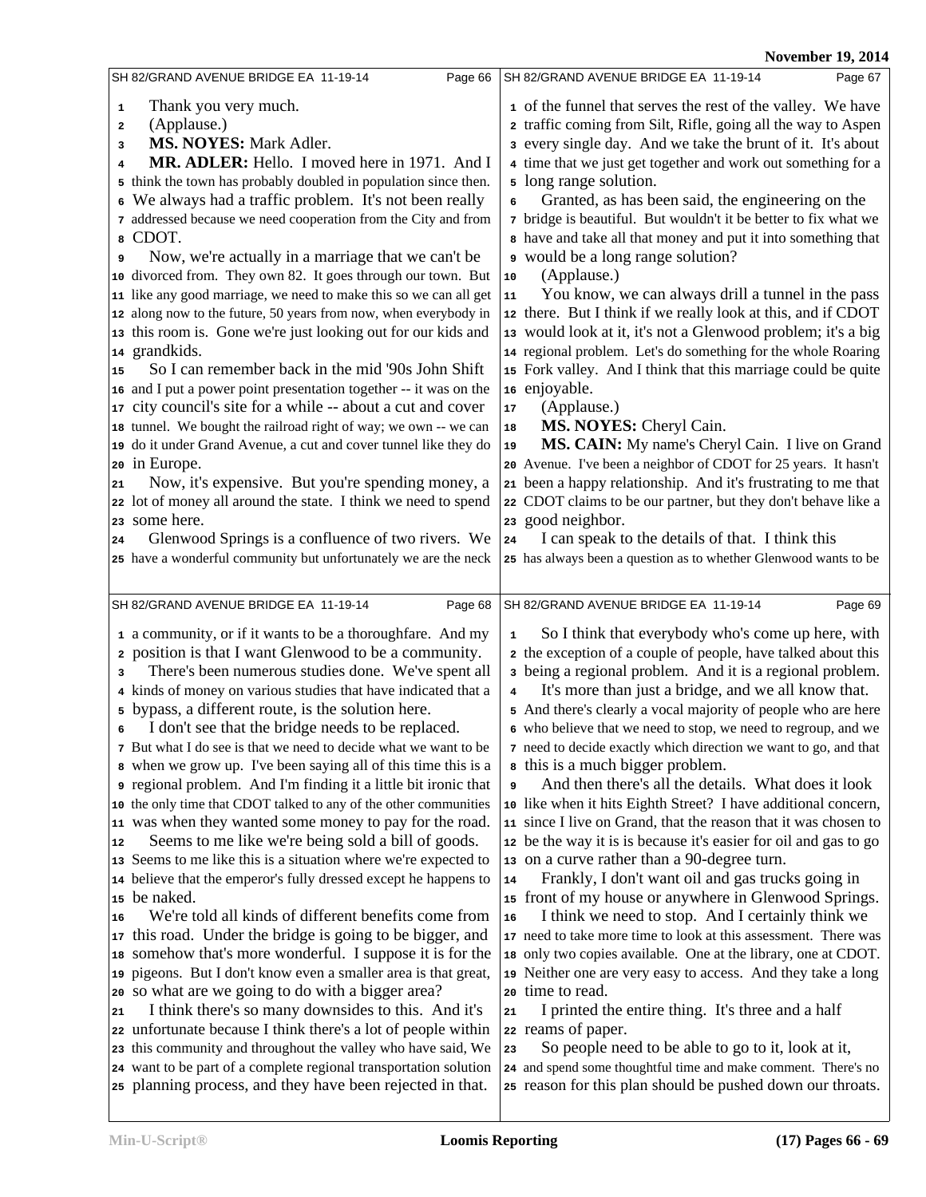Thank you very much.

(Applause.)

**MS. NOYES:** Mark Adler.

**MR. ADLER:** Hello. I moved here in 1971. And I think the town has probably doubled in population since then. We always had a traffic problem. It's not been really addressed because we need cooperation from the City and from CDOT.

Now, we're actually in a marriage that we can't be divorced from. They own 82. It goes through our town. But like any good marriage, we need to make this so we can all get along now to the future, 50 years from now, when everybody in this room is. Gone we're just looking out for our kids and grandkids.

So I can remember back in the mid '90s John Shift and I put a power point presentation together -- it was on the city council's site for a while -- about a cut and cover tunnel. We bought the railroad right of way; we own -- we can do it under Grand Avenue, a cut and cover tunnel like they do in Europe.

Now, it's expensive. But you're spending money, a lot of money all around the state. I think we need to spend some here.

Glenwood Springs is a confluence of two rivers. We have a wonderful community but unfortunately we are the neck of the funnel that serves the rest of the valley. We have traffic coming from Silt, Rifle, going all the way to Aspen every single day. And we take the brunt of it. It's about time that we just get together and work out something for a long range solution.

Granted, as has been said, the engineering on the bridge is beautiful. But wouldn't it be better to fix what we have and take all that money and put it into something that would be a long range solution?

(Applause.)

You know, we can always drill a tunnel in the pass there. But I think if we really look at this, and if CDOT would look at it, it's not a Glenwood problem; it's a big regional problem. Let's do something for the whole Roaring Fork valley. And I think that this marriage could be quite enjoyable.

(Applause.)

**MS. NOYES:** Cheryl Cain.

**MS. CAIN:** My name's Cheryl Cain. I live on Grand Avenue. I've been a neighbor of CDOT for 25 years. It hasn't been a happy relationship. And it's frustrating to me that CDOT claims to be our partner, but they don't behave like a good neighbor.

I can speak to the details of that. I think this has always been a question as to whether Glenwood wants to be a community, or if it wants to be a thoroughfare. And my position is that I want Glenwood to be a community.

There's been numerous studies done. We've spent all kinds of money on various studies that have indicated that a bypass, a different route, is the solution here.

I don't see that the bridge needs to be replaced. But what I do see is that we need to decide what we want to be when we grow up. I've been saying all of this time this is a regional problem. And I'm finding it a little bit ironic that the only time that CDOT talked to any of the other communities was when they wanted some money to pay for the road.

Seems to me like we're being sold a bill of goods. Seems to me like this is a situation where we're expected to believe that the emperor's fully dressed except he happens to be naked.

We're told all kinds of different benefits come from this road. Under the bridge is going to be bigger, and somehow that's more wonderful. I suppose it is for the pigeons. But I don't know even a smaller area is that great, so what are we going to do with a bigger area?

I think there's so many downsides to this. And it's unfortunate because I think there's a lot of people within this community and throughout the valley who have said, We want to be part of a complete regional transportation solution planning process, and they have been rejected in that.

So I think that everybody who's come up here, with the exception of a couple of people, have talked about this being a regional problem. And it is a regional problem.

It's more than just a bridge, and we all know that. And there's clearly a vocal majority of people who are here who believe that we need to stop, we need to regroup, and we need to decide exactly which direction we want to go, and that this is a much bigger problem.

And then there's all the details. What does it look like when it hits Eighth Street? I have additional concern, since I live on Grand, that the reason that it was chosen to be the way it is is because it's easier for oil and gas to go on a curve rather than a 90-degree turn.

Frankly, I don't want oil and gas trucks going in front of my house or anywhere in Glenwood Springs.

I think we need to stop. And I certainly think we need to take more time to look at this assessment. There was only two copies available. One at the library, one at CDOT. Neither one are very easy to access. And they take a long time to read.

I printed the entire thing. It's three and a half reams of paper.

So people need to be able to go to it, look at it, and spend some thoughtful time and make comment. There's no reason for this plan should be pushed down our throats.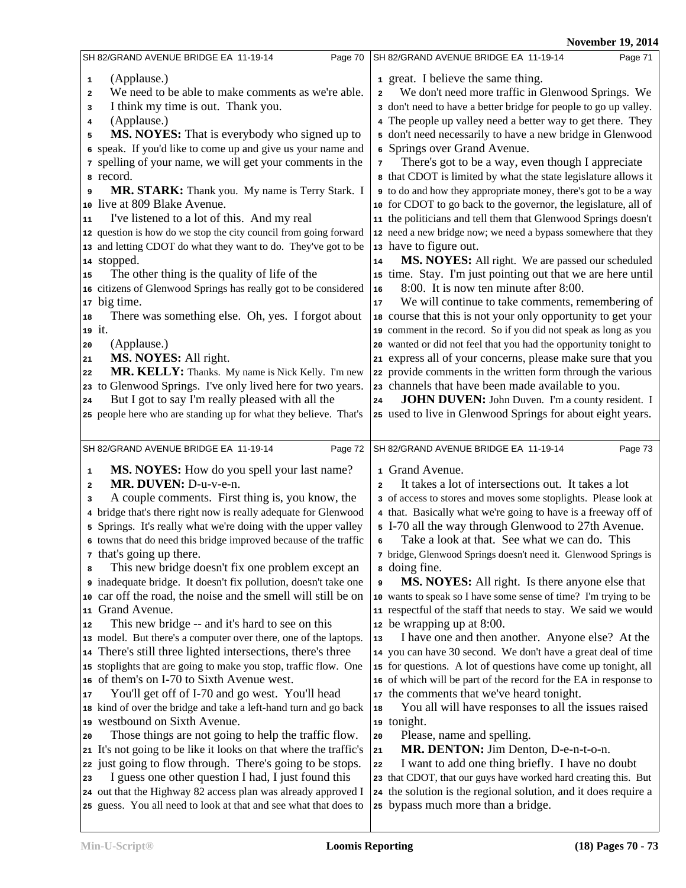(Applause.)

We need to be able to make comments as we're able. I think my time is out. Thank you.

(Applause.)

**MS. NOYES:** That is everybody who signed up to speak. If you'd like to come up and give us your name and spelling of your name, we will get your comments in the record.

**MR. STARK:** Thank you. My name is Terry Stark. I live at 809 Blake Avenue.

I've listened to a lot of this. And my real question is how do we stop the city council from going forward and letting CDOT do what they want to do. They've got to be stopped.

The other thing is the quality of life of the citizens of Glenwood Springs has really got to be considered big time.

There was something else. Oh, yes. I forgot about it.

(Applause.)

**MS. NOYES:** All right.

**MR. KELLY:** Thanks. My name is Nick Kelly. I'm new to Glenwood Springs. I've only lived here for two years.

But I got to say I'm really pleased with all the people here who are standing up for what they believe. That's great. I believe the same thing.

We don't need more traffic in Glenwood Springs. We don't need to have a better bridge for people to go up valley. The people up valley need a better way to get there. They don't need necessarily to have a new bridge in Glenwood Springs over Grand Avenue.

There's got to be a way, even though I appreciate that CDOT is limited by what the state legislature allows it to do and how they appropriate money, there's got to be a way for CDOT to go back to the governor, the legislature, all of the politicians and tell them that Glenwood Springs doesn't need a new bridge now; we need a bypass somewhere that they have to figure out.

**MS. NOYES:** All right. We are passed our scheduled time. Stay. I'm just pointing out that we are here until 8:00. It is now ten minute after 8:00.

We will continue to take comments, remembering of course that this is not your only opportunity to get your comment in the record. So if you did not speak as long as you wanted or did not feel that you had the opportunity tonight to express all of your concerns, please make sure that you provide comments in the written form through the various channels that have been made available to you.

**JOHN DUVEN:** John Duven. I'm a county resident. I used to live in Glenwood Springs for about eight years.

**MS. NOYES:** How do you spell your last name?

**MR. DUVEN:** D-u-v-e-n.

A couple comments. First thing is, you know, the bridge that's there right now is really adequate for Glenwood Springs. It's really what we're doing with the upper valley towns that do need this bridge improved because of the traffic that's going up there.

This new bridge doesn't fix one problem except an inadequate bridge. It doesn't fix pollution, doesn't take one car off the road, the noise and the smell will still be on Grand Avenue.

This new bridge -- and it's hard to see on this model. But there's a computer over there, one of the laptops. There's still three lighted intersections, there's three stoplights that are going to make you stop, traffic flow. One of them's on I-70 to Sixth Avenue west.

You'll get off of I-70 and go west. You'll head kind of over the bridge and take a left-hand turn and go back westbound on Sixth Avenue.

Those things are not going to help the traffic flow. It's not going to be like it looks on that where the traffic's just going to flow through. There's going to be stops.

I guess one other question I had, I just found this out that the Highway 82 access plan was already approved I guess. You all need to look at that and see what that does to Grand Avenue.

It takes a lot of intersections out. It takes a lot of access to stores and moves some stoplights. Please look at that. Basically what we're going to have is a freeway off of I-70 all the way through Glenwood to 27th Avenue.

Take a look at that. See what we can do. This bridge, Glenwood Springs doesn't need it. Glenwood Springs is doing fine.

**MS. NOYES:** All right. Is there anyone else that wants to speak so I have some sense of time? I'm trying to be respectful of the staff that needs to stay. We said we would be wrapping up at 8:00.

I have one and then another. Anyone else? At the you can have 30 second. We don't have a great deal of time for questions. A lot of questions have come up tonight, all of which will be part of the record for the EA in response to the comments that we've heard tonight.

You all will have responses to all the issues raised tonight.

Please, name and spelling.

**MR. DENTON:** Jim Denton, D-e-n-t-o-n.

I want to add one thing briefly. I have no doubt that CDOT, that our guys have worked hard creating this. But the solution is the regional solution, and it does require a bypass much more than a bridge.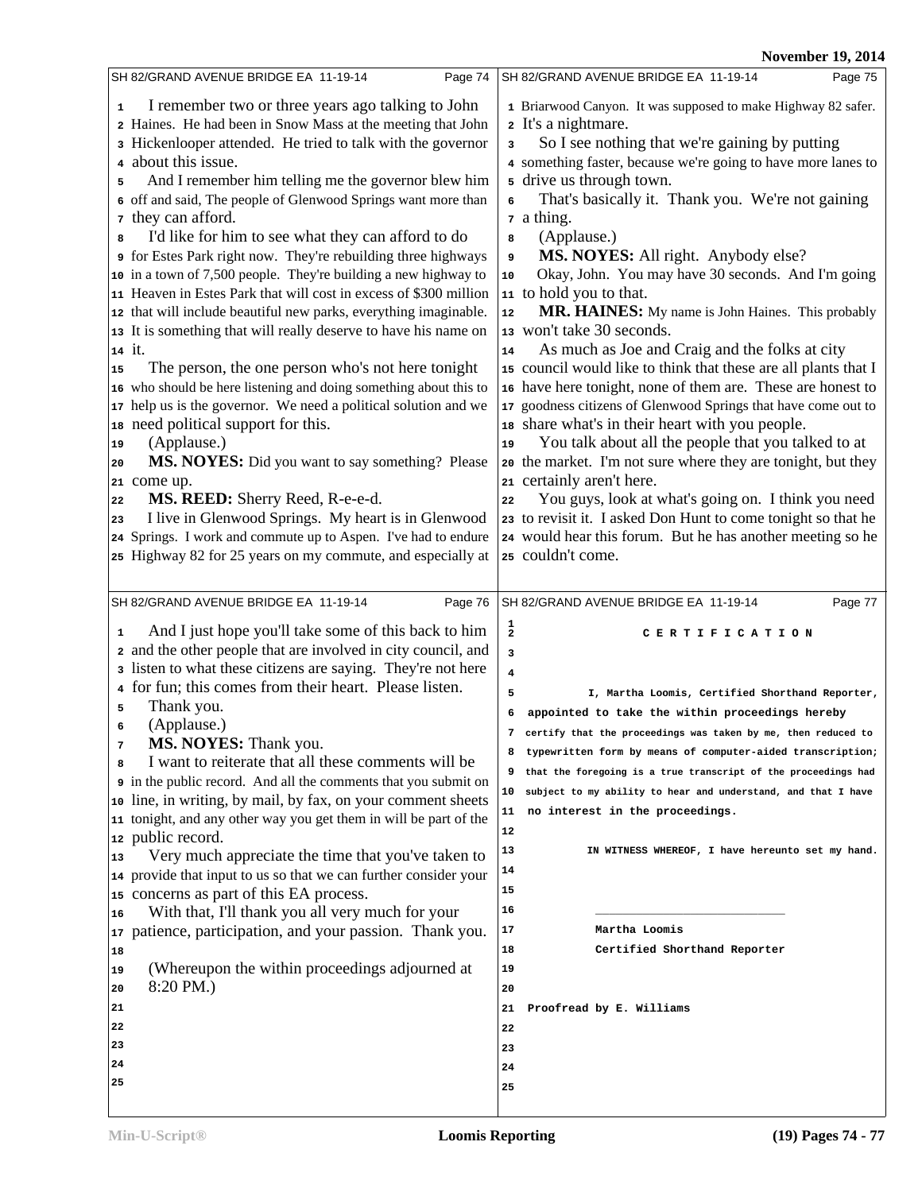I remember two or three years ago talking to John Haines. He had been in Snow Mass at the meeting that John Hickenlooper attended. He tried to talk with the governor about this issue.

And I remember him telling me the governor blew him off and said, The people of Glenwood Springs want more than they can afford.

I'd like for him to see what they can afford to do for Estes Park right now. They're rebuilding three highways in a town of 7,500 people. They're building a new highway to Heaven in Estes Park that will cost in excess of $300 million that will include beautiful new parks, everything imaginable. It is something that will really deserve to have his name on it.

The person, the one person who's not here tonight who should be here listening and doing something about this to help us is the governor. We need a political solution and we need political support for this.

(Applause.)

**MS. NOYES:** Did you want to say something? Please come up.

**MS. REED:** Sherry Reed, R-e-e-d.

I live in Glenwood Springs. My heart is in Glenwood Springs. I work and commute up to Aspen. I've had to endure Highway 82 for 25 years on my commute, and especially at Briarwood Canyon. It was supposed to make Highway 82 safer. It's a nightmare.

So I see nothing that we're gaining by putting something faster, because we're going to have more lanes to drive us through town.

That's basically it. Thank you. We're not gaining a thing.

(Applause.)

**MS. NOYES:** All right. Anybody else?

Okay, John. You may have 30 seconds. And I'm going to hold you to that.

**MR. HAINES:** My name is John Haines. This probably won't take 30 seconds.

As much as Joe and Craig and the folks at city council would like to think that these are all plants that I have here tonight, none of them are. These are honest to goodness citizens of Glenwood Springs that have come out to share what's in their heart with you people.

You talk about all the people that you talked to at the market. I'm not sure where they are tonight, but they certainly aren't here.

You guys, look at what's going on. I think you need to revisit it. I asked Don Hunt to come tonight so that he would hear this forum. But he has another meeting so he couldn't come.

And I just hope you'll take some of this back to him and the other people that are involved in city council, and listen to what these citizens are saying. They're not here for fun; this comes from their heart. Please listen.

Thank you.

(Applause.)

**MS. NOYES:** Thank you.

I want to reiterate that all these comments will be in the public record. And all the comments that you submit on line, in writing, by mail, by fax, on your comment sheets tonight, and any other way you get them in will be part of the public record.

Very much appreciate the time that you've taken to provide that input to us so that we can further consider your concerns as part of this EA process.

With that, I'll thank you all very much for your patience, participation, and your passion. Thank you.

(Whereupon the within proceedings adjourned at 8:20 PM.)

## C E R T I F I C A T I O N

I, Martha Loomis, Certified Shorthand Reporter, appointed to take the within proceedings hereby certify that the proceedings was taken by me, then reduced to typewritten form by means of computer-aided transcription; that the foregoing is a true transcript of the proceedings had subject to my ability to hear and understand, and that I have no interest in the proceedings.

IN WITNESS WHEREOF, I have hereunto set my hand.

\_\_\_\_\_\_\_\_\_\_\_\_\_\_\_\_\_\_\_\_\_\_\_\_\_\_\_\_

Martha Loomis
Certified Shorthand Reporter

Proofread by E. Williams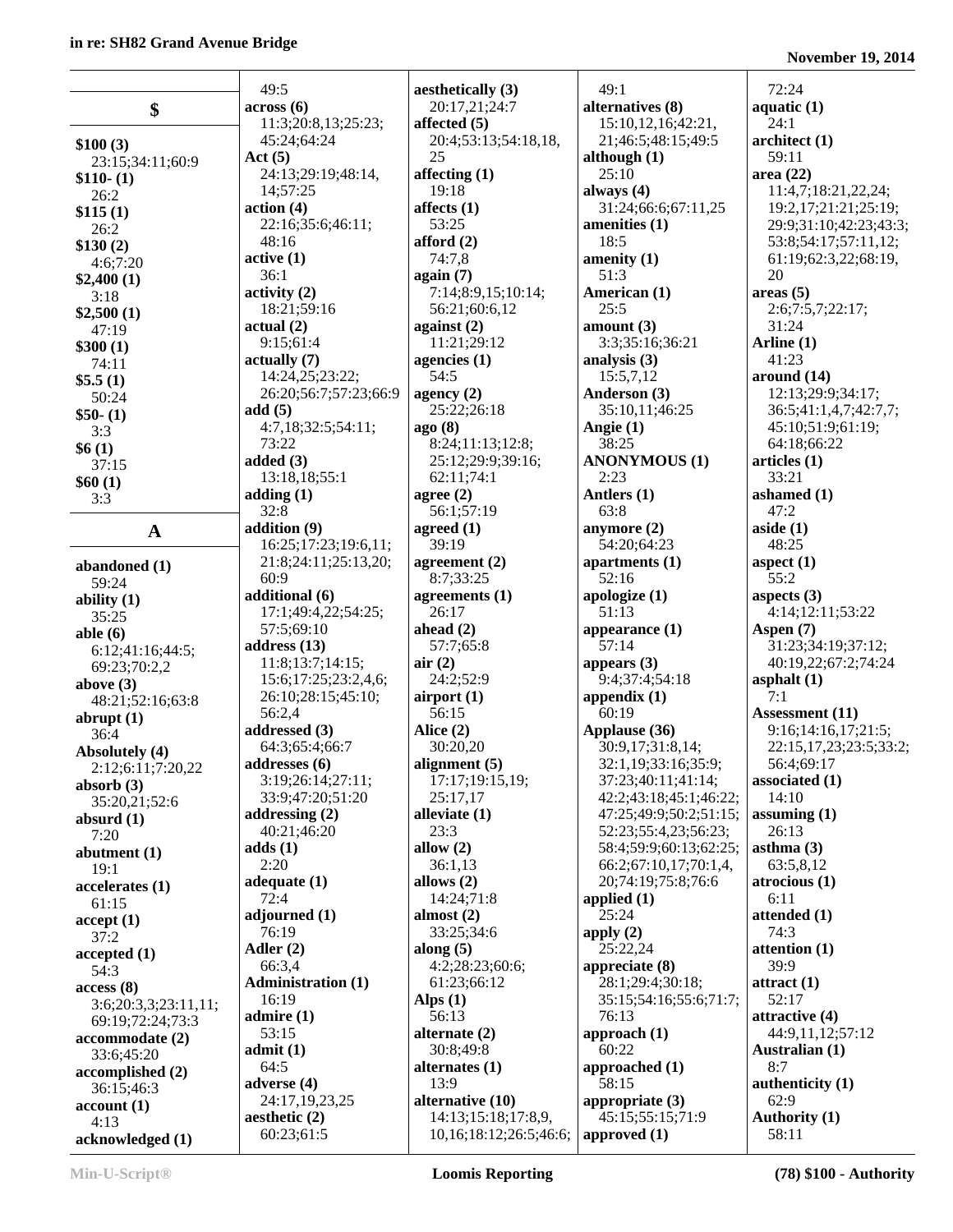## $

**$100 (3)**
23:15;34:11;60:9

**$110- (1)**
26:2

**$115 (1)**
26:2

**$130 (2)**
4:6;7:20

**$2,400 (1)**
3:18

**$2,500 (1)**
47:19

**$300 (1)**
74:11

**$5.5 (1)**
50:24

**$50- (1)**
3:3

**$6 (1)**
37:15

**$60 (1)**
3:3

## A

**abandoned (1)**
59:24

**ability (1)**
35:25

**able (6)**
6:12;41:16;44:5;69:23;70:2,2

**above (3)**
48:21;52:16;63:8

**abrupt (1)**
36:4

**Absolutely (4)**
2:12;6:11;7:20,22

**absorb (3)**
35:20,21;52:6

**absurd (1)**
7:20

**abutment (1)**
19:1

**accelerates (1)**
61:15

**accept (1)**
37:2

**accepted (1)**
54:3

**access (8)**
3:6;20:3,3;23:11,11;69:19;72:24;73:3

**accommodate (2)**
33:6;45:20

**accomplished (2)**
36:15;46:3

**account (1)**
4:13

**acknowledged (1)**
49:5

**across (6)**
11:3;20:8,13;25:23;45:24;64:24

**Act (5)**
24:13;29:19;48:14,14;57:25

**action (4)**
22:16;35:6;46:11;48:16

**active (1)**
36:1

**activity (2)**
18:21;59:16

**actual (2)**
9:15;61:4

**actually (7)**
14:24,25;23:22;26:20;56:7;57:23;66:9

**add (5)**
4:7,18;32:5;54:11;73:22

**added (3)**
13:18,18;55:1

**adding (1)**
32:8

**addition (9)**
16:25;17:23;19:6,11;21:8;24:11;25:13,20;60:9

**additional (6)**
17:1;49:4,22;54:25;57:5;69:10

**address (13)**
11:8;13:7;14:15;15:6;17:25;23:2,4,6;26:10;28:15;45:10;56:2,4

**addressed (3)**
64:3;65:4;66:7

**addresses (6)**
3:19;26:14;27:11;33:9;47:20;51:20

**addressing (2)**
40:21;46:20

**adds (1)**
2:20

**adequate (1)**
72:4

**adjourned (1)**
76:19

**Adler (2)**
66:3,4

**Administration (1)**
16:19

**admire (1)**
53:15

**admit (1)**
64:5

**adverse (4)**
24:17,19,23,25

**aesthetic (2)**
60:23;61:5

**aesthetically (3)**
20:17,21;24:7

**affected (5)**
20:4;53:13;54:18,18,25

**affecting (1)**
19:18

**affects (1)**
53:25

**afford (2)**
74:7,8

**again (7)**
7:14;8:9,15;10:14;56:21;60:6,12

**against (2)**
11:21;29:12

**agencies (1)**
54:5

**agency (2)**
25:22;26:18

**ago (8)**
8:24;11:13;12:8;25:12;29:9;39:16;62:11;74:1

**agree (2)**
56:1;57:19

**agreed (1)**
39:19

**agreement (2)**
8:7;33:25

**agreements (1)**
26:17

**ahead (2)**
57:7;65:8

**air (2)**
24:2;52:9

**airport (1)**
56:15

**Alice (2)**
30:20,20

**alignment (5)**
17:17;19:15,19;25:17,17

**alleviate (1)**
23:3

**allow (2)**
36:1,13

**allows (2)**
14:24;71:8

**almost (2)**
33:25;34:6

**along (5)**
4:2;28:23;60:6;61:23;66:12

**Alps (1)**
56:13

**alternate (2)**
30:8;49:8

**alternates (1)**
13:9

**alternative (10)**
14:13;15:18;17:8,9,10,16;18:12;26:5;46:6;49:1

**alternatives (8)**
15:10,12,16;42:21,21;46:5;48:15;49:5

**although (1)**
25:10

**always (4)**
31:24;66:6;67:11,25

**amenities (1)**
18:5

**amenity (1)**
51:3

**American (1)**
25:5

**amount (3)**
3:3;35:16;36:21

**analysis (3)**
15:5,7,12

**Anderson (3)**
35:10,11;46:25

**Angie (1)**
38:25

**ANONYMOUS (1)**
2:23

**Antlers (1)**
63:8

**anymore (2)**
54:20;64:23

**apartments (1)**
52:16

**apologize (1)**
51:13

**appearance (1)**
57:14

**appears (3)**
9:4;37:4;54:18

**appendix (1)**
60:19

**Applause (36)**
30:9,17;31:8,14;32:1,19;33:16;35:9;37:23;40:11;41:14;42:2;43:18;45:1;46:22;47:25;49:9;50:2;51:15;52:23;55:4,23;56:23;58:4;59:9;60:13;62:25;66:2;67:10,17;70:1,4,20;74:19;75:8;76:6

**applied (1)**
25:24

**apply (2)**
25:22,24

**appreciate (8)**
28:1;29:4;30:18;35:15;54:16;55:6;71:7;76:13

**approach (1)**
60:22

**approached (1)**
58:15

**appropriate (3)**
45:15;55:15;71:9

**approved (1)**
72:24

**aquatic (1)**
24:1

**architect (1)**
59:11

**area (22)**
11:4,7;18:21,22,24;19:2,17;21:21;25:19;29:9;31:10;42:23;43:3;53:8;54:17;57:11,12;61:19;62:3,22;68:19,20

**areas (5)**
2:6;7:5,7;22:17;31:24

**Arline (1)**
41:23

**around (14)**
12:13;29:9;34:17;36:5;41:1,4,7;42:7,7;45:10;51:9;61:19;64:18;66:22

**articles (1)**
33:21

**ashamed (1)**
47:2

**aside (1)**
48:25

**aspect (1)**
55:2

**aspects (3)**
4:14;12:11;53:22

**Aspen (7)**
31:23;34:19;37:12;40:19,22;67:2;74:24

**asphalt (1)**
7:1

**Assessment (11)**
9:16;14:16,17;21:5;22:15,17,23;23:5;33:2;56:4;69:17

**associated (1)**
14:10

**assuming (1)**
26:13

**asthma (3)**
63:5,8,12

**atrocious (1)**
6:11

**attended (1)**
74:3

**attention (1)**
39:9

**attract (1)**
52:17

**attractive (4)**
44:9,11,12;57:12

**Australian (1)**
8:7

**authenticity (1)**
62:9

**Authority (1)**
58:11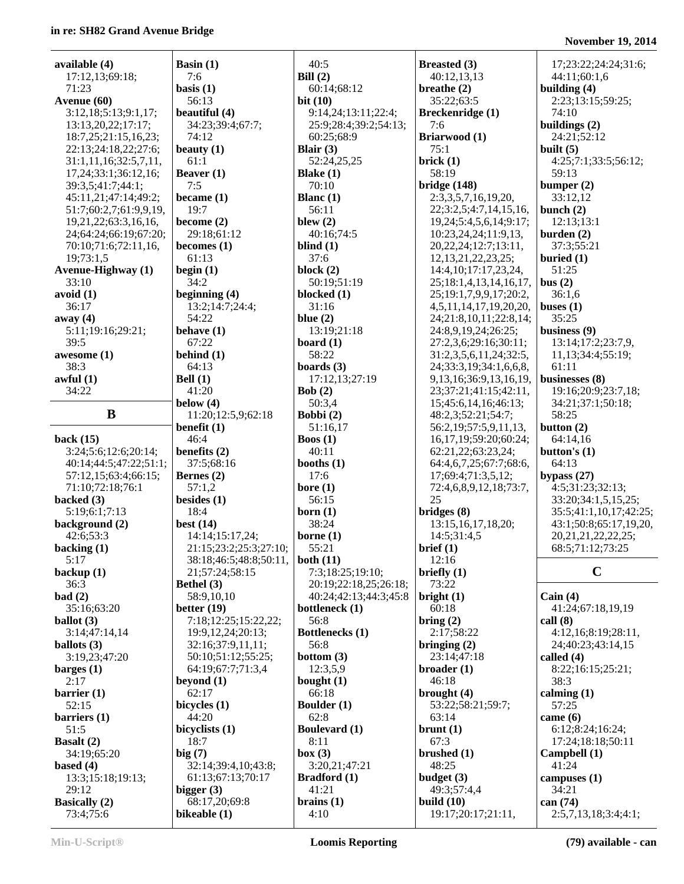**available (4)**
17:12,13;69:18;
71:23

**Avenue (60)**
3:12,18;5:13;9:1,17;
13:13,20,22;17:17;
18:7,25;21:15,16,23;
22:13;24:18,22;27:6;
31:1,11,16;32:5,7,11,
17,24;33:1;36:12,16;
39:3,5;41:7;44:1;
45:11,21;47:14;49:2;
51:7;60:2,7;61:9,9,19,
19,21,22;63:3,16,16,
24;64:24;66:19;67:20;
70:10;71:6;72:11,16,
19;73:1,5

**Avenue-Highway (1)**
33:10

**avoid (1)**
36:17

**away (4)**
5:11;19:16;29:21;
39:5

**awesome (1)**
38:3

**awful (1)**
34:22

## B

**back (15)**
3:24;5:6;12:6;20:14;
40:14;44:5;47:22;51:1;
57:12,15;63:4;66:15;
71:10;72:18;76:1

**backed (3)**
5:19;6:1;7:13

**background (2)**
42:6;53:3

**backing (1)**
5:17

**backup (1)**
36:3

**bad (2)**
35:16;63:20

**ballot (3)**
3:14;47:14,14

**ballots (3)**
3:19,23;47:20

**barges (1)**
2:17

**barrier (1)**
52:15

**barriers (1)**
51:5

**Basalt (2)**
34:19;65:20

**based (4)**
13:3;15:18;19:13;
29:12

**Basically (2)**
73:4;75:6

**Basin (1)**
7:6

**basis (1)**
56:13

**beautiful (4)**
34:23;39:4;67:7;
74:12

**beauty (1)**
61:1

**Beaver (1)**
7:5

**became (1)**
19:7

**become (2)**
29:18;61:12

**becomes (1)**
61:13

**begin (1)**
34:2

**beginning (4)**
13:2;14:7;24:4;
54:22

**behave (1)**
67:22

**behind (1)**
64:13

**Bell (1)**
41:20

**below (4)**
11:20;12:5,9;62:18

**benefit (1)**
46:4

**benefits (2)**
37:5;68:16

**Bernes (2)**
57:1,2

**besides (1)**
18:4

**best (14)**
14:14;15:17,24;
21:15;23:2;25:3;27:10;
38:18;46:5;48:8;50:11,
21;57:24;58:15

**Bethel (3)**
58:9,10,10

**better (19)**
7:18;12:25;15:22,22;
19:9,12,24;20:13;
32:16;37:9,11,11;
50:10;51:12;55:25;
64:19;67:7;71:3,4

**beyond (1)**
62:17

**bicycles (1)**
44:20

**bicyclists (1)**
18:7

**big (7)**
32:14;39:4,10;43:8;
61:13;67:13;70:17

**bigger (3)**
68:17,20;69:8

**bikeable (1)**
40:5

**Bill (2)**
60:14;68:12

**bit (10)**
9:14,24;13:11;22:4;
25:9;28:4;39:2;54:13;
60:25;68:9

**Blair (3)**
52:24,25,25

**Blake (1)**
70:10

**Blanc (1)**
56:11

**blew (2)**
40:16;74:5

**blind (1)**
37:6

**block (2)**
50:19;51:19

**blocked (1)**
31:16

**blue (2)**
13:19;21:18

**board (1)**
58:22

**boards (3)**
17:12,13;27:19

**Bob (2)**
50:3,4

**Bobbi (2)**
51:16,17

**Boos (1)**
40:11

**booths (1)**
17:6

**bore (1)**
56:15

**born (1)**
38:24

**borne (1)**
55:21

**both (11)**
7:3;18:25;19:10;
20:19;22:18,25;26:18;
40:24;42:13;44:3;45:8

**bottleneck (1)**
56:8

**Bottlenecks (1)**
56:8

**bottom (3)**
12:3,5,9

**bought (1)**
66:18

**Boulder (1)**
62:8

**Boulevard (1)**
8:11

**box (3)**
3:20,21;47:21

**Bradford (1)**
41:21

**brains (1)**
4:10

**Breasted (3)**
40:12,13,13

**breathe (2)**
35:22;63:5

**Breckenridge (1)**
7:6

**Briarwood (1)**
75:1

**brick (1)**
58:19

**bridge (148)**
2:3,3,5,7,16,19,20,
22;3:2,5;4:7,14,15,16,
19,24;5:4,5,6,14;9:17;
10:23,24,24;11:9,13,
20,22,24;12:7;13:11,
12,13,21,22,23,25;
14:4,10;17:17,23,24,
25;18:1,4,13,14,16,17,
25;19:1,7,9,9,17;20:2,
4,5,11,14,17,19,20,20,
24;21:8,10,11;22:8,14;
24:8,9,19,24;26:25;
27:2,3,6;29:16;30:11;
31:2,3,5,6,11,24;32:5,
24;33:3,19;34:1,6,6,8,
9,13,16;36:9,13,16,19,
23;37:21;41:15;42:11,
15;45:6,14,16;46:13;
48:2,3;52:21;54:7;
56:2,19;57:5,9,11,13,
16,17,19;59:20;60:24;
62:21,22;63:23,24;
64:4,6,7,25;67:7;68:6,
17;69:4;71:3,5,12;
72:4,6,8,9,12,18;73:7,
25

**bridges (8)**
13:15,16,17,18,20;
14:5;31:4,5

**brief (1)**
12:16

**briefly (1)**
73:22

**bright (1)**
60:18

**bring (2)**
2:17;58:22

**bringing (2)**
23:14;47:18

**broader (1)**
46:18

**brought (4)**
53:22;58:21;59:7;
63:14

**brunt (1)**
67:3

**brushed (1)**
48:25

**budget (3)**
49:3;57:4,4

**build (10)**
19:17;20:17;21:11,
17;23:22;24:24;31:6;
44:11;60:1,6

**building (4)**
2:23;13:15;59:25;
74:10

**buildings (2)**
24:21;52:12

**built (5)**
4:25;7:1;33:5;56:12;
59:13

**bumper (2)**
33:12,12

**bunch (2)**
12:13;13:1

**burden (2)**
37:3;55:21

**buried (1)**
51:25

**bus (2)**
36:1,6

**buses (1)**
35:25

**business (9)**
13:14;17:2;23:7,9,
11,13;34:4;55:19;
61:11

**businesses (8)**
19:16;20:9;23:7,18;
34:21;37:1;50:18;
58:25

**button (2)**
64:14,16

**button's (1)**
64:13

**bypass (27)**
4:5;31:23;32:13;
33:20;34:1,5,15,25;
35:5;41:1,10,17;42:25;
43:1;50:8;65:17,19,20,
20,21,21,22,22,25;
68:5;71:12;73:25

## C

**Cain (4)**
41:24;67:18,19,19

**call (8)**
4:12,16;8:19;28:11,
24;40:23;43:14,15

**called (4)**
8:22;16:15;25:21;
38:3

**calming (1)**
57:25

**came (6)**
6:12;8:24;16:24;
17:24;18:18;50:11

**Campbell (1)**
41:24

**campuses (1)**
34:21

**can (74)**
2:5,7,13,18;3:4;4:1;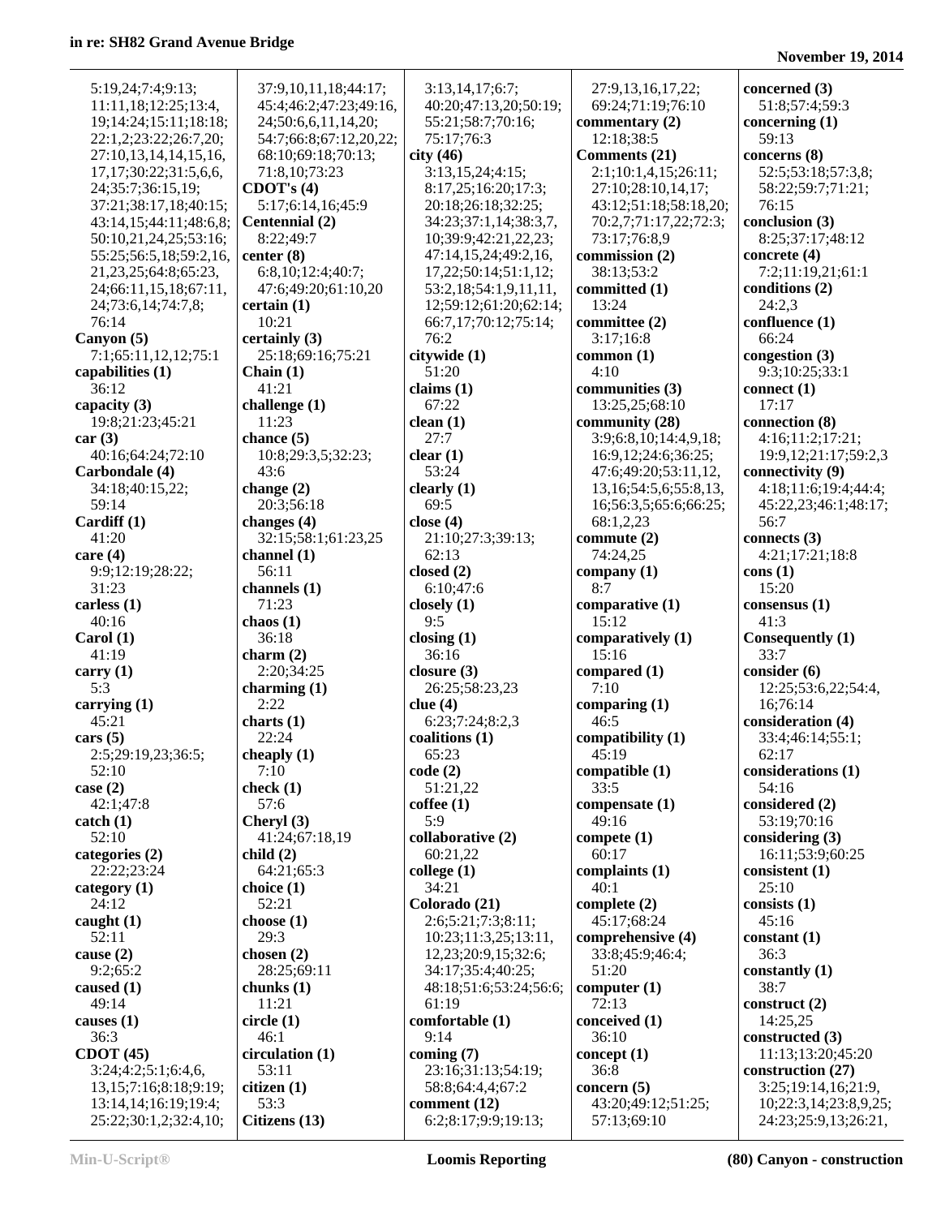5:19,24;7:4;9:13;
11:11,18;12:25;13:4,
19;14:24;15:11;18:18;
22:1,2;23:22;26:7,20;
27:10,13,14,14,15,16,
17,17;30:22;31:5,6,6,
24;35:7;36:15,19;
37:21;38:17,18;40:15;
43:14,15;44:11;48:6,8;
50:10,21,24,25;53:16;
55:25;56:5,18;59:2,16,
21,23,25;64:8;65:23,
24;66:11,15,18;67:11,
24;73:6,14;74:7,8;
76:14

**Canyon (5)**
7:1;65:11,12,12;75:1

**capabilities (1)**
36:12

**capacity (3)**
19:8;21:23;45:21

**car (3)**
40:16;64:24;72:10

**Carbondale (4)**
34:18;40:15,22;
59:14

**Cardiff (1)**
41:20

**care (4)**
9:9;12:19;28:22;
31:23

**carless (1)**
40:16

**Carol (1)**
41:19

**carry (1)**
5:3

**carrying (1)**
45:21

**cars (5)**
2:5;29:19,23;36:5;
52:10

**case (2)**
42:1;47:8

**catch (1)**
52:10

**categories (2)**
22:22;23:24

**category (1)**
24:12

**caught (1)**
52:11

**cause (2)**
9:2;65:2

**caused (1)**
49:14

**causes (1)**
36:3

**CDOT (45)**
3:24;4:2;5:1;6:4,6,
13,15;7:16;8:18;9:19;
13:14,14;16:19;19:4;
25:22;30:1,2;32:4,10;
37:9,10,11,18;44:17;
45:4;46:2;47:23;49:16,
24;50:6,6,11,14,20;
54:7;66:8;67:12,20,22;
68:10;69:18;70:13;
71:8,10;73:23

**CDOT's (4)**
5:17;6:14,16;45:9

**Centennial (2)**
8:22;49:7

**center (8)**
6:8,10;12:4;40:7;
47:6;49:20;61:10,20

**certain (1)**
10:21

**certainly (3)**
25:18;69:16;75:21

**Chain (1)**
41:21

**challenge (1)**
11:23

**chance (5)**
10:8;29:3,5;32:23;
43:6

**change (2)**
20:3;56:18

**changes (4)**
32:15;58:1;61:23,25

**channel (1)**
56:11

**channels (1)**
71:23

**chaos (1)**
36:18

**charm (2)**
2:20;34:25

**charming (1)**
2:22

**charts (1)**
22:24

**cheaply (1)**
7:10

**check (1)**
57:6

**Cheryl (3)**
41:24;67:18,19

**child (2)**
64:21;65:3

**choice (1)**
52:21

**choose (1)**
29:3

**chosen (2)**
28:25;69:11

**chunks (1)**
11:21

**circle (1)**
46:1

**circulation (1)**
53:11

**citizen (1)**
53:3

**Citizens (13)**
3:13,14,17;6:7;
40:20;47:13,20;50:19;
55:21;58:7;70:16;
75:17;76:3

**city (46)**
3:13,15,24;4:15;
8:17,25;16:20;17:3;
20:18;26:18;32:25;
34:23;37:1,14;38:3,7,
10;39:9;42:21,22,23;
47:14,15,24;49:2,16,
17,22;50:14;51:1,12;
53:2,18;54:1,9,11,11,
12;59:12;61:20;62:14;
66:7,17;70:12;75:14;
76:2

**citywide (1)**
51:20

**claims (1)**
67:22

**clean (1)**
27:7

**clear (1)**
53:24

**clearly (1)**
69:5

**close (4)**
21:10;27:3;39:13;
62:13

**closed (2)**
6:10;47:6

**closely (1)**
9:5

**closing (1)**
36:16

**closure (3)**
26:25;58:23,23

**clue (4)**
6:23;7:24;8:2,3

**coalitions (1)**
65:23

**code (2)**
51:21,22

**coffee (1)**
5:9

**collaborative (2)**
60:21,22

**college (1)**
34:21

**Colorado (21)**
2:6;5:21;7:3;8:11;
10:23;11:3,25;13:11,
12,23;20:9,15;32:6;
34:17;35:4;40:25;
48:18;51:6;53:24;56:6;
61:19

**comfortable (1)**
9:14

**coming (7)**
23:16;31:13;54:19;
58:8;64:4,4;67:2

**comment (12)**
6:2;8:17;9:9;19:13;
27:9,13,16,17,22;
69:24;71:19;76:10

**commentary (2)**
12:18;38:5

**Comments (21)**
2:1;10:1,4,15;26:11;
27:10;28:10,14,17;
43:12;51:18;58:18,20;
70:2,7;71:17,22;72:3;
73:17;76:8,9

**commission (2)**
38:13;53:2

**committed (1)**
13:24

**committee (2)**
3:17;16:8

**common (1)**
4:10

**communities (3)**
13:25,25;68:10

**community (28)**
3:9;6:8,10;14:4,9,18;
16:9,12;24:6;36:25;
47:6;49:20;53:11,12,
13,16;54:5,6;55:8,13,
16;56:3,5;65:6;66:25;
68:1,2,23

**commute (2)**
74:24,25

**company (1)**
8:7

**comparative (1)**
15:12

**comparatively (1)**
15:16

**compared (1)**
7:10

**comparing (1)**
46:5

**compatibility (1)**
45:19

**compatible (1)**
33:5

**compensate (1)**
49:16

**compete (1)**
60:17

**complaints (1)**
40:1

**complete (2)**
45:17;68:24

**comprehensive (4)**
33:8;45:9;46:4;
51:20

**computer (1)**
72:13

**conceived (1)**
36:10

**concept (1)**
36:8

**concern (5)**
43:20;49:12;51:25;
57:13;69:10

**concerned (3)**
51:8;57:4;59:3

**concerning (1)**
59:13

**concerns (8)**
52:5;53:18;57:3,8;
58:22;59:7;71:21;
76:15

**conclusion (3)**
8:25;37:17;48:12

**concrete (4)**
7:2;11:19,21;61:1

**conditions (2)**
24:2,3

**confluence (1)**
66:24

**congestion (3)**
9:3;10:25;33:1

**connect (1)**
17:17

**connection (8)**
4:16;11:2;17:21;
19:9,12;21:17;59:2,3

**connectivity (9)**
4:18;11:6;19:4;44:4;
45:22,23;46:1;48:17;
56:7

**connects (3)**
4:21;17:21;18:8

**cons (1)**
15:20

**consensus (1)**
41:3

**Consequently (1)**
33:7

**consider (6)**
12:25;53:6,22;54:4,
16;76:14

**consideration (4)**
33:4;46:14;55:1;
62:17

**considerations (1)**
54:16

**considered (2)**
53:19;70:16

**considering (3)**
16:11;53:9;60:25

**consistent (1)**
25:10

**consists (1)**
45:16

**constant (1)**
36:3

**constantly (1)**
38:7

**construct (2)**
14:25,25

**constructed (3)**
11:13;13:20;45:20

**construction (27)**
3:25;19:14,16;21:9,
10;22:3,14;23:8,9,25;
24:23;25:9,13;26:21,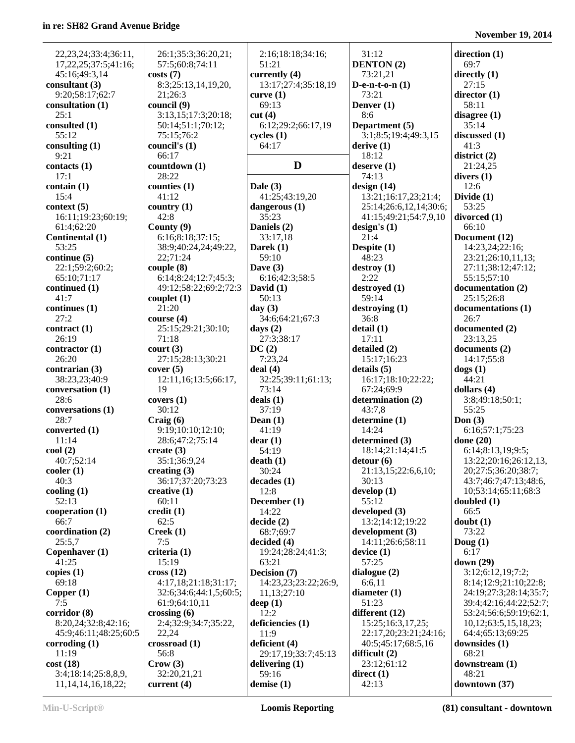22,23,24;33:4;36:11,
17,22,25;37:5;41:16;
45:16;49:3,14

**consultant (3)**
9:20;58:17;62:7

**consultation (1)**
25:1

**consulted (1)**
55:12

**consulting (1)**
9:21

**contacts (1)**
17:1

**contain (1)**
15:4

**context (5)**
16:11;19:23;60:19;
61:4;62:20

**Continental (1)**
53:25

**continue (5)**
22:1;59:2;60:2;
65:10;71:17

**continued (1)**
41:7

**continues (1)**
27:2

**contract (1)**
26:19

**contractor (1)**
26:20

**contrarian (3)**
38:23,23;40:9

**conversation (1)**
28:6

**conversations (1)**
28:7

**converted (1)**
11:14

**cool (2)**
40:7;52:14

**cooler (1)**
40:3

**cooling (1)**
52:13

**cooperation (1)**
66:7

**coordination (2)**
25:5,7

**Copenhaver (1)**
41:25

**copies (1)**
69:18

**Copper (1)**
7:5

**corridor (8)**
8:20,24;32:8;42:16;
45:9;46:11;48:25;60:5

**corroding (1)**
11:19

**cost (18)**
3:4;18:14;25:8,8,9,
11,14,14,16,18,22;
26:1;35:3;36:20,21;
57:5;60:8;74:11

**costs (7)**
8:3;25:13,14,19,20,
21;26:3

**council (9)**
3:13,15;17:3;20:18;
50:14;51:1;70:12;
75:15;76:2

**council's (1)**
66:17

**countdown (1)**
28:22

**counties (1)**
41:12

**country (1)**
42:8

**County (9)**
6:16;8:18;37:15;
38:9;40:24,24;49:22,
22;71:24

**couple (8)**
6:14;8:24;12:7;45:3;
49:12;58:22;69:2;72:3

**couplet (1)**
21:20

**course (4)**
25:15;29:21;30:10;
71:18

**court (3)**
27:15;28:13;30:21

**cover (5)**
12:11,16;13:5;66:17,
19

**covers (1)**
30:12

**Craig (6)**
9:19;10:10;12:10;
28:6;47:2;75:14

**create (3)**
35:1;36:9,24

**creating (3)**
36:17;37:20;73:23

**creative (1)**
60:11

**credit (1)**
62:5

**Creek (1)**
7:5

**criteria (1)**
15:19

**cross (12)**
4:17,18;21:18;31:17;
32:6;34:6;44:1,5;60:5;
61:9;64:10,11

**crossing (6)**
2:4;32:9;34:7;35:22,
22,24

**crossroad (1)**
56:8

**Crow (3)**
32:20,21,21

**current (4)**
2:16;18:18;34:16;
51:21

**currently (4)**
13:17;27:4;35:18,19

**curve (1)**
69:13

**cut (4)**
6:12;29:2;66:17,19

**cycles (1)**
64:17

## D

**Dale (3)**
41:25;43:19,20

**dangerous (1)**
35:23

**Daniels (2)**
33:17,18

**Darek (1)**
59:10

**Dave (3)**
6:16;42:3;58:5

**David (1)**
50:13

**day (3)**
34:6;64:21;67:3

**days (2)**
27:3;38:17

**DC (2)**
7:23,24

**deal (4)**
32:25;39:11;61:13;
73:14

**deals (1)**
37:19

**Dean (1)**
41:19

**dear (1)**
54:19

**death (1)**
30:24

**decades (1)**
12:8

**December (1)**
14:22

**decide (2)**
68:7;69:7

**decided (4)**
19:24;28:24;41:3;
63:21

**Decision (7)**
14:23,23;23:22;26:9,
11,13;27:10

**deep (1)**
12:2

**deficiencies (1)**
11:9

**deficient (4)**
29:17,19;33:7;45:13

**delivering (1)**
59:16

**demise (1)**
31:12

**DENTON (2)**
73:21,21

**D-e-n-t-o-n (1)**
73:21

**Denver (1)**
8:6

**Department (5)**
3:1;8:5;19:4;49:3,15

**derive (1)**
18:12

**deserve (1)**
74:13

**design (14)**
13:21;16:17,23;21:4;
25:14;26:6,12,14;30:6;
41:15;49:21;54:7,9,10

**design's (1)**
21:4

**Despite (1)**
48:23

**destroy (1)**
2:22

**destroyed (1)**
59:14

**destroying (1)**
36:8

**detail (1)**
17:11

**detailed (2)**
15:17;16:23

**details (5)**
16:17;18:10;22:22;
67:24;69:9

**determination (2)**
43:7,8

**determine (1)**
14:24

**determined (3)**
18:14;21:14;41:5

**detour (6)**
21:13,15;22:6,6,10;
30:13

**develop (1)**
55:12

**developed (3)**
13:2;14:12;19:22

**development (3)**
14:11;26:6;58:11

**device (1)**
57:25

**dialogue (2)**
6:6,11

**diameter (1)**
51:23

**different (12)**
15:25;16:3,17,25;
22:17,20;23:21;24:16;
40:5;45:17;68:5,16

**difficult (2)**
23:12;61:12

**direct (1)**
42:13

**direction (1)**
69:7

**directly (1)**
27:15

**director (1)**
58:11

**disagree (1)**
35:14

**discussed (1)**
41:3

**district (2)**
21:24,25

**divers (1)**
12:6

**Divide (1)**
53:25

**divorced (1)**
66:10

**Document (12)**
14:23,24;22:16;
23:21;26:10,11,13;
27:11;38:12;47:12;
55:15;57:10

**documentation (2)**
25:15;26:8

**documentations (1)**
26:7

**documented (2)**
23:13,25

**documents (2)**
14:17;55:8

**dogs (1)**
44:21

**dollars (4)**
3:8;49:18;50:1;
55:25

**Don (3)**
6:16;57:1;75:23

**done (20)**
6:14;8:13,19;9:5;
13:22;20:16;26:12,13,
20;27:5;36:20;38:7;
43:7;46:7;47:13;48:6,
10;53:14;65:11;68:3

**doubled (1)**
66:5

**doubt (1)**
73:22

**Doug (1)**
6:17

**down (29)**
3:12;6:12,19;7:2;
8:14;12:9;21:10;22:8;
24:19;27:3;28:14;35:7;
39:4;42:16;44:22;52:7;
53:24;56:6;59:19;62:1,
10,12;63:5,15,18,23;
64:4;65:13;69:25

**downsides (1)**
68:21

**downstream (1)**
48:21

**downtown (37)**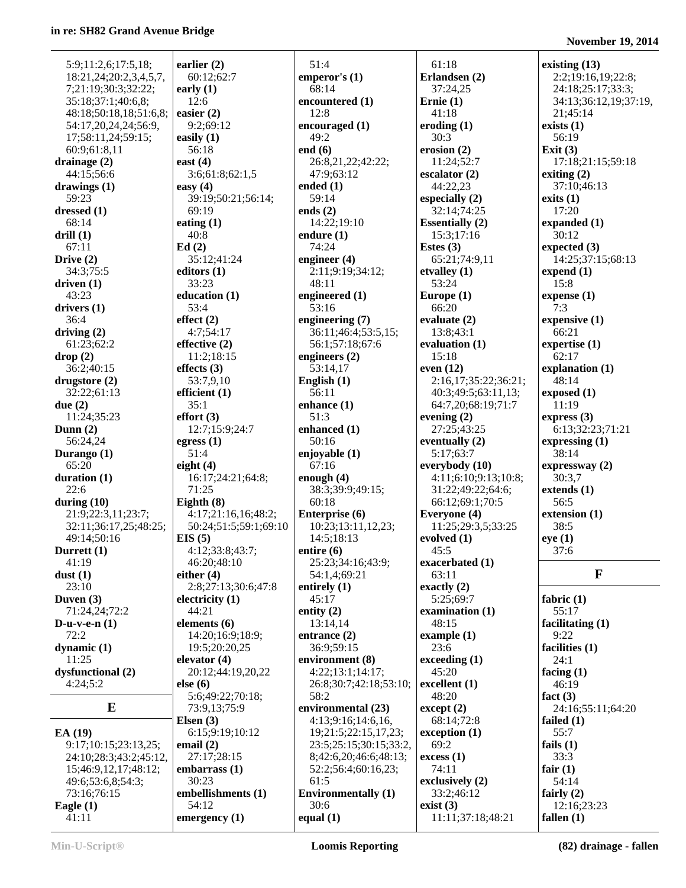5:9;11:2,6;17:5,18;
18:21,24;20:2,3,4,5,7,
7;21:19;30:3;32:22;
35:18;37:1;40:6,8;
48:18;50:18,18;51:6,8;
54:17,20,24,24;56:9,
17;58:11,24;59:15;
60:9;61:8,11

**drainage (2)**
44:15;56:6

**drawings (1)**
59:23

**dressed (1)**
68:14

**drill (1)**
67:11

**Drive (2)**
34:3;75:5

**driven (1)**
43:23

**drivers (1)**
36:4

**driving (2)**
61:23;62:2

**drop (2)**
36:2;40:15

**drugstore (2)**
32:22;61:13

**due (2)**
11:24;35:23

**Dunn (2)**
56:24,24

**Durango (1)**
65:20

**duration (1)**
22:6

**during (10)**
21:9;22:3,11;23:7;
32:11;36:17,25;48:25;
49:14;50:16

**Durrett (1)**
41:19

**dust (1)**
23:10

**Duven (3)**
71:24,24;72:2

**D-u-v-e-n (1)**
72:2

**dynamic (1)**
11:25

**dysfunctional (2)**
4:24;5:2

## E

**EA (19)**
9:17;10:15;23:13,25;
24:10;28:3;43:2;45:12,
15;46:9,12,17;48:12;
49:6;53:6,8;54:3;
73:16;76:15

**Eagle (1)**
41:11

**earlier (2)**
60:12;62:7

**early (1)**
12:6

**easier (2)**
9:2;69:12

**easily (1)**
56:18

**east (4)**
3:6;61:8;62:1,5

**easy (4)**
39:19;50:21;56:14;
69:19

**eating (1)**
40:8

**Ed (2)**
35:12;41:24

**editors (1)**
33:23

**education (1)**
53:4

**effect (2)**
4:7;54:17

**effective (2)**
11:2;18:15

**effects (3)**
53:7,9,10

**efficient (1)**
35:1

**effort (3)**
12:7;15:9;24:7

**egress (1)**
51:4

**eight (4)**
16:17;24:21;64:8;
71:25

**Eighth (8)**
4:17;21:16,16;48:2;
50:24;51:5;59:1;69:10

**EIS (5)**
4:12;33:8;43:7;
46:20;48:10

**either (4)**
2:8;27:13;30:6;47:8

**electricity (1)**
44:21

**elements (6)**
14:20;16:9;18:9;
19:5;20:20,25

**elevator (4)**
20:12;44:19,20,22

**else (6)**
5:6;49:22;70:18;
73:9,13;75:9

**Elsen (3)**
6:15;9:19;10:12

**email (2)**
27:17;28:15

**embarrass (1)**
30:23

**embellishments (1)**
54:12

**emergency (1)**
51:4

**emperor's (1)**
68:14

**encountered (1)**
12:8

**encouraged (1)**
49:2

**end (6)**
26:8,21,22;42:22;
47:9;63:12

**ended (1)**
59:14

**ends (2)**
14:22;19:10

**endure (1)**
74:24

**engineer (4)**
2:11;9:19;34:12;
48:11

**engineered (1)**
53:16

**engineering (7)**
36:11;46:4;53:5,15;
56:1;57:18;67:6

**engineers (2)**
53:14,17

**English (1)**
56:11

**enhance (1)**
51:3

**enhanced (1)**
50:16

**enjoyable (1)**
67:16

**enough (4)**
38:3;39:9;49:15;
60:18

**Enterprise (6)**
10:23;13:11,12,23;
14:5;18:13

**entire (6)**
25:23;34:16;43:9;
54:1,4;69:21

**entirely (1)**
45:17

**entity (2)**
13:14,14

**entrance (2)**
36:9;59:15

**environment (8)**
4:22;13:1;14:17;
26:8;30:7;42:18;53:10;
58:2

**environmental (23)**
4:13;9:16;14:6,16,
19;21:5;22:15,17,23;
23:5;25:15;30:15;33:2,
8;42:6,20;46:6;48:13;
52:2;56:4;60:16,23;
61:5

**Environmentally (1)**
30:6

**equal (1)**
61:18

**Erlandsen (2)**
37:24,25

**Ernie (1)**
41:18

**eroding (1)**
30:3

**erosion (2)**
11:24;52:7

**escalator (2)**
44:22,23

**especially (2)**
32:14;74:25

**Essentially (2)**
15:3;17:16

**Estes (3)**
65:21;74:9,11

**etvalley (1)**
53:24

**Europe (1)**
66:20

**evaluate (2)**
13:8;43:1

**evaluation (1)**
15:18

**even (12)**
2:16,17;35:22;36:21;
40:3;49:5;63:11,13;
64:7,20;68:19;71:7

**evening (2)**
27:25;43:25

**eventually (2)**
5:17;63:7

**everybody (10)**
4:11;6:10;9:13;10:8;
31:22;49:22;64:6;
66:12;69:1;70:5

**Everyone (4)**
11:25;29:3,5;33:25

**evolved (1)**
45:5

**exacerbated (1)**
63:11

**exactly (2)**
5:25;69:7

**examination (1)**
48:15

**example (1)**
23:6

**exceeding (1)**
45:20

**excellent (1)**
48:20

**except (2)**
68:14;72:8

**exception (1)**
69:2

**excess (1)**
74:11

**exclusively (2)**
33:2;46:12

**exist (3)**
11:11;37:18;48:21

**existing (13)**
2:2;19:16,19;22:8;
24:18;25:17;33:3;
34:13;36:12,19;37:19,
21;45:14

**exists (1)**
56:19

**Exit (3)**
17:18;21:15;59:18

**exiting (2)**
37:10;46:13

**exits (1)**
17:20

**expanded (1)**
30:12

**expected (3)**
14:25;37:15;68:13

**expend (1)**
15:8

**expense (1)**
7:3

**expensive (1)**
66:21

**expertise (1)**
62:17

**explanation (1)**
48:14

**exposed (1)**
11:19

**express (3)**
6:13;32:23;71:21

**expressing (1)**
38:14

**expressway (2)**
30:3,7

**extends (1)**
56:5

**extension (1)**
38:5

**eye (1)**
37:6

## F

**fabric (1)**
55:17

**facilitating (1)**
9:22

**facilities (1)**
24:1

**facing (1)**
46:19

**fact (3)**
24:16;55:11;64:20

**failed (1)**
55:7

**fails (1)**
33:3

**fair (1)**
54:14

**fairly (2)**
12:16;23:23

**fallen (1)**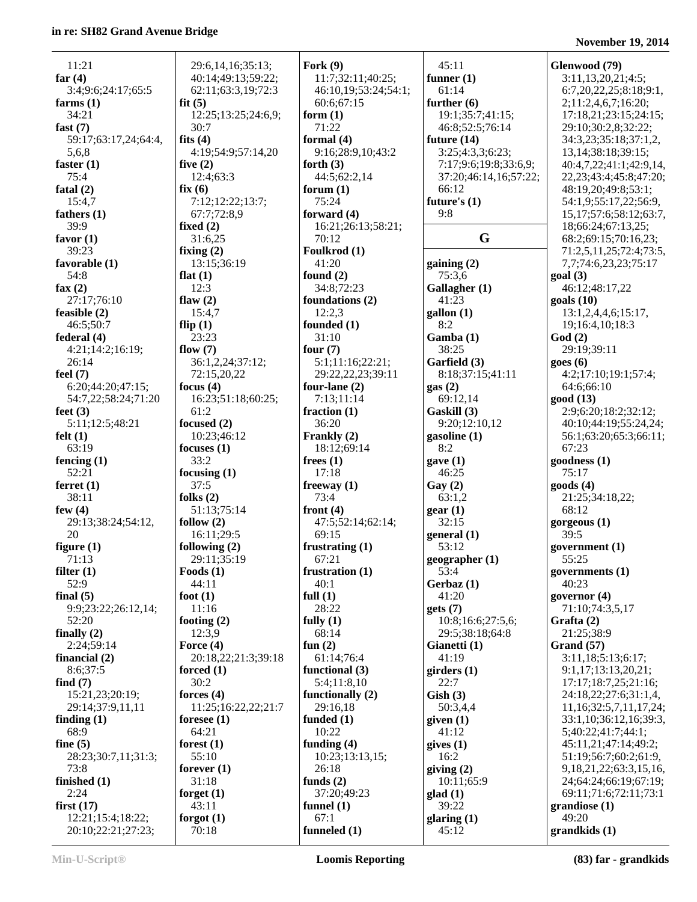11:21
**far (4)**
3:4;9:6;24:17;65:5
**farms (1)**
34:21
**fast (7)**
59:17;63:17,24;64:4,5,6,8
**faster (1)**
75:4
**fatal (2)**
15:4,7
**fathers (1)**
39:9
**favor (1)**
39:23
**favorable (1)**
54:8
**fax (2)**
27:17;76:10
**feasible (2)**
46:5;50:7
**federal (4)**
4:21;14:2;16:19;26:14
**feel (7)**
6:20;44:20;47:15;54:7,22;58:24;71:20
**feet (3)**
5:11;12:5;48:21
**felt (1)**
63:19
**fencing (1)**
52:21
**ferret (1)**
38:11
**few (4)**
29:13;38:24;54:12,20
**figure (1)**
71:13
**filter (1)**
52:9
**final (5)**
9:9;23:22;26:12,14;52:20
**finally (2)**
2:24;59:14
**financial (2)**
8:6;37:5
**find (7)**
15:21,23;20:19;29:14;37:9,11,11
**finding (1)**
68:9
**fine (5)**
28:23;30:7,11;31:3;73:8
**finished (1)**
2:24
**first (17)**
12:21;15:4;18:22;20:10;22:21;27:23;29:6,14,16;35:13;40:14;49:13;59:22;62:11;63:3,19;72:3
**fit (5)**
12:25;13:25;24:6,9;30:7
**fits (4)**
4:19;54:9;57:14,20
**five (2)**
12:4;63:3
**fix (6)**
7:12;12:22;13:7;67:7;72:8,9
**fixed (2)**
31:6,25
**fixing (2)**
13:15;36:19
**flat (1)**
12:3
**flaw (2)**
15:4,7
**flip (1)**
23:23
**flow (7)**
36:1,2,24;37:12;72:15,20,22
**focus (4)**
16:23;51:18;60:25;61:2
**focused (2)**
10:23;46:12
**focuses (1)**
33:2
**focusing (1)**
37:5
**folks (2)**
51:13;75:14
**follow (2)**
16:11;29:5
**following (2)**
29:11;35:19
**Foods (1)**
44:11
**foot (1)**
11:16
**footing (2)**
12:3,9
**Force (4)**
20:18,22;21:3;39:18
**forced (1)**
30:2
**forces (4)**
11:25;16:22,22;21:7
**foresee (1)**
64:21
**forest (1)**
55:10
**forever (1)**
31:18
**forget (1)**
43:11
**forgot (1)**
70:18
**Fork (9)**
11:7;32:11;40:25;46:10,19;53:24;54:1;60:6;67:15
**form (1)**
71:22
**formal (4)**
9:16;28:9,10;43:2
**forth (3)**
44:5;62:2,14
**forum (1)**
75:24
**forward (4)**
16:21;26:13;58:21;70:12
**Foulkrod (1)**
41:20
**found (2)**
34:8;72:23
**foundations (2)**
12:2,3
**founded (1)**
31:10
**four (7)**
5:1;11:16;22:21;29:22,22,23;39:11
**four-lane (2)**
7:13;11:14
**fraction (1)**
36:20
**Frankly (2)**
18:12;69:14
**frees (1)**
17:18
**freeway (1)**
73:4
**front (4)**
47:5;52:14;62:14;69:15
**frustrating (1)**
67:21
**frustration (1)**
40:1
**full (1)**
28:22
**fully (1)**
68:14
**fun (2)**
61:14;76:4
**functional (3)**
5:4;11:8,10
**functionally (2)**
29:16,18
**funded (1)**
10:22
**funding (4)**
10:23;13:13,15;26:18
**funds (2)**
37:20;49:23
**funnel (1)**
67:1
**funneled (1)**
45:11
**funner (1)**
61:14
**further (6)**
19:1;35:7;41:15;46:8;52:5;76:14
**future (14)**
3:25;4:3,3;6:23;7:17;9:6;19:8;33:6,9;37:20;46:14,16;57:22;66:12
**future's (1)**
9:8

## G

**gaining (2)**
75:3,6
**Gallagher (1)**
41:23
**gallon (1)**
8:2
**Gamba (1)**
38:25
**Garfield (3)**
8:18;37:15;41:11
**gas (2)**
69:12,14
**Gaskill (3)**
9:20;12:10,12
**gasoline (1)**
8:2
**gave (1)**
46:25
**Gay (2)**
63:1,2
**gear (1)**
32:15
**general (1)**
53:12
**geographer (1)**
53:4
**Gerbaz (1)**
41:20
**gets (7)**
10:8;16:6;27:5,6;29:5;38:18;64:8
**Gianetti (1)**
41:19
**girders (1)**
22:7
**Gish (3)**
50:3,4,4
**given (1)**
41:12
**gives (1)**
16:2
**giving (2)**
10:11;65:9
**glad (1)**
39:22
**glaring (1)**
45:12
**Glenwood (79)**
3:11,13,20,21;4:5;6:7,20,22,25;8:18;9:1,2;11:2,4,6,7;16:20;17:18,21;23:15;24:15;29:10;30:2,8;32:22;34:3,23;35:18;37:1,2,13,14;38:18;39:15;40:4,7,22;41:1;42:9,14,22,23;43:4;45:8;47:20;48:19,20;49:8;53:1;54:1,9;55:17,22;56:9,15,17;57:6;58:12;63:7,18;66:24;67:13,25;68:2;69:15;70:16,23;71:2,5,11,25;72:4;73:5,7,7;74:6,23,23;75:17
**goal (3)**
46:12;48:17,22
**goals (10)**
13:1,2,4,4,6;15:17,19;16:4,10;18:3
**God (2)**
29:19;39:11
**goes (6)**
4:2;17:10;19:1;57:4;64:6;66:10
**good (13)**
2:9;6:20;18:2;32:12;40:10;44:19;55:24,24;56:1;63:20;65:3;66:11;67:23
**goodness (1)**
75:17
**goods (4)**
21:25;34:18,22;68:12
**gorgeous (1)**
39:5
**government (1)**
55:25
**governments (1)**
40:23
**governor (4)**
71:10;74:3,5,17
**Grafta (2)**
21:25;38:9
**Grand (57)**
3:11,18;5:13;6:17;9:1,17;13:13,20,21;17:17;18:7,25;21:16;24:18,22;27:6;31:1,4,11,16;32:5,7,11,17,24;33:1,10;36:12,16;39:3,5;40:22;41:7;44:1;45:11,21;47:14;49:2;51:19;56:7;60:2;61:9,9,18,21,22;63:3,15,16,24;64:24;66:19;67:19;69:11;71:6;72:11;73:1
**grandiose (1)**
49:20
**grandkids (1)**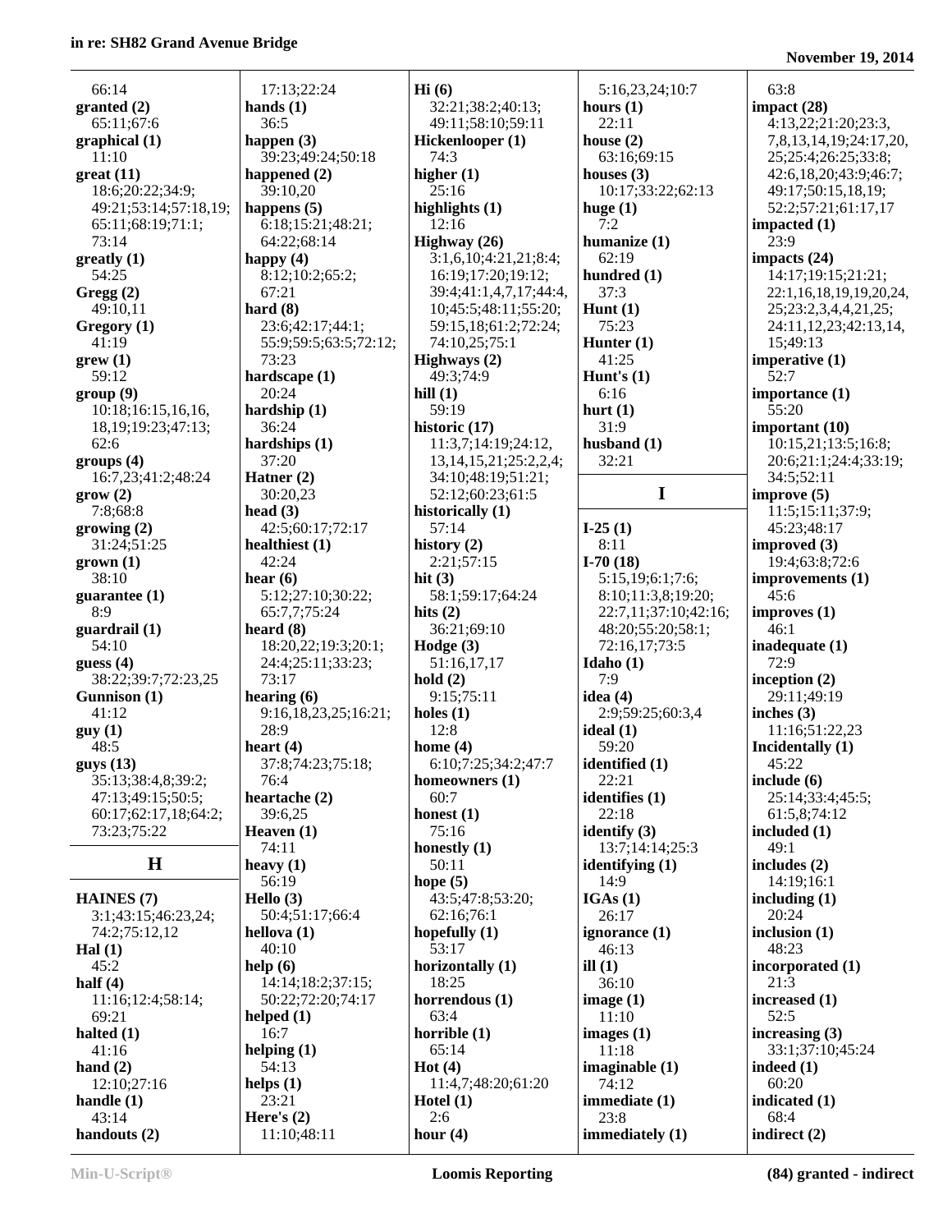66:14
**granted (2)**
65:11;67:6
**graphical (1)**
11:10
**great (11)**
18:6;20:22;34:9;
49:21;53:14;57:18,19;
65:11;68:19;71:1;
73:14
**greatly (1)**
54:25
**Gregg (2)**
49:10,11
**Gregory (1)**
41:19
**grew (1)**
59:12
**group (9)**
10:18;16:15,16,16,
18,19;19:23;47:13;
62:6
**groups (4)**
16:7,23;41:2;48:24
**grow (2)**
7:8;68:8
**growing (2)**
31:24;51:25
**grown (1)**
38:10
**guarantee (1)**
8:9
**guardrail (1)**
54:10
**guess (4)**
38:22;39:7;72:23,25
**Gunnison (1)**
41:12
**guy (1)**
48:5
**guys (13)**
35:13;38:4,8;39:2;
47:13;49:15;50:5;
60:17;62:17,18;64:2;
73:23;75:22

## H

**HAINES (7)**
3:1;43:15;46:23,24;
74:2;75:12,12
**Hal (1)**
45:2
**half (4)**
11:16;12:4;58:14;
69:21
**halted (1)**
41:16
**hand (2)**
12:10;27:16
**handle (1)**
43:14
**handouts (2)**
17:13;22:24
**hands (1)**
36:5
**happen (3)**
39:23;49:24;50:18
**happened (2)**
39:10,20
**happens (5)**
6:18;15:21;48:21;
64:22;68:14
**happy (4)**
8:12;10:2;65:2;
67:21
**hard (8)**
23:6;42:17;44:1;
55:9;59:5;63:5;72:12;
73:23
**hardscape (1)**
20:24
**hardship (1)**
36:24
**hardships (1)**
37:20
**Hatner (2)**
30:20,23
**head (3)**
42:5;60:17;72:17
**healthiest (1)**
42:24
**hear (6)**
5:12;27:10;30:22;
65:7,7;75:24
**heard (8)**
18:20,22;19:3;20:1;
24:4;25:11;33:23;
73:17
**hearing (6)**
9:16,18,23,25;16:21;
28:9
**heart (4)**
37:8;74:23;75:18;
76:4
**heartache (2)**
39:6,25
**Heaven (1)**
74:11
**heavy (1)**
56:19
**Hello (3)**
50:4;51:17;66:4
**hellova (1)**
40:10
**help (6)**
14:14;18:2;37:15;
50:22;72:20;74:17
**helped (1)**
16:7
**helping (1)**
54:13
**helps (1)**
23:21
**Here's (2)**
11:10;48:11
**Hi (6)**
32:21;38:2;40:13;
49:11;58:10;59:11
**Hickenlooper (1)**
74:3
**higher (1)**
25:16
**highlights (1)**
12:16
**Highway (26)**
3:1,6,10;4:21,21;8:4;
16:19;17:20;19:12;
39:4;41:1,4,7,17;44:4,
10;45:5;48:11;55:20;
59:15,18;61:2;72:24;
74:10,25;75:1
**Highways (2)**
49:3;74:9
**hill (1)**
59:19
**historic (17)**
11:3,7;14:19;24:12,
13,14,15,21;25:2,2,4;
34:10;48:19;51:21;
52:12;60:23;61:5
**historically (1)**
57:14
**history (2)**
2:21;57:15
**hit (3)**
58:1;59:17;64:24
**hits (2)**
36:21;69:10
**Hodge (3)**
51:16,17,17
**hold (2)**
9:15;75:11
**holes (1)**
12:8
**home (4)**
6:10;7:25;34:2;47:7
**homeowners (1)**
60:7
**honest (1)**
75:16
**honestly (1)**
50:11
**hope (5)**
43:5;47:8;53:20;
62:16;76:1
**hopefully (1)**
53:17
**horizontally (1)**
18:25
**horrendous (1)**
63:4
**horrible (1)**
65:14
**Hot (4)**
11:4,7;48:20;61:20
**Hotel (1)**
2:6
**hour (4)**
5:16,23,24;10:7
**hours (1)**
22:11
**house (2)**
63:16;69:15
**houses (3)**
10:17;33:22;62:13
**huge (1)**
7:2
**humanize (1)**
62:19
**hundred (1)**
37:3
**Hunt (1)**
75:23
**Hunter (1)**
41:25
**Hunt's (1)**
6:16
**hurt (1)**
31:9
**husband (1)**
32:21

## I

**I-25 (1)**
8:11
**I-70 (18)**
5:15,19;6:1;7:6;
8:10;11:3,8;19:20;
22:7,11;37:10;42:16;
48:20;55:20;58:1;
72:16,17;73:5
**Idaho (1)**
7:9
**idea (4)**
2:9;59:25;60:3,4
**ideal (1)**
59:20
**identified (1)**
22:21
**identifies (1)**
22:18
**identify (3)**
13:7;14:14;25:3
**identifying (1)**
14:9
**IGAs (1)**
26:17
**ignorance (1)**
46:13
**ill (1)**
36:10
**image (1)**
11:10
**images (1)**
11:18
**imaginable (1)**
74:12
**immediate (1)**
23:8
**immediately (1)**
63:8
**impact (28)**
4:13,22;21:20;23:3,
7,8,13,14,19;24:17,20,
25;25:4;26:25;33:8;
42:6,18,20;43:9;46:7;
49:17;50:15,18,19;
52:2;57:21;61:17,17
**impacted (1)**
23:9
**impacts (24)**
14:17;19:15;21:21;
22:1,16,18,19,19,20,24,
25;23:2,3,4,4,21,25;
24:11,12,23;42:13,14,
15;49:13
**imperative (1)**
52:7
**importance (1)**
55:20
**important (10)**
10:15,21;13:5;16:8;
20:6;21:1;24:4;33:19;
34:5;52:11
**improve (5)**
11:5;15:11;37:9;
45:23;48:17
**improved (3)**
19:4;63:8;72:6
**improvements (1)**
45:6
**improves (1)**
46:1
**inadequate (1)**
72:9
**inception (2)**
29:11;49:19
**inches (3)**
11:16;51:22,23
**Incidentally (1)**
45:22
**include (6)**
25:14;33:4;45:5;
61:5,8;74:12
**included (1)**
49:1
**includes (2)**
14:19;16:1
**including (1)**
20:24
**inclusion (1)**
48:23
**incorporated (1)**
21:3
**increased (1)**
52:5
**increasing (3)**
33:1;37:10;45:24
**indeed (1)**
60:20
**indicated (1)**
68:4
**indirect (2)**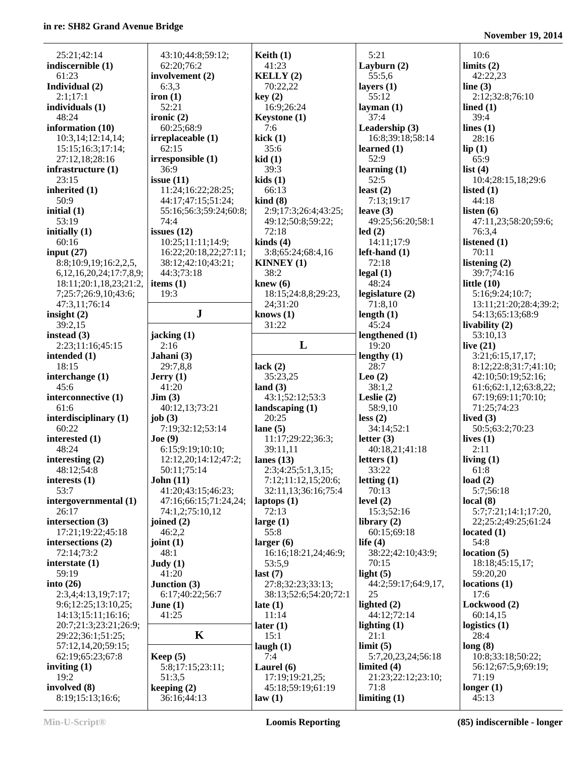25:21;42:14
**indiscernible (1)**
61:23
**Individual (2)**
2:1;17:1
**individuals (1)**
48:24
**information (10)**
10:3,14;12:14,14;
15:15;16:3;17:14;
27:12,18;28:16
**infrastructure (1)**
23:15
**inherited (1)**
50:9
**initial (1)**
53:19
**initially (1)**
60:16
**input (27)**
8:8;10:9,19;16:2,2,5,
6,12,16,20,24;17:7,8,9;
18:11;20:1,18,23;21:2,
7;25:7;26:9,10;43:6;
47:3,11;76:14
**insight (2)**
39:2,15
**instead (3)**
2:23;11:16;45:15
**intended (1)**
18:15
**interchange (1)**
45:6
**interconnective (1)**
61:6
**interdisciplinary (1)**
60:22
**interested (1)**
48:24
**interesting (2)**
48:12;54:8
**interests (1)**
53:7
**intergovernmental (1)**
26:17
**intersection (3)**
17:21;19:22;45:18
**intersections (2)**
72:14;73:2
**interstate (1)**
59:19
**into (26)**
2:3,4;4:13,19;7:17;
9:6;12:25;13:10,25;
14:13;15:11;16:16;
20:7;21:3;23:21;26:9;
29:22;36:1;51:25;
57:12,14,20;59:15;
62:19;65:23;67:8
**inviting (1)**
19:2
**involved (8)**
8:19;15:13;16:6;
43:10;44:8;59:12;
62:20;76:2
**involvement (2)**
6:3,3
**iron (1)**
52:21
**ironic (2)**
60:25;68:9
**irreplaceable (1)**
62:15
**irresponsible (1)**
36:9
**issue (11)**
11:24;16:22;28:25;
44:17;47:15;51:24;
55:16;56:3;59:24;60:8;
74:4
**issues (12)**
10:25;11:11;14:9;
16:22;20:18,22;27:11;
38:12;42:10;43:21;
44:3;73:18
**items (1)**
19:3

## J

**jacking (1)**
2:16
**Jahani (3)**
29:7,8,8
**Jerry (1)**
41:20
**Jim (3)**
40:12,13;73:21
**job (3)**
7:19;32:12;53:14
**Joe (9)**
6:15;9:19;10:10;
12:12,20;14:12;47:2;
50:11;75:14
**John (11)**
41:20;43:15;46:23;
47:16;66:15;71:24,24;
74:1,2;75:10,12
**joined (2)**
46:2,2
**joint (1)**
48:1
**Judy (1)**
41:20
**Junction (3)**
6:17;40:22;56:7
**June (1)**
41:25

## K

**Keep (5)**
5:8;17:15;23:11;
51:3,5
**keeping (2)**
36:16;44:13
**Keith (1)**
41:23
**KELLY (2)**
70:22,22
**key (2)**
16:9;26:24
**Keystone (1)**
7:6
**kick (1)**
35:6
**kid (1)**
39:3
**kids (1)**
66:13
**kind (8)**
2:9;17:3;26:4;43:25;
49:12;50:8;59:22;
72:18
**kinds (4)**
3:8;65:24;68:4,16
**KINNEY (1)**
38:2
**knew (6)**
18:15;24:8,8;29:23,
24;31:20
**knows (1)**
31:22

## L

**lack (2)**
35:23,25
**land (3)**
43:1;52:12;53:3
**landscaping (1)**
20:25
**lane (5)**
11:17;29:22;36:3;
39:11,11
**lanes (13)**
2:3;4:25;5:1,3,15;
7:12;11:12,15;20:6;
32:11,13;36:16;75:4
**laptops (1)**
72:13
**large (1)**
55:8
**larger (6)**
16:16;18:21,24;46:9;
53:5,9
**last (7)**
27:8;32:23;33:13;
38:13;52:6;54:20;72:1
**late (1)**
11:14
**later (1)**
15:1
**laugh (1)**
7:4
**Laurel (6)**
17:19;19:21,25;
45:18;59:19;61:19
**law (1)**
5:21
**Layburn (2)**
55:5,6
**layers (1)**
55:12
**layman (1)**
37:4
**Leadership (3)**
16:8;39:18;58:14
**learned (1)**
52:9
**learning (1)**
52:5
**least (2)**
7:13;19:17
**leave (3)**
49:25;56:20;58:1
**led (2)**
14:11;17:9
**left-hand (1)**
72:18
**legal (1)**
48:24
**legislature (2)**
71:8,10
**length (1)**
45:24
**lengthened (1)**
19:20
**lengthy (1)**
28:7
**Leo (2)**
38:1,2
**Leslie (2)**
58:9,10
**less (2)**
34:14;52:1
**letter (3)**
40:18,21;41:18
**letters (1)**
33:22
**letting (1)**
70:13
**level (2)**
15:3;52:16
**library (2)**
60:15;69:18
**life (4)**
38:22;42:10;43:9;
70:15
**light (5)**
44:2;59:17;64:9,17,
25
**lighted (2)**
44:12;72:14
**lighting (1)**
21:1
**limit (5)**
5:7,20,23,24;56:18
**limited (4)**
21:23;22:12;23:10;
71:8
**limiting (1)**
10:6
**limits (2)**
42:22,23
**line (3)**
2:12;32:8;76:10
**lined (1)**
39:4
**lines (1)**
28:16
**lip (1)**
65:9
**list (4)**
10:4;28:15,18;29:6
**listed (1)**
44:18
**listen (6)**
47:11,23;58:20;59:6;
76:3,4
**listened (1)**
70:11
**listening (2)**
39:7;74:16
**little (10)**
5:16;9:24;10:7;
13:11;21:20;28:4;39:2;
54:13;65:13;68:9
**livability (2)**
53:10,13
**live (21)**
3:21;6:15,17,17;
8:12;22:8;31:7;41:10;
42:10;50:19;52:16;
61:6;62:1,12;63:8,22;
67:19;69:11;70:10;
71:25;74:23
**lived (3)**
50:5;63:2;70:23
**lives (1)**
2:11
**living (1)**
61:8
**load (2)**
5:7;56:18
**local (8)**
5:7;7:21;14:1;17:20,
22;25:2;49:25;61:24
**located (1)**
54:8
**location (5)**
18:18;45:15,17;
59:20,20
**locations (1)**
17:6
**Lockwood (2)**
60:14,15
**logistics (1)**
28:4
**long (8)**
10:8;33:18;50:22;
56:12;67:5,9;69:19;
71:19
**longer (1)**
45:13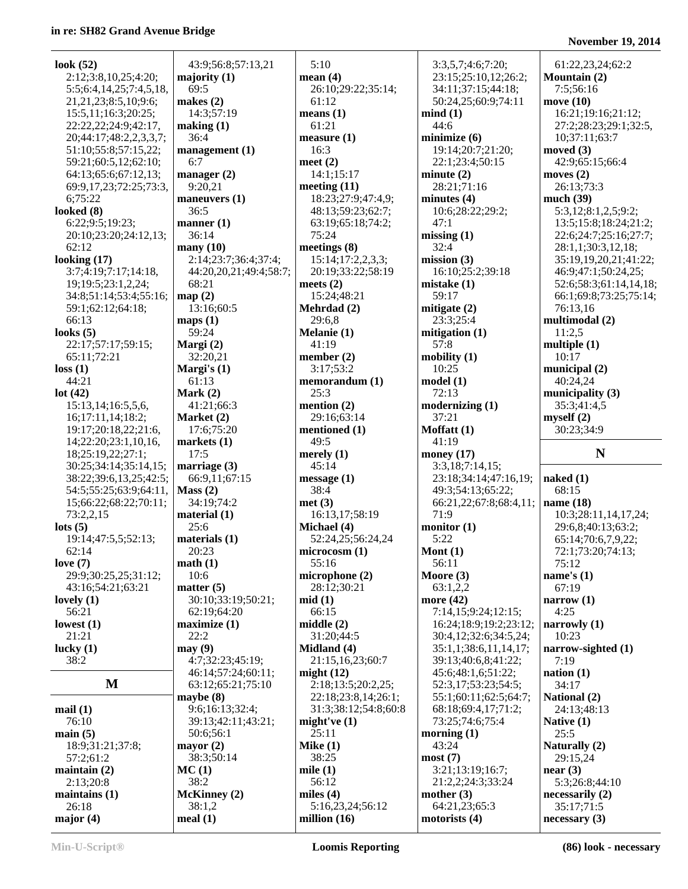**look (52)**
2:12;3:8,10,25;4:20;
5:5;6:4,14,25;7:4,5,18,
21,21,23;8:5,10;9:6;
15:5,11;16:3;20:25;
22:22,22;24:9;42:17,
20;44:17;48:2,2,3,3,7;
51:10;55:8;57:15,22;
59:21;60:5,12;62:10;
64:13;65:6;67:12,13;
69:9,17,23;72:25;73:3,
6;75:22

**looked (8)**
6:22;9:5;19:23;
20:10;23:20;24:12,13;
62:12

**looking (17)**
3:7;4:19;7:17;14:18,
19;19:5;23:1,2,24;
34:8;51:14;53:4;55:16;
59:1;62:12;64:18;
66:13

**looks (5)**
22:17;57:17;59:15;
65:11;72:21

**loss (1)**
44:21

**lot (42)**
15:13,14;16:5,5,6,
16;17:11,14;18:2;
19:17;20:18,22;21:6,
14;22:20;23:1,10,16,
18;25:19,22;27:1;
30:25;34:14;35:14,15;
38:22;39:6,13,25;42:5;
54:5;55:25;63:9;64:11,
15;66:22;68:22;70:11;
73:2,2,15

**lots (5)**
19:14;47:5,5;52:13;
62:14

**love (7)**
29:9;30:25,25;31:12;
43:16;54:21;63:21

**lovely (1)**
56:21

**lowest (1)**
21:21

**lucky (1)**
38:2

## M

**mail (1)**
76:10

**main (5)**
18:9;31:21;37:8;
57:2;61:2

**maintain (2)**
2:13;20:8

**maintains (1)**
26:18

**major (4)**
43:9;56:8;57:13,21

**majority (1)**
69:5

**makes (2)**
14:3;57:19

**making (1)**
36:4

**management (1)**
6:7

**manager (2)**
9:20,21

**maneuvers (1)**
36:5

**manner (1)**
36:14

**many (10)**
2:14;23:7;36:4;37:4;
44:20,20,21;49:4;58:7;
68:21

**map (2)**
13:16;60:5

**maps (1)**
59:24

**Margi (2)**
32:20,21

**Margi's (1)**
61:13

**Mark (2)**
41:21;66:3

**Market (2)**
17:6;75:20

**markets (1)**
17:5

**marriage (3)**
66:9,11;67:15

**Mass (2)**
34:19;74:2

**material (1)**
25:6

**materials (1)**
20:23

**math (1)**
10:6

**matter (5)**
30:10;33:19;50:21;
62:19;64:20

**maximize (1)**
22:2

**may (9)**
4:7;32:23;45:19;
46:14;57:24;60:11;
63:12;65:21;75:10

**maybe (8)**
9:6;16:13;32:4;
39:13;42:11;43:21;
50:6;56:1

**mayor (2)**
38:3;50:14

**MC (1)**
38:2

**McKinney (2)**
38:1,2

**meal (1)**
5:10

**mean (4)**
26:10;29:22;35:14;
61:12

**means (1)**
61:21

**measure (1)**
16:3

**meet (2)**
14:1;15:17

**meeting (11)**
18:23;27:9;47:4,9;
48:13;59:23;62:7;
63:19;65:18;74:2;
75:24

**meetings (8)**
15:14;17:2,2,3,3;
20:19;33:22;58:19

**meets (2)**
15:24;48:21

**Mehrdad (2)**
29:6,8

**Melanie (1)**
41:19

**member (2)**
3:17;53:2

**memorandum (1)**
25:3

**mention (2)**
29:16;63:14

**mentioned (1)**
49:5

**merely (1)**
45:14

**message (1)**
38:4

**met (3)**
16:13,17;58:19

**Michael (4)**
52:24,25;56:24,24

**microcosm (1)**
55:16

**microphone (2)**
28:12;30:21

**mid (1)**
66:15

**middle (2)**
31:20;44:5

**Midland (4)**
21:15,16,23;60:7

**might (12)**
2:18;13:5;20:2,25;
22:18;23:8,14;26:1;
31:3;38:12;54:8;60:8

**might've (1)**
25:11

**Mike (1)**
38:25

**mile (1)**
56:12

**miles (4)**
5:16,23,24;56:12

**million (16)**
3:3,5,7;4:6;7:20;
23:15;25:10,12;26:2;
34:11;37:15;44:18;
50:24,25;60:9;74:11

**mind (1)**
44:6

**minimize (6)**
19:14;20:7;21:20;
22:1;23:4;50:15

**minute (2)**
28:21;71:16

**minutes (4)**
10:6;28:22;29:2;
47:1

**missing (1)**
32:4

**mission (3)**
16:10;25:2;39:18

**mistake (1)**
59:17

**mitigate (2)**
23:3;25:4

**mitigation (1)**
57:8

**mobility (1)**
10:25

**model (1)**
72:13

**modernizing (1)**
37:21

**Moffatt (1)**
41:19

**money (17)**
3:3,18;7:14,15;
23:18;34:14;47:16,19;
49:3;54:13;65:22;
66:21,22;67:8;68:4,11;
71:9

**monitor (1)**
5:22

**Mont (1)**
56:11

**Moore (3)**
63:1,2,2

**more (42)**
7:14,15;9:24;12:15;
16:24;18:9;19:2;23:12;
30:4,12;32:6;34:5,24;
35:1,1;38:6,11,14,17;
39:13;40:6,8;41:22;
45:6;48:1,6;51:22;
52:3,17;53:23;54:5;
55:1;60:11;62:5;64:7;
68:18;69:4,17;71:2;
73:25;74:6;75:4

**morning (1)**
43:24

**most (7)**
3:21;13:19;16:7;
21:2,2;24:3;33:24

**mother (3)**
64:21,23;65:3

**motorists (4)**
61:22,23,24;62:2

**Mountain (2)**
7:5;56:16

**move (10)**
16:21;19:16;21:12;
27:2;28:23;29:1;32:5,
10;37:11;63:7

**moved (3)**
42:9;65:15;66:4

**moves (2)**
26:13;73:3

**much (39)**
5:3,12;8:1,2,5;9:2;
13:5;15:8;18:24;21:2;
22:6;24:7;25:16;27:7;
28:1,1;30:3,12,18;
35:19,19,20,21;41:22;
46:9;47:1;50:24,25;
52:6;58:3;61:14,14,18;
66:1;69:8;73:25;75:14;
76:13,16

**multimodal (2)**
11:2,5

**multiple (1)**
10:17

**municipal (2)**
40:24,24

**municipality (3)**
35:3;41:4,5

**myself (2)**
30:23;34:9

## N

**naked (1)**
68:15

**name (18)**
10:3;28:11,14,17,24;
29:6,8;40:13;63:2;
65:14;70:6,7,9,22;
72:1;73:20;74:13;
75:12

**name's (1)**
67:19

**narrow (1)**
4:25

**narrowly (1)**
10:23

**narrow-sighted (1)**
7:19

**nation (1)**
34:17

**National (2)**
24:13;48:13

**Native (1)**
25:5

**Naturally (2)**
29:15,24

**near (3)**
5:3;26:8;44:10

**necessarily (2)**
35:17;71:5

**necessary (3)**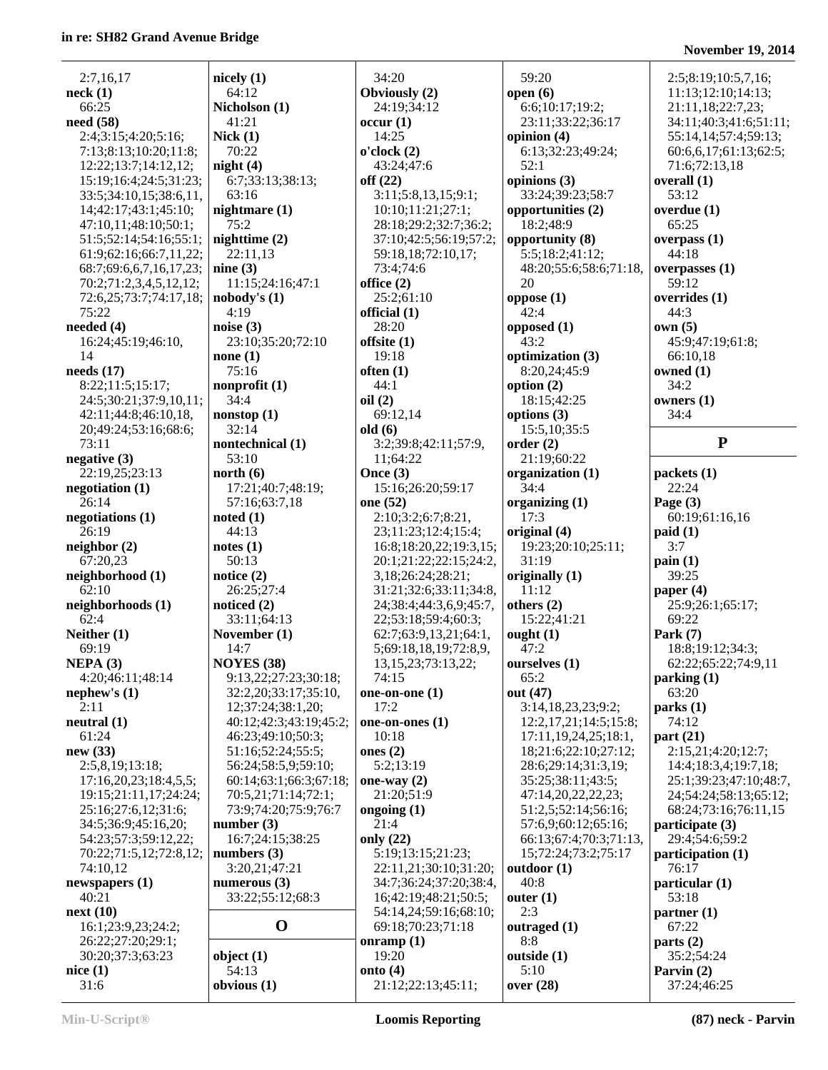2:7,16,17
**neck (1)**
66:25
**need (58)**
2:4;3:15;4:20;5:16;7:13;8:13;10:20;11:8;12:22;13:7;14:12,12;15:19;16:4;24:5;31:23;33:5;34:10,15;38:6,11,14;42:17;43:1;45:10;47:10,11;48:10;50:1;51:5;52:14;54:16;55:1;61:9;62:16;66:7,11,22;68:7;69:6,6,7,16,17,23;70:2;71:2,3,4,5,12,12;72:6,25;73:7;74:17,18;75:22
**needed (4)**
16:24;45:19;46:10,14
**needs (17)**
8:22;11:5;15:17;24:5;30:21;37:9,10,11;42:11;44:8;46:10,18,20;49:24;53:16;68:6;73:11
**negative (3)**
22:19,25;23:13
**negotiation (1)**
26:14
**negotiations (1)**
26:19
**neighbor (2)**
67:20,23
**neighborhood (1)**
62:10
**neighborhoods (1)**
62:4
**Neither (1)**
69:19
**NEPA (3)**
4:20;46:11;48:14
**nephew's (1)**
2:11
**neutral (1)**
61:24
**new (33)**
2:5,8,19;13:18;17:16,20,23;18:4,5,5;19:15;21:11,17;24:24;25:16;27:6,12;31:6;34:5;36:9;45:16,20;54:23;57:3;59:12,22;70:22;71:5,12;72:8,12;74:10,12
**newspapers (1)**
40:21
**next (10)**
16:1;23:9,23;24:2;26:22;27:20;29:1;30:20;37:3;63:23
**nice (1)**
31:6
**nicely (1)**
64:12
**Nicholson (1)**
41:21
**Nick (1)**
70:22
**night (4)**
6:7;33:13;38:13;63:16
**nightmare (1)**
75:2
**nighttime (2)**
22:11,13
**nine (3)**
11:15;24:16;47:1
**nobody's (1)**
4:19
**noise (3)**
23:10;35:20;72:10
**none (1)**
75:16
**nonprofit (1)**
34:4
**nonstop (1)**
32:14
**nontechnical (1)**
53:10
**north (6)**
17:21;40:7;48:19;57:16;63:7,18
**noted (1)**
44:13
**notes (1)**
50:13
**notice (2)**
26:25;27:4
**noticed (2)**
33:11;64:13
**November (1)**
14:7
**NOYES (38)**
9:13,22;27:23;30:18;32:2,20;33:17;35:10,12;37:24;38:1,20;40:12;42:3;43:19;45:2;46:23;49:10;50:3;51:16;52:24;55:5;56:24;58:5,9;59:10;60:14;63:1;66:3;67:18;70:5,21;71:14;72:1;73:9;74:20;75:9;76:7
**number (3)**
16:7;24:15;38:25
**numbers (3)**
3:20,21;47:21
**numerous (3)**
33:22;55:12;68:3

## O

**object (1)**
54:13
**obvious (1)**
34:20
**Obviously (2)**
24:19;34:12
**occur (1)**
14:25
**o'clock (2)**
43:24;47:6
**off (22)**
3:11;5:8,13,15;9:1;10:10;11:21;27:1;28:18;29:2;32:7;36:2;37:10;42:5;56:19;57:2;59:18,18;72:10,17;73:4;74:6
**office (2)**
25:2;61:10
**official (1)**
28:20
**offsite (1)**
19:18
**often (1)**
44:1
**oil (2)**
69:12,14
**old (6)**
3:2;39:8;42:11;57:9,11;64:22
**Once (3)**
15:16;26:20;59:17
**one (52)**
2:10;3:2;6:7;8:21,23;11:23;12:4;15:4;16:8;18:20,22;19:3,15;20:1;21:22;22:15;24:2,3,18;26:24;28:21;31:21;32:6;33:11;34:8,24;38:4;44:3,6,9;45:7,22;53:18;59:4;60:3;62:7;63:9,13,21;64:1,5;69:18,18,19;72:8,9,13,15,23;73:13,22;74:15
**one-on-one (1)**
17:2
**one-on-ones (1)**
10:18
**ones (2)**
5:2;13:19
**one-way (2)**
21:20;51:9
**ongoing (1)**
21:4
**only (22)**
5:19;13:15;21:23;22:11,21;30:10;31:20;34:7;36:24;37:20;38:4,16;42:19;48:21;50:5;54:14,24;59:16;68:10;69:18;70:23;71:18
**onramp (1)**
19:20
**onto (4)**
21:12;22:13;45:11;59:20
**open (6)**
6:6;10:17;19:2;23:11;33:22;36:17
**opinion (4)**
6:13;32:23;49:24;52:1
**opinions (3)**
33:24;39:23;58:7
**opportunities (2)**
18:2;48:9
**opportunity (8)**
5:5;18:2;41:12;48:20;55:6;58:6;71:18,20
**oppose (1)**
42:4
**opposed (1)**
43:2
**optimization (3)**
8:20,24;45:9
**option (2)**
18:15;42:25
**options (3)**
15:5,10;35:5
**order (2)**
21:19;60:22
**organization (1)**
34:4
**organizing (1)**
17:3
**original (4)**
19:23;20:10;25:11;31:19
**originally (1)**
11:12
**others (2)**
15:22;41:21
**ought (1)**
47:2
**ourselves (1)**
65:2
**out (47)**
3:14,18,23,23;9:2;12:2,17,21;14:5;15:8;17:11,19,24,25;18:1,18;21:6;22:10;27:12;28:6;29:14;31:3,19;35:25;38:11;43:5;47:14,20,22,22,23;51:2,5;52:14;56:16;57:6,9;60:12;65:16;66:13;67:4;70:3;71:13,15;72:24;73:2;75:17
**outdoor (1)**
40:8
**outer (1)**
2:3
**outraged (1)**
8:8
**outside (1)**
5:10
**over (28)**
2:5;8:19;10:5,7,16;11:13;12:10;14:13;21:11,18;22:7,23;34:11;40:3;41:6;51:11;55:14,14;57:4;59:13;60:6,6,17;61:13;62:5;71:6;72:13,18
**overall (1)**
53:12
**overdue (1)**
65:25
**overpass (1)**
44:18
**overpasses (1)**
59:12
**overrides (1)**
44:3
**own (5)**
45:9;47:19;61:8;66:10,18
**owned (1)**
34:2
**owners (1)**
34:4

## P

**packets (1)**
22:24
**Page (3)**
60:19;61:16,16
**paid (1)**
3:7
**pain (1)**
39:25
**paper (4)**
25:9;26:1;65:17;69:22
**Park (7)**
18:8;19:12;34:3;62:22;65:22;74:9,11
**parking (1)**
63:20
**parks (1)**
74:12
**part (21)**
2:15,21;4:20;12:7;14:4;18:3,4;19:7,18;25:1;39:23;47:10;48:7,24;54:24;58:13;65:12;68:24;73:16;76:11,15
**participate (3)**
29:4;54:6;59:2
**participation (1)**
76:17
**particular (1)**
53:18
**partner (1)**
67:22
**parts (2)**
35:2;54:24
**Parvin (2)**
37:24;46:25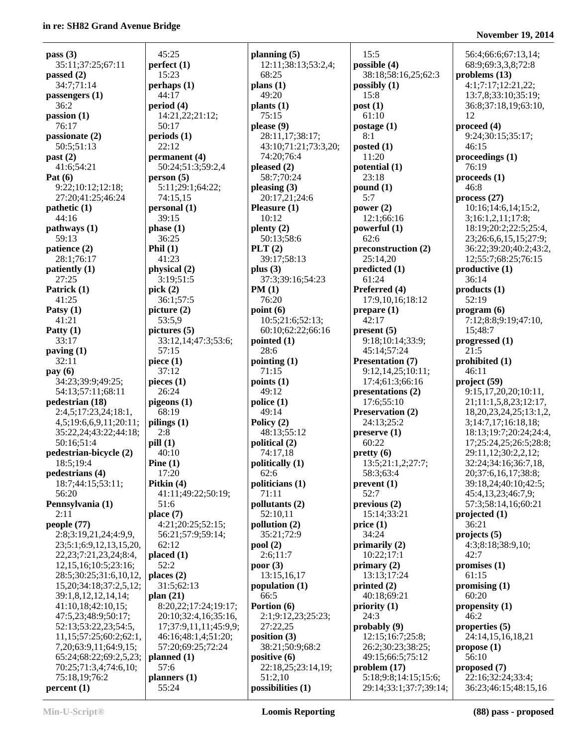**pass (3)**
35:11;37:25;67:11
**passed (2)**
34:7;71:14
**passengers (1)**
36:2
**passion (1)**
76:17
**passionate (2)**
50:5;51:13
**past (2)**
41:6;54:21
**Pat (6)**
9:22;10:12;12:18;
27:20;41:25;46:24
**pathetic (1)**
44:16
**pathways (1)**
59:13
**patience (2)**
28:1;76:17
**patiently (1)**
27:25
**Patrick (1)**
41:25
**Patsy (1)**
41:21
**Patty (1)**
33:17
**paving (1)**
32:11
**pay (6)**
34:23;39:9;49:25;
54:13;57:11;68:11
**pedestrian (18)**
2:4,5;17:23,24;18:1,
4,5;19:6,6,9,11;20:11;
35:22,24;43:22;44:18;
50:16;51:4
**pedestrian-bicycle (2)**
18:5;19:4
**pedestrians (4)**
18:7;44:15;53:11;
56:20
**Pennsylvania (1)**
2:11
**people (77)**
2:8;3:19,21,24;4:9,9,
23;5:1;6:9,12,13,15,20,
22,23;7:21,23,24;8:4,
12,15,16;10:5;23:16;
28:5;30:25;31:6,10,12,
15,20;34:18;37:2,5,12;
39:1,8,12,12,14,14;
41:10,18;42:10,15;
47:5,23;48:9;50:17;
52:13;53:22,23;54:5,
11,15;57:25;60:2;62:1,
7,20;63:9,11;64:9,15;
65:24;68:22;69:2,5,23;
70:25;71:3,4;74:6,10;
75:18,19;76:2
**percent (1)**
45:25
**perfect (1)**
15:23
**perhaps (1)**
44:17
**period (4)**
14:21,22;21:12;
50:17
**periods (1)**
22:12
**permanent (4)**
50:24;51:3;59:2,4
**person (5)**
5:11;29:1;64:22;
74:15,15
**personal (1)**
39:15
**phase (1)**
36:25
**Phil (1)**
41:23
**physical (2)**
3:19;51:5
**pick (2)**
36:1;57:5
**picture (2)**
53:5,9
**pictures (5)**
33:12,14;47:3;53:6;
57:15
**piece (1)**
37:12
**pieces (1)**
26:24
**pigeons (1)**
68:19
**pilings (1)**
2:8
**pill (1)**
40:10
**Pine (1)**
17:20
**Pitkin (4)**
41:11;49:22;50:19;
51:6
**place (7)**
4:21;20:25;52:15;
56:21;57:9;59:14;
62:12
**placed (1)**
52:2
**places (2)**
31:5;62:13
**plan (21)**
8:20,22;17:24;19:17;
20:10;32:4,16;35:16,
17;37:9,11,11;45:9,9;
46:16;48:1,4;51:20;
57:20;69:25;72:24
**planned (1)**
57:6
**planners (1)**
55:24
**planning (5)**
12:11;38:13;53:2,4;
68:25
**plans (1)**
49:20
**plants (1)**
75:15
**please (9)**
28:11,17;38:17;
43:10;71:21;73:3,20;
74:20;76:4
**pleased (2)**
58:7;70:24
**pleasing (3)**
20:17,21;24:6
**Pleasure (1)**
10:12
**plenty (2)**
50:13;58:6
**PLT (2)**
39:17;58:13
**plus (3)**
37:3;39:16;54:23
**PM (1)**
76:20
**point (6)**
10:5;21:6;52:13;
60:10;62:22;66:16
**pointed (1)**
28:6
**pointing (1)**
71:15
**points (1)**
49:12
**police (1)**
49:14
**Policy (2)**
48:13;55:12
**political (2)**
74:17,18
**politically (1)**
62:6
**politicians (1)**
71:11
**pollutants (2)**
52:10,11
**pollution (2)**
35:21;72:9
**pool (2)**
2:6;11:7
**poor (3)**
13:15,16,17
**population (1)**
66:5
**Portion (6)**
2:1;9:12,23;25:23;
27:22,25
**position (3)**
38:21;50:9;68:2
**positive (6)**
22:18,25;23:14,19;
51:2,10
**possibilities (1)**
15:5
**possible (4)**
38:18;58:16,25;62:3
**possibly (1)**
15:8
**post (1)**
61:10
**postage (1)**
8:1
**posted (1)**
11:20
**potential (1)**
23:18
**pound (1)**
5:7
**power (2)**
12:1;66:16
**powerful (1)**
62:6
**preconstruction (2)**
25:14,20
**predicted (1)**
61:24
**Preferred (4)**
17:9,10,16;18:12
**prepare (1)**
42:17
**present (5)**
9:18;10:14;33:9;
45:14;57:24
**Presentation (7)**
9:12,14,25;10:11;
17:4;61:3;66:16
**presentations (2)**
17:6;55:10
**Preservation (2)**
24:13;25:2
**preserve (1)**
60:22
**pretty (6)**
13:5;21:1,2;27:7;
58:3;63:4
**prevent (1)**
52:7
**previous (2)**
15:14;33:21
**price (1)**
34:24
**primarily (2)**
10:22;17:1
**primary (2)**
13:13;17:24
**printed (2)**
40:18;69:21
**priority (1)**
24:3
**probably (9)**
12:15;16:7;25:8;
26:2;30:23;38:25;
49:15;66:5;75:12
**problem (17)**
5:18;9:8;14:15;15:6;
29:14;33:1;37:7;39:14;
56:4;66:6;67:13,14;
68:9;69:3,3,8;72:8
**problems (13)**
4:1;7:17;12:21,22;
13:7,8;33:10;35:19;
36:8;37:18,19;63:10,
12
**proceed (4)**
9:24;30:15;35:17;
46:15
**proceedings (1)**
76:19
**proceeds (1)**
46:8
**process (27)**
10:16;14:6,14;15:2,
3;16:1,2,11;17:8;
18:19;20:2;22:5;25:4,
23;26:6,6,15,15;27:9;
36:22;39:20;40:2;43:2,
12;55:7;68:25;76:15
**productive (1)**
36:14
**products (1)**
52:19
**program (6)**
7:12;8:8;9:19;47:10,
15;48:7
**progressed (1)**
21:5
**prohibited (1)**
46:11
**project (59)**
9:15,17,20,20;10:11,
21;11:1,5,8,23;12:17,
18,20,23,24,25;13:1,2,
3;14:7,17;16:18,18;
18:13;19:7;20:24;24:4,
17;25:24,25;26:5;28:8;
29:11,12;30:2,2,12;
32:24;34:16;36:7,18,
20;37:6,16,17;38:8;
39:18,24;40:10;42:5;
45:4,13,23;46:7,9;
57:3;58:14,16;60:21
**projected (1)**
36:21
**projects (5)**
4:3;8:18;38:9,10;
42:7
**promises (1)**
61:15
**promising (1)**
60:20
**propensity (1)**
46:2
**properties (5)**
24:14,15,16,18,21
**propose (1)**
56:10
**proposed (7)**
22:16;32:24;33:4;
36:23;46:15;48:15,16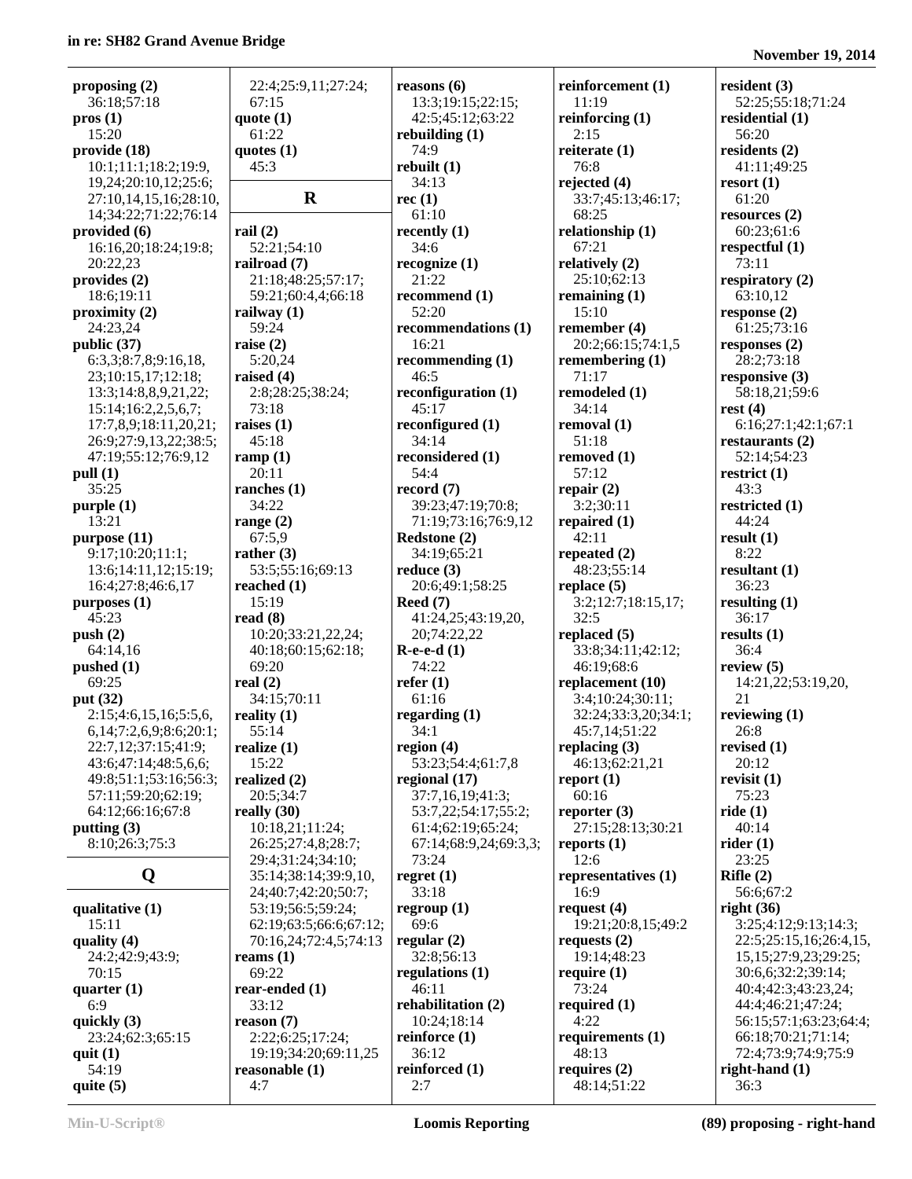**proposing (2)**
36:18;57:18
**pros (1)**
15:20
**provide (18)**
10:1;11:1;18:2;19:9,19,24;20:10,12;25:6;27:10,14,15,16;28:10,14;34:22;71:22;76:14
**provided (6)**
16:16,20;18:24;19:8;20:22,23
**provides (2)**
18:6;19:11
**proximity (2)**
24:23,24
**public (37)**
6:3,3;8:7,8;9:16,18,23;10:15,17;12:18;13:3;14:8,8,9,21,22;15:14;16:2,2,5,6,7;17:7,8,9;18:11,20,21;26:9;27:9,13,22;38:5;47:19;55:12;76:9,12
**pull (1)**
35:25
**purple (1)**
13:21
**purpose (11)**
9:17;10:20;11:1;13:6;14:11,12;15:19;16:4;27:8;46:6,17
**purposes (1)**
45:23
**push (2)**
64:14,16
**pushed (1)**
69:25
**put (32)**
2:15;4:6,15,16;5:5,6,6,14;7:2,6,9;8:6;20:1;22:7,12;37:15;41:9;43:6;47:14;48:5,6,6;49:8;51:1;53:16;56:3;57:11;59:20;62:19;64:12;66:16;67:8
**putting (3)**
8:10;26:3;75:3

## Q

**qualitative (1)**
15:11
**quality (4)**
24:2;42:9;43:9;70:15
**quarter (1)**
6:9
**quickly (3)**
23:24;62:3;65:15
**quit (1)**
54:19
**quite (5)**
22:4;25:9,11;27:24;67:15
**quote (1)**
61:22
**quotes (1)**
45:3

## R

**rail (2)**
52:21;54:10
**railroad (7)**
21:18;48:25;57:17;59:21;60:4,4;66:18
**railway (1)**
59:24
**raise (2)**
5:20,24
**raised (4)**
2:8;28:25;38:24;73:18
**raises (1)**
45:18
**ramp (1)**
20:11
**ranches (1)**
34:22
**range (2)**
67:5,9
**rather (3)**
53:5;55:16;69:13
**reached (1)**
15:19
**read (8)**
10:20;33:21,22,24;40:18;60:15;62:18;69:20
**real (2)**
34:15;70:11
**reality (1)**
55:14
**realize (1)**
15:22
**realized (2)**
20:5;34:7
**really (30)**
10:18,21;11:24;26:25;27:4,8;28:7;29:4;31:24;34:10;35:14;38:14;39:9,10,24;40:7;42:20;50:7;53:19;56:8;59:24;62:19;63:5;66:6;67:12;70:16,24;72:4,5;74:13
**reams (1)**
69:22
**rear-ended (1)**
33:12
**reason (7)**
2:22;6:25;17:24;19:19;34:20;69:11,25
**reasonable (1)**
4:7
**reasons (6)**
13:3;19:15;22:15;42:5;45:12;63:22
**rebuilding (1)**
74:9
**rebuilt (1)**
34:13
**rec (1)**
61:10
**recently (1)**
34:6
**recognize (1)**
21:22
**recommend (1)**
52:20
**recommendations (1)**
16:21
**recommending (1)**
46:5
**reconfiguration (1)**
45:17
**reconfigured (1)**
34:14
**reconsidered (1)**
54:4
**record (7)**
39:23;47:19;70:8;71:19;73:16;76:9,12
**Redstone (2)**
34:19;65:21
**reduce (3)**
20:6;49:1;58:25
**Reed (7)**
41:24,25;43:19,20,20;74:22,22
**R-e-e-d (1)**
74:22
**refer (1)**
61:16
**regarding (1)**
34:1
**region (4)**
53:23;54:4;61:7,8
**regional (17)**
37:7,16,19;41:3;53:7,22;54:17;55:2;61:4;62:19;65:24;67:14;68:9,24;69:3,3;73:24
**regret (1)**
33:18
**regroup (1)**
69:6
**regular (2)**
32:8;56:13
**regulations (1)**
46:11
**rehabilitation (2)**
10:24;18:14
**reinforce (1)**
36:12
**reinforced (1)**
2:7
**reinforcement (1)**
11:19
**reinforcing (1)**
2:15
**reiterate (1)**
76:8
**rejected (4)**
33:7;45:13;46:17;68:25
**relationship (1)**
67:21
**relatively (2)**
25:10;62:13
**remaining (1)**
15:10
**remember (4)**
20:2;66:15;74:1,5
**remembering (1)**
71:17
**remodeled (1)**
34:14
**removal (1)**
51:18
**removed (1)**
57:12
**repair (2)**
3:2;30:11
**repaired (1)**
42:11
**repeated (2)**
48:23;55:14
**replace (5)**
3:2;12:7;18:15,17;32:5
**replaced (5)**
33:8;34:11;42:12;46:19;68:6
**replacement (10)**
3:4;10:24;30:11;32:24;33:3,20;34:1;45:7,14;51:22
**replacing (3)**
46:13;62:21,21
**report (1)**
60:16
**reporter (3)**
27:15;28:13;30:21
**reports (1)**
12:6
**representatives (1)**
16:9
**request (4)**
19:21;20:8,15;49:2
**requests (2)**
19:14;48:23
**require (1)**
73:24
**required (1)**
4:22
**requirements (1)**
48:13
**requires (2)**
48:14;51:22
**resident (3)**
52:25;55:18;71:24
**residential (1)**
56:20
**residents (2)**
41:11;49:25
**resort (1)**
61:20
**resources (2)**
60:23;61:6
**respectful (1)**
73:11
**respiratory (2)**
63:10,12
**response (2)**
61:25;73:16
**responses (2)**
28:2;73:18
**responsive (3)**
58:18,21;59:6
**rest (4)**
6:16;27:1;42:1;67:1
**restaurants (2)**
52:14;54:23
**restrict (1)**
43:3
**restricted (1)**
44:24
**result (1)**
8:22
**resultant (1)**
36:23
**resulting (1)**
36:17
**results (1)**
36:4
**review (5)**
14:21,22;53:19,20,21
**reviewing (1)**
26:8
**revised (1)**
20:12
**revisit (1)**
75:23
**ride (1)**
40:14
**rider (1)**
23:25
**Rifle (2)**
56:6;67:2
**right (36)**
3:25;4:12;9:13;14:3;22:5;25:15,16;26:4,15,15,15;27:9,23;29:25;30:6,6;32:2;39:14;40:4;42:3;43:23,24;44:4;46:21;47:24;56:15;57:1;63:23;64:4;66:18;70:21;71:14;72:4;73:9;74:9;75:9
**right-hand (1)**
36:3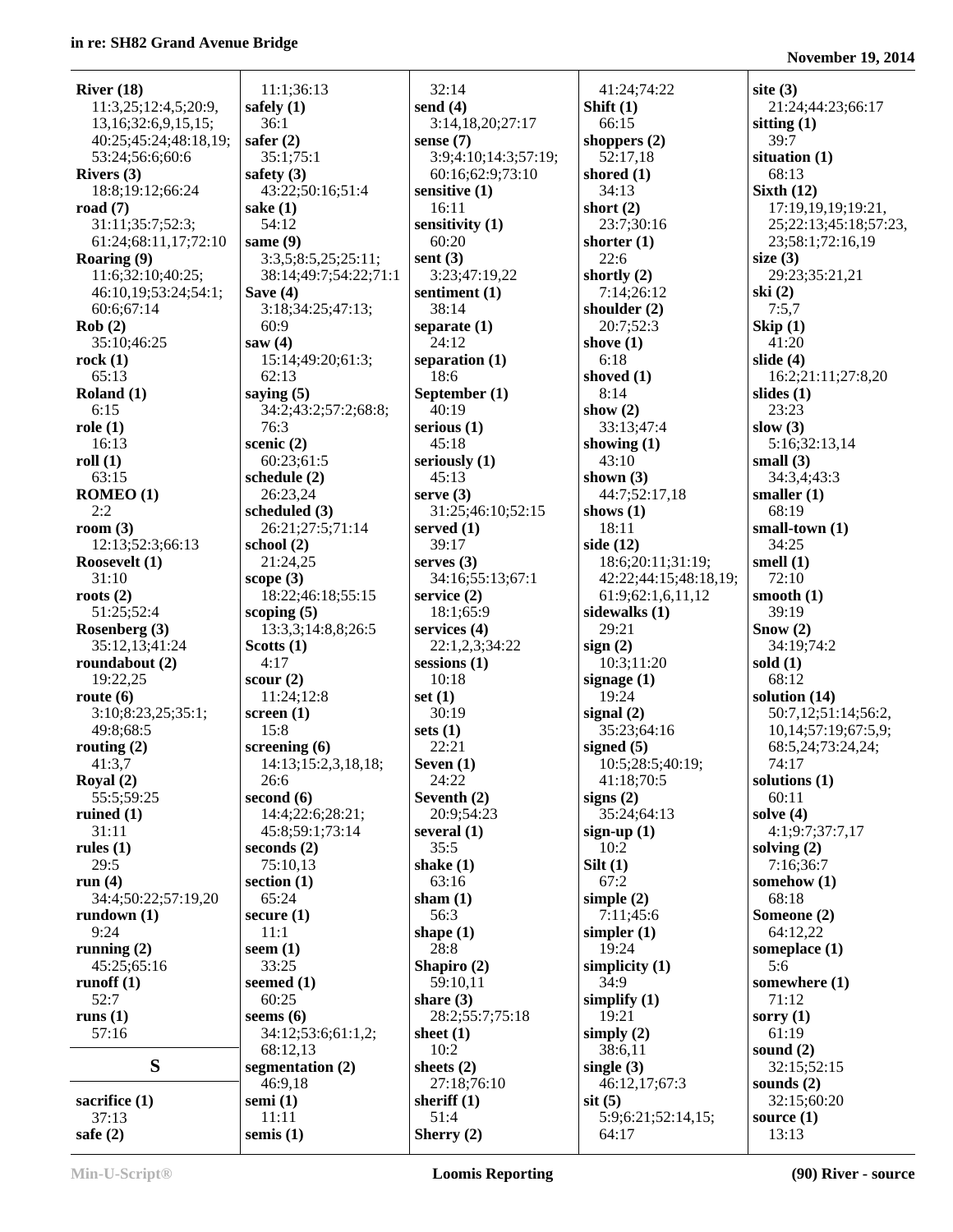**River (18)**
11:3,25;12:4,5;20:9,13,16;32:6,9,15,15;40:25;45:24;48:18,19;53:24;56:6;60:6
**Rivers (3)**
18:8;19:12;66:24
**road (7)**
31:11;35:7;52:3;61:24;68:11,17;72:10
**Roaring (9)**
11:6;32:10;40:25;46:10,19;53:24;54:1;60:6;67:14
**Rob (2)**
35:10;46:25
**rock (1)**
65:13
**Roland (1)**
6:15
**role (1)**
16:13
**roll (1)**
63:15
**ROMEO (1)**
2:2
**room (3)**
12:13;52:3;66:13
**Roosevelt (1)**
31:10
**roots (2)**
51:25;52:4
**Rosenberg (3)**
35:12,13;41:24
**roundabout (2)**
19:22,25
**route (6)**
3:10;8:23,25;35:1;49:8;68:5
**routing (2)**
41:3,7
**Royal (2)**
55:5;59:25
**ruined (1)**
31:11
**rules (1)**
29:5
**run (4)**
34:4;50:22;57:19,20
**rundown (1)**
9:24
**running (2)**
45:25;65:16
**runoff (1)**
52:7
**runs (1)**
57:16

## S

**sacrifice (1)**
37:13
**safe (2)**
11:1;36:13
**safely (1)**
36:1
**safer (2)**
35:1;75:1
**safety (3)**
43:22;50:16;51:4
**sake (1)**
54:12
**same (9)**
3:3,5;8:5,25;25:11;38:14;49:7;54:22;71:1
**Save (4)**
3:18;34:25;47:13;60:9
**saw (4)**
15:14;49:20;61:3;62:13
**saying (5)**
34:2;43:2;57:2;68:8;76:3
**scenic (2)**
60:23;61:5
**schedule (2)**
26:23,24
**scheduled (3)**
26:21;27:5;71:14
**school (2)**
21:24,25
**scope (3)**
18:22;46:18;55:15
**scoping (5)**
13:3,3;14:8,8;26:5
**Scotts (1)**
4:17
**scour (2)**
11:24;12:8
**screen (1)**
15:8
**screening (6)**
14:13;15:2,3,18,18;26:6
**second (6)**
14:4;22:6;28:21;45:8;59:1;73:14
**seconds (2)**
75:10,13
**section (1)**
65:24
**secure (1)**
11:1
**seem (1)**
33:25
**seemed (1)**
60:25
**seems (6)**
34:12;53:6;61:1,2;68:12,13
**segmentation (2)**
46:9,18
**semi (1)**
11:11
**semis (1)**
32:14
**send (4)**
3:14,18,20;27:17
**sense (7)**
3:9;4:10;14:3;57:19;60:16;62:9;73:10
**sensitive (1)**
16:11
**sensitivity (1)**
60:20
**sent (3)**
3:23;47:19,22
**sentiment (1)**
38:14
**separate (1)**
24:12
**separation (1)**
18:6
**September (1)**
40:19
**serious (1)**
45:18
**seriously (1)**
45:13
**serve (3)**
31:25;46:10;52:15
**served (1)**
39:17
**serves (3)**
34:16;55:13;67:1
**service (2)**
18:1;65:9
**services (4)**
22:1,2,3;34:22
**sessions (1)**
10:18
**set (1)**
30:19
**sets (1)**
22:21
**Seven (1)**
24:22
**Seventh (2)**
20:9;54:23
**several (1)**
35:5
**shake (1)**
63:16
**sham (1)**
56:3
**shape (1)**
28:8
**Shapiro (2)**
59:10,11
**share (3)**
28:2;55:7;75:18
**sheet (1)**
10:2
**sheets (2)**
27:18;76:10
**sheriff (1)**
51:4
**Sherry (2)**
41:24;74:22
**Shift (1)**
66:15
**shoppers (2)**
52:17,18
**shored (1)**
34:13
**short (2)**
23:7;30:16
**shorter (1)**
22:6
**shortly (2)**
7:14;26:12
**shoulder (2)**
20:7;52:3
**shove (1)**
6:18
**shoved (1)**
8:14
**show (2)**
33:13;47:4
**showing (1)**
43:10
**shown (3)**
44:7;52:17,18
**shows (1)**
18:11
**side (12)**
18:6;20:11;31:19;42:22;44:15;48:18,19;61:9;62:1,6,11,12
**sidewalks (1)**
29:21
**sign (2)**
10:3;11:20
**signage (1)**
19:24
**signal (2)**
35:23;64:16
**signed (5)**
10:5;28:5;40:19;41:18;70:5
**signs (2)**
35:24;64:13
**sign-up (1)**
10:2
**Silt (1)**
67:2
**simple (2)**
7:11;45:6
**simpler (1)**
19:24
**simplicity (1)**
34:9
**simplify (1)**
19:21
**simply (2)**
38:6,11
**single (3)**
46:12,17;67:3
**sit (5)**
5:9;6:21;52:14,15;64:17
**site (3)**
21:24;44:23;66:17
**sitting (1)**
39:7
**situation (1)**
68:13
**Sixth (12)**
17:19,19,19;19:21,25;22:13;45:18;57:23,23;58:1;72:16,19
**size (3)**
29:23;35:21,21
**ski (2)**
7:5,7
**Skip (1)**
41:20
**slide (4)**
16:2;21:11;27:8,20
**slides (1)**
23:23
**slow (3)**
5:16;32:13,14
**small (3)**
34:3,4;43:3
**smaller (1)**
68:19
**small-town (1)**
34:25
**smell (1)**
72:10
**smooth (1)**
39:19
**Snow (2)**
34:19;74:2
**sold (1)**
68:12
**solution (14)**
50:7,12;51:14;56:2,10,14;57:19;67:5,9;68:5,24;73:24,24;74:17
**solutions (1)**
60:11
**solve (4)**
4:1;9:7;37:7,17
**solving (2)**
7:16;36:7
**somehow (1)**
68:18
**Someone (2)**
64:12,22
**someplace (1)**
5:6
**somewhere (1)**
71:12
**sorry (1)**
61:19
**sound (2)**
32:15;52:15
**sounds (2)**
32:15;60:20
**source (1)**
13:13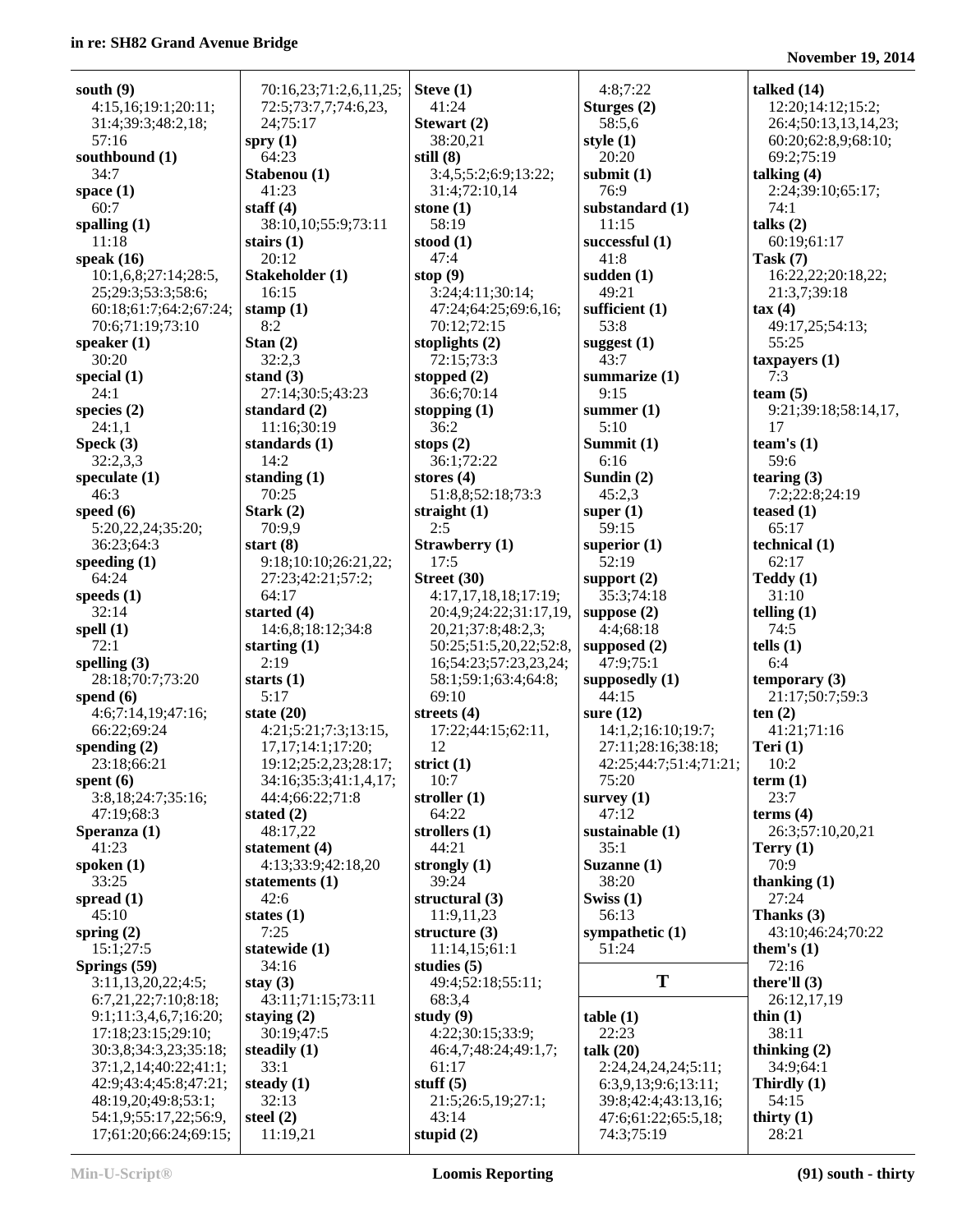**south (9)**
4:15,16;19:1;20:11; 31:4;39:3;48:2,18; 57:16

**southbound (1)**
34:7

**space (1)**
60:7

**spalling (1)**
11:18

**speak (16)**
10:1,6,8;27:14;28:5, 25;29:3;53:3;58:6; 60:18;61:7;64:2;67:24; 70:6;71:19;73:10

**speaker (1)**
30:20

**special (1)**
24:1

**species (2)**
24:1,1

**Speck (3)**
32:2,3,3

**speculate (1)**
46:3

**speed (6)**
5:20,22,24;35:20; 36:23;64:3

**speeding (1)**
64:24

**speeds (1)**
32:14

**spell (1)**
72:1

**spelling (3)**
28:18;70:7;73:20

**spend (6)**
4:6;7:14,19;47:16; 66:22;69:24

**spending (2)**
23:18;66:21

**spent (6)**
3:8,18;24:7;35:16; 47:19;68:3

**Speranza (1)**
41:23

**spoken (1)**
33:25

**spread (1)**
45:10

**spring (2)**
15:1;27:5

**Springs (59)**
3:11,13,20,22;4:5; 6:7,21,22;7:10;8:18; 9:1;11:3,4,6,7;16:20; 17:18;23:15;29:10; 30:3,8;34:3,23;35:18; 37:1,2,14;40:22;41:1; 42:9;43:4;45:8;47:21; 48:19,20;49:8;53:1; 54:1,9;55:17,22;56:9, 17;61:20;66:24;69:15; 70:16,23;71:2,6,11,25; 72:5;73:7,7;74:6,23, 24;75:17

**spry (1)**
64:23

**Stabenou (1)**
41:23

**staff (4)**
38:10,10;55:9;73:11

**stairs (1)**
20:12

**Stakeholder (1)**
16:15

**stamp (1)**
8:2

**Stan (2)**
32:2,3

**stand (3)**
27:14;30:5;43:23

**standard (2)**
11:16;30:19

**standards (1)**
14:2

**standing (1)**
70:25

**Stark (2)**
70:9,9

**start (8)**
9:18;10:10;26:21,22; 27:23;42:21;57:2; 64:17

**started (4)**
14:6,8;18:12;34:8

**starting (1)**
2:19

**starts (1)**
5:17

**state (20)**
4:21;5:21;7:3;13:15, 17,17;14:1;17:20; 19:12;25:2,23;28:17; 34:16;35:3;41:1,4,17; 44:4;66:22;71:8

**stated (2)**
48:17,22

**statement (4)**
4:13;33:9;42:18,20

**statements (1)**
42:6

**states (1)**
7:25

**statewide (1)**
34:16

**stay (3)**
43:11;71:15;73:11

**staying (2)**
30:19;47:5

**steadily (1)**
33:1

**steady (1)**
32:13

**steel (2)**
11:19,21

**Steve (1)**
41:24

**Stewart (2)**
38:20,21

**still (8)**
3:4,5;5:2;6:9;13:22; 31:4;72:10,14

**stone (1)**
58:19

**stood (1)**
47:4

**stop (9)**
3:24;4:11;30:14; 47:24;64:25;69:6,16; 70:12;72:15

**stoplights (2)**
72:15;73:3

**stopped (2)**
36:6;70:14

**stopping (1)**
36:2

**stops (2)**
36:1;72:22

**stores (4)**
51:8,8;52:18;73:3

**straight (1)**
2:5

**Strawberry (1)**
17:5

**Street (30)**
4:17,17,18,18;17:19; 20:4,9;24:22;31:17,19, 20,21;37:8;48:2,3; 50:25;51:5,20,22;52:8, 16;54:23;57:23,23,24; 58:1;59:1;63:4;64:8; 69:10

**streets (4)**
17:22;44:15;62:11, 12

**strict (1)**
10:7

**stroller (1)**
64:22

**strollers (1)**
44:21

**strongly (1)**
39:24

**structural (3)**
11:9,11,23

**structure (3)**
11:14,15;61:1

**studies (5)**
49:4;52:18;55:11; 68:3,4

**study (9)**
4:22;30:15;33:9; 46:4,7;48:24;49:1,7; 61:17

**stuff (5)**
21:5;26:5,19;27:1; 43:14

**stupid (2)**
4:8;7:22

**Sturges (2)**
58:5,6

**style (1)**
20:20

**submit (1)**
76:9

**substandard (1)**
11:15

**successful (1)**
41:8

**sudden (1)**
49:21

**sufficient (1)**
53:8

**suggest (1)**
43:7

**summarize (1)**
9:15

**summer (1)**
5:10

**Summit (1)**
6:16

**Sundin (2)**
45:2,3

**super (1)**
59:15

**superior (1)**
52:19

**support (2)**
35:3;74:18

**suppose (2)**
4:4;68:18

**supposed (2)**
47:9;75:1

**supposedly (1)**
44:15

**sure (12)**
14:1,2;16:10;19:7; 27:11;28:16;38:18; 42:25;44:7;51:4;71:21; 75:20

**survey (1)**
47:12

**sustainable (1)**
35:1

**Suzanne (1)**
38:20

**Swiss (1)**
56:13

**sympathetic (1)**
51:24

## T

**table (1)**
22:23

**talk (20)**
2:24,24,24,24;5:11; 6:3,9,13;9:6;13:11; 39:8;42:4;43:13,16; 47:6;61:22;65:5,18; 74:3;75:19

**talked (14)**
12:20;14:12;15:2; 26:4;50:13,13,14,23; 60:20;62:8,9;68:10; 69:2;75:19

**talking (4)**
2:24;39:10;65:17; 74:1

**talks (2)**
60:19;61:17

**Task (7)**
16:22,22;20:18,22; 21:3,7;39:18

**tax (4)**
49:17,25;54:13; 55:25

**taxpayers (1)**
7:3

**team (5)**
9:21;39:18;58:14,17, 17

**team's (1)**
59:6

**tearing (3)**
7:2;22:8;24:19

**teased (1)**
65:17

**technical (1)**
62:17

**Teddy (1)**
31:10

**telling (1)**
74:5

**tells (1)**
6:4

**temporary (3)**
21:17;50:7;59:3

**ten (2)**
41:21;71:16

**Teri (1)**
10:2

**term (1)**
23:7

**terms (4)**
26:3;57:10,20,21

**Terry (1)**
70:9

**thanking (1)**
27:24

**Thanks (3)**
43:10;46:24;70:22

**them's (1)**
72:16

**there'll (3)**
26:12,17,19

**thin (1)**
38:11

**thinking (2)**
34:9;64:1

**Thirdly (1)**
54:15

**thirty (1)**
28:21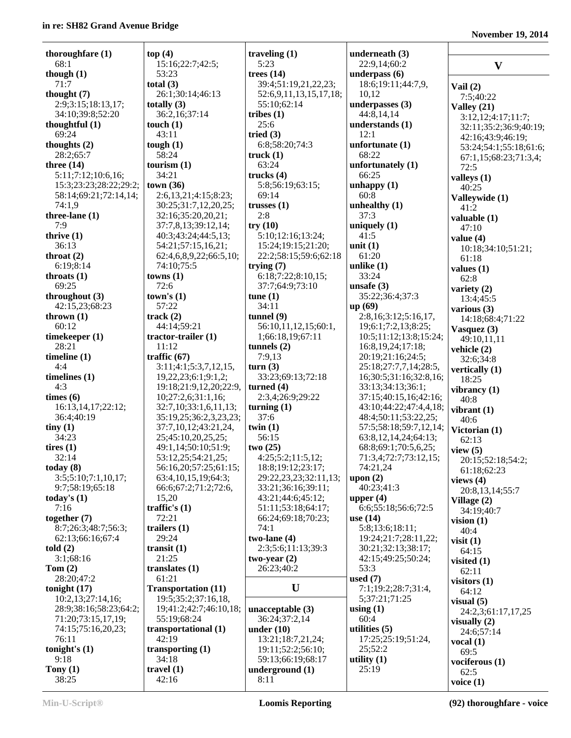**thoroughfare (1)**
68:1
**though (1)**
71:7
**thought (7)**
2:9;3:15;18:13,17;
34:10;39:8;52:20
**thoughtful (1)**
69:24
**thoughts (2)**
28:2;65:7
**three (14)**
5:11;7:12;10:6,16;
15:3;23:23;28:22;29:2;
58:14;69:21;72:14,14;
74:1,9
**three-lane (1)**
7:9
**thrive (1)**
36:13
**throat (2)**
6:19;8:14
**throats (1)**
69:25
**throughout (3)**
42:15,23;68:23
**thrown (1)**
60:12
**timekeeper (1)**
28:21
**timeline (1)**
4:4
**timelines (1)**
4:3
**times (6)**
16:13,14,17;22:12;
36:4;40:19
**tiny (1)**
34:23
**tires (1)**
32:14
**today (8)**
3:5;5:10;7:1,10,17;
9:7;58:19;65:18
**today's (1)**
7:16
**together (7)**
8:7;26:3;48:7;56:3;
62:13;66:16;67:4
**told (2)**
3:1;68:16
**Tom (2)**
28:20;47:2
**tonight (17)**
10:2,13;27:14,16;
28:9;38:16;58:23;64:2;
71:20;73:15,17,19;
74:15;75:16,20,23;
76:11
**tonight's (1)**
9:18
**Tony (1)**
38:25

**top (4)**
15:16;22:7;42:5;
53:23
**total (3)**
26:1;30:14;46:13
**totally (3)**
36:2,16;37:14
**touch (1)**
43:11
**tough (1)**
58:24
**tourism (1)**
34:21
**town (36)**
2:6,13,21;4:15;8:23;
30:25;31:7,12,20,25;
32:16;35:20,20,21;
37:7,8,13;39:12,14;
40:3;43:24;44:5,13;
54:21;57:15,16,21;
62:4,6,8,9,22;66:5,10;
74:10;75:5
**towns (1)**
72:6
**town's (1)**
57:22
**track (2)**
44:14;59:21
**tractor-trailer (1)**
11:12
**traffic (67)**
3:11;4:1;5:3,7,12,15,
19,22,23;6:1;9:1,2;
19:18;21:9,12,20;22:9,
10;27:2,6;31:1,16;
32:7,10;33:1,6,11,13;
35:19,25;36:2,3,23,23;
37:7,10,12;43:21,24,
25;45:10,20,25,25;
49:1,14;50:10;51:9;
53:12,25;54:21,25;
56:16,20;57:25;61:15;
63:4,10,15,19;64:3;
66:6;67:2;71:2;72:6,
15,20
**traffic's (1)**
72:21
**trailers (1)**
29:24
**transit (1)**
21:25
**translates (1)**
61:21
**Transportation (11)**
19:5;35:2;37:16,18,
19;41:2;42:7;46:10,18;
55:19;68:24
**transportational (1)**
42:19
**transporting (1)**
34:18
**travel (1)**
42:16

**traveling (1)**
5:23
**trees (14)**
39:4;51:19,21,22,23;
52:6,9,11,13,15,17,18;
55:10;62:14
**tribes (1)**
25:6
**tried (3)**
6:8;58:20;74:3
**truck (1)**
63:24
**trucks (4)**
5:8;56:19;63:15;
69:14
**trusses (1)**
2:8
**try (10)**
5:10;12:16;13:24;
15:24;19:15;21:20;
22:2;58:15;59:6;62:18
**trying (7)**
6:18;7:22;8:10,15;
37:7;64:9;73:10
**tune (1)**
34:11
**tunnel (9)**
56:10,11,12,15;60:1,
1;66:18,19;67:11
**tunnels (2)**
7:9,13
**turn (3)**
33:23;69:13;72:18
**turned (4)**
2:3,4;26:9;29:22
**turning (1)**
37:6
**twin (1)**
56:15
**two (25)**
4:25;5:2;11:5,12;
18:8;19:12;23:17;
29:22,23,23;32:11,13;
33:21;36:16;39:11;
43:21;44:6;45:12;
51:11;53:18;64:17;
66:24;69:18;70:23;
74:1
**two-lane (4)**
2:3;5:6;11:13;39:3
**two-year (2)**
26:23;40:2

## U

**unacceptable (3)**
36:24;37:2,14
**under (10)**
13:21;18:7,21,24;
19:11;52:2;56:10;
59:13;66:19;68:17
**underground (1)**
8:11

**underneath (3)**
22:9,14;60:2
**underpass (6)**
18:6;19:11;44:7,9,
10,12
**underpasses (3)**
44:8,14,14
**understands (1)**
12:1
**unfortunate (1)**
68:22
**unfortunately (1)**
66:25
**unhappy (1)**
60:8
**unhealthy (1)**
37:3
**uniquely (1)**
41:5
**unit (1)**
61:20
**unlike (1)**
33:24
**unsafe (3)**
35:22;36:4;37:3
**up (69)**
2:8,16;3:12;5:16,17,
19;6:1;7:2,13;8:25;
10:5;11:12;13:8;15:24;
16:8,19,24;17:18;
20:19;21:16;24:5;
25:18;27:7,7,14;28:5,
16;30:5;31:16;32:8,16;
33:13;34:13;36:1;
37:15;40:15,16;42:16;
43:10;44:22;47:4,4,18;
48:4;50:11;53:22,25;
57:5;58:18;59:7,12,14;
63:8,12,14,24;64:13;
68:8;69:1;70:5,6,25;
71:3,4;72:7;73:12,15;
74:21,24
**upon (2)**
40:23;41:3
**upper (4)**
6:6;55:18;56:6;72:5
**use (14)**
5:8;13:6;18:11;
19:24;21:7;28:11,22;
30:21;32:13;38:17;
42:15;49:25;50:24;
53:3
**used (7)**
7:1;19:2;28:7;31:4,
5;37:21;71:25
**using (1)**
60:4
**utilities (5)**
17:25;25:19;51:24,
25;52:2
**utility (1)**
25:19

## V

**Vail (2)**
7:5;40:22
**Valley (21)**
3:12,12;4:17;11:7;
32:11;35:2;36:9;40:19;
42:16;43:9;46:19;
53:24;54:1;55:18;61:6;
67:1,15;68:23;71:3,4;
72:5
**valleys (1)**
40:25
**Valleywide (1)**
41:2
**valuable (1)**
47:10
**value (4)**
10:18;34:10;51:21;
61:18
**values (1)**
62:8
**variety (2)**
13:4;45:5
**various (3)**
14:18;68:4;71:22
**Vasquez (3)**
49:10,11,11
**vehicle (2)**
32:6;34:8
**vertically (1)**
18:25
**vibrancy (1)**
40:8
**vibrant (1)**
40:6
**Victorian (1)**
62:13
**view (5)**
20:15;52:18;54:2;
61:18;62:23
**views (4)**
20:8,13,14;55:7
**Village (2)**
34:19;40:7
**vision (1)**
40:4
**visit (1)**
64:15
**visited (1)**
62:11
**visitors (1)**
64:12
**visual (5)**
24:2,3;61:17,17,25
**visually (2)**
24:6;57:14
**vocal (1)**
69:5
**vociferous (1)**
62:5
**voice (1)**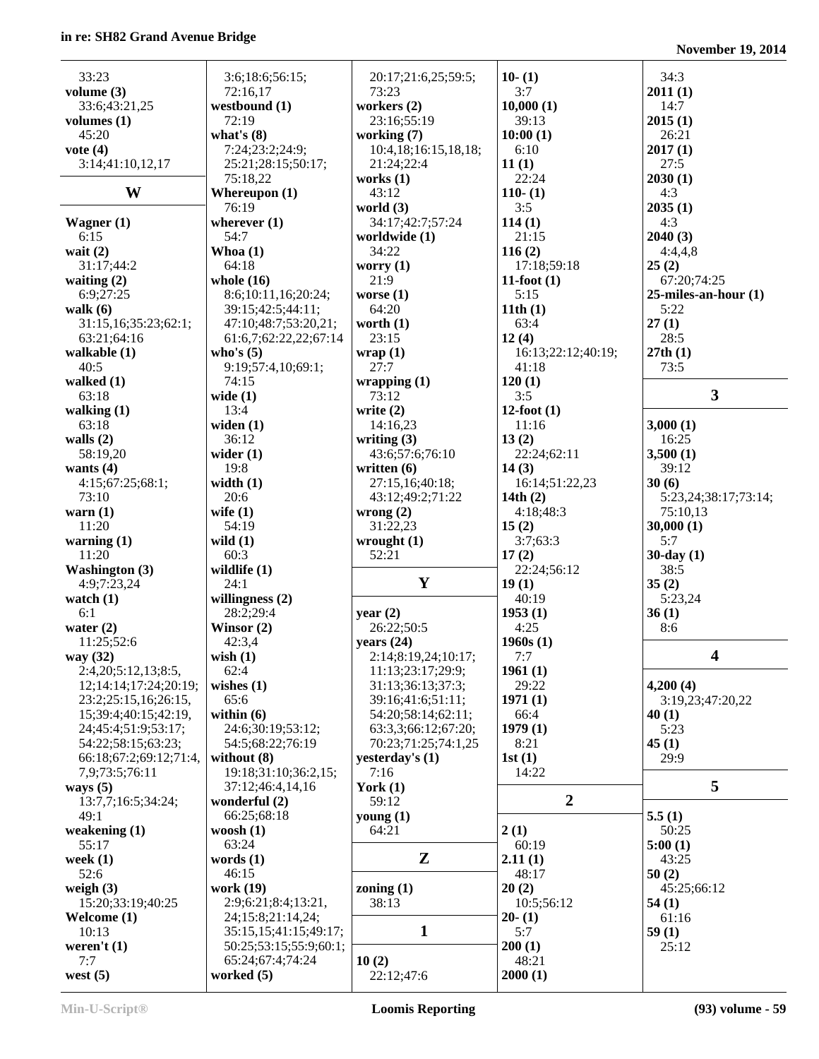33:23
**volume (3)**
33:6;43:21,25
**volumes (1)**
45:20
**vote (4)**
3:14;41:10,12,17

## W

**Wagner (1)**
6:15
**wait (2)**
31:17;44:2
**waiting (2)**
6:9;27:25
**walk (6)**
31:15,16;35:23;62:1;
63:21;64:16
**walkable (1)**
40:5
**walked (1)**
63:18
**walking (1)**
63:18
**walls (2)**
58:19,20
**wants (4)**
4:15;67:25;68:1;
73:10
**warn (1)**
11:20
**warning (1)**
11:20
**Washington (3)**
4:9;7:23,24
**watch (1)**
6:1
**water (2)**
11:25;52:6
**way (32)**
2:4,20;5:12,13;8:5,
12;14:14;17:24;20:19;
23:2;25:15,16;26:15,
15;39:4;40:15;42:19,
24;45:4;51:9;53:17;
54:22;58:15;63:23;
66:18;67:2;69:12;71:4,
7,9;73:5;76:11
**ways (5)**
13:7,7;16:5;34:24;
49:1
**weakening (1)**
55:17
**week (1)**
52:6
**weigh (3)**
15:20;33:19;40:25
**Welcome (1)**
10:13
**weren't (1)**
7:7
**west (5)**
3:6;18:6;56:15;
72:16,17
**westbound (1)**
72:19
**what's (8)**
7:24;23:2;24:9;
25:21;28:15;50:17;
75:18,22
**Whereupon (1)**
76:19
**wherever (1)**
54:7
**Whoa (1)**
64:18
**whole (16)**
8:6;10:11,16;20:24;
39:15;42:5;44:11;
47:10;48:7;53:20,21;
61:6,7;62:22,22,22;67:14
**who's (5)**
9:19;57:4,10;69:1;
74:15
**wide (1)**
13:4
**widen (1)**
36:12
**wider (1)**
19:8
**width (1)**
20:6
**wife (1)**
54:19
**wild (1)**
60:3
**wildlife (1)**
24:1
**willingness (2)**
28:2;29:4
**Winsor (2)**
42:3,4
**wish (1)**
62:4
**wishes (1)**
65:6
**within (6)**
24:6;30:19;53:12;
54:5;68:22;76:19
**without (8)**
19:18;31:10;36:2,15;
37:12;46:4,14,16
**wonderful (2)**
66:25;68:18
**woosh (1)**
63:24
**words (1)**
46:15
**work (19)**
2:9;6:21;8:4;13:21,
24;15:8;21:14,24;
35:15,15;41:15;49:17;
50:25;53:15;55:9;60:1;
65:24;67:4;74:24
**worked (5)**
20:17;21:6,25;59:5;
73:23
**workers (2)**
23:16;55:19
**working (7)**
10:4,18;16:15,18,18;
21:24;22:4
**works (1)**
43:12
**world (3)**
34:17;42:7;57:24
**worldwide (1)**
21:15
**worry (1)**
21:9
**worse (1)**
64:20
**worth (1)**
23:15
**wrap (1)**
27:7
**wrapping (1)**
73:12
**write (2)**
14:16,23
**writing (3)**
43:6;57:6;76:10
**written (6)**
27:15,16;40:18;
43:12;49:2;71:22
**wrong (2)**
31:22,23
**wrought (1)**
52:21

## Y

**year (2)**
26:22;50:5
**years (24)**
2:14;8:19,24;10:17;
11:13;23:17;29:9;
31:13;36:13;37:3;
39:16;41:6;51:11;
54:20;58:14;62:11;
63:3,3;66:12;67:20;
70:23;71:25;74:1,25
**yesterday's (1)**
7:16
**York (1)**
59:12
**young (1)**
64:21

## Z

**zoning (1)**
38:13

## 1

**10 (2)**
22:12;47:6
**10- (1)**
3:7
**10,000 (1)**
39:13
**10:00 (1)**
6:10
**11 (1)**
22:24
**110- (1)**
3:5
**114 (1)**
21:15
**116 (2)**
17:18;59:18
**11-foot (1)**
5:15
**11th (1)**
63:4
**12 (4)**
16:13;22:12;40:19;
41:18
**120 (1)**
3:5
**12-foot (1)**
11:16
**13 (2)**
22:24;62:11
**14 (3)**
16:14;51:22,23
**14th (2)**
4:18;48:3
**15 (2)**
3:7;63:3
**17 (2)**
22:24;56:12
**19 (1)**
40:19
**1953 (1)**
4:25
**1960s (1)**
7:7
**1961 (1)**
29:22
**1971 (1)**
66:4
**1979 (1)**
8:21
**1st (1)**
14:22

## 2

**2 (1)**
60:19
**2.11 (1)**
48:17
**20 (2)**
10:5;56:12
**20- (1)**
5:7
**200 (1)**
48:21
**2000 (1)**
34:3
**2011 (1)**
14:7
**2015 (1)**
26:21
**2017 (1)**
27:5
**2030 (1)**
4:3
**2035 (1)**
4:3
**2040 (3)**
4:4,4,8
**25 (2)**
67:20;74:25
**25-miles-an-hour (1)**
5:22
**27 (1)**
28:5
**27th (1)**
73:5

## 3

**3,000 (1)**
16:25
**3,500 (1)**
39:12
**30 (6)**
5:23,24;38:17;73:14;
75:10,13
**30,000 (1)**
5:7
**30-day (1)**
38:5
**35 (2)**
5:23,24
**36 (1)**
8:6

## 4

**4,200 (4)**
3:19,23;47:20,22
**40 (1)**
5:23
**45 (1)**
29:9

## 5

**5.5 (1)**
50:25
**5:00 (1)**
43:25
**50 (2)**
45:25;66:12
**54 (1)**
61:16
**59 (1)**
25:12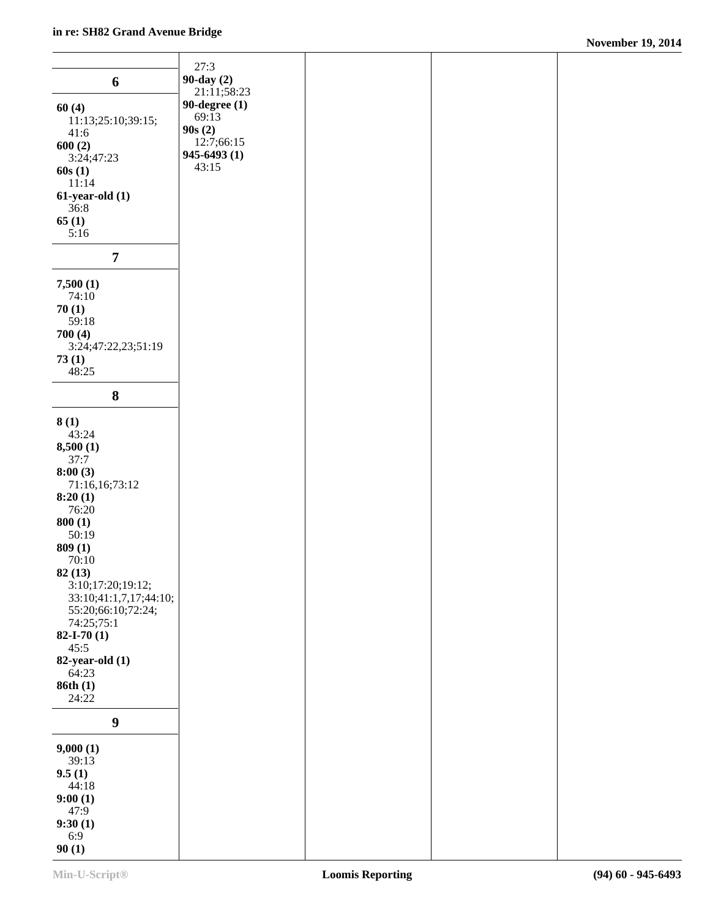## 6

**60 (4)**
11:13;25:10;39:15;
41:6

**600 (2)**
3:24;47:23

**60s (1)**
11:14

**61-year-old (1)**
36:8

**65 (1)**
5:16

## 7

**7,500 (1)**
74:10

**70 (1)**
59:18

**700 (4)**
3:24;47:22,23;51:19

**73 (1)**
48:25

## 8

**8 (1)**
43:24

**8,500 (1)**
37:7

**8:00 (3)**
71:16,16;73:12

**8:20 (1)**
76:20

**800 (1)**
50:19

**809 (1)**
70:10

**82 (13)**
3:10;17:20;19:12;
33:10;41:1,7,17;44:10;
55:20;66:10;72:24;
74:25;75:1

**82-I-70 (1)**
45:5

**82-year-old (1)**
64:23

**86th (1)**
24:22

## 9

**9,000 (1)**
39:13

**9.5 (1)**
44:18

**9:00 (1)**
47:9

**9:30 (1)**
6:9

**90 (1)**
27:3

**90-day (2)**
21:11;58:23

**90-degree (1)**
69:13

**90s (2)**
12:7;66:15

**945-6493 (1)**
43:15